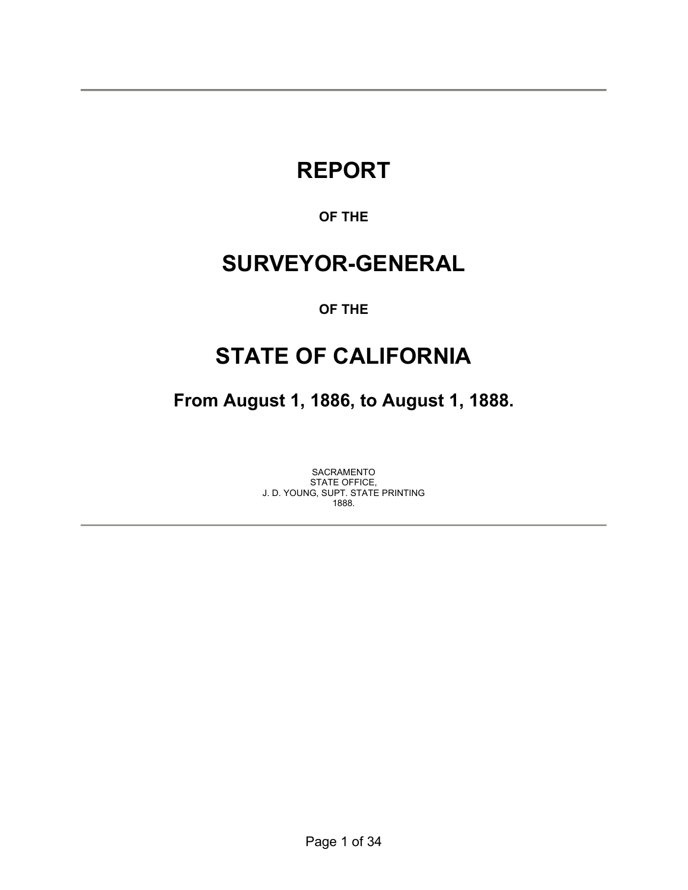# REPORT

**OF THE**

# SURVEYOR-GENERAL

**OF THE**

# STATE OF CALIFORNIA

## From August 1, 1886, to August 1, 1888.

SACRAMENTO
STATE OFFICE,
J. D. YOUNG, SUPT. STATE PRINTING
1888.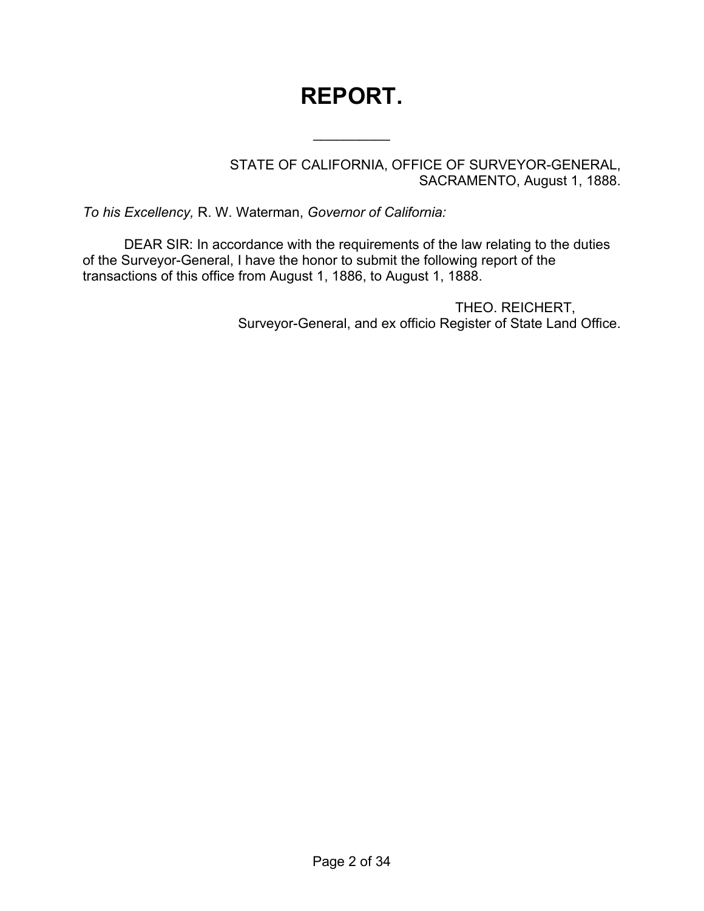# REPORT.

---

STATE OF CALIFORNIA, OFFICE OF SURVEYOR-GENERAL,
SACRAMENTO, August 1, 1888.

*To his Excellency,* R. W. Waterman, *Governor of California:*

DEAR SIR: In accordance with the requirements of the law relating to the duties of the Surveyor-General, I have the honor to submit the following report of the transactions of this office from August 1, 1886, to August 1, 1888.

THEO. REICHERT,
Surveyor-General, and ex officio Register of State Land Office.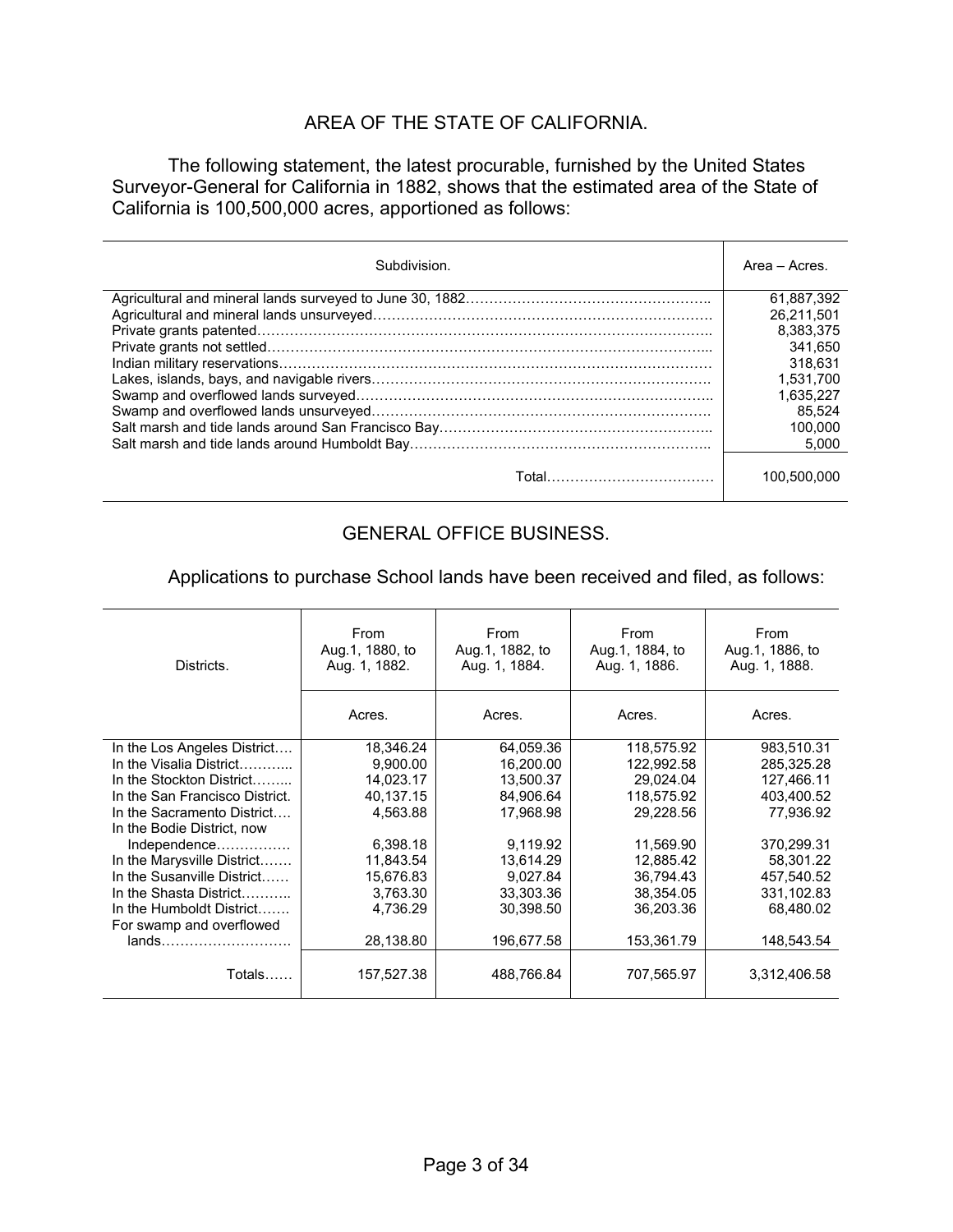## AREA OF THE STATE OF CALIFORNIA.

The following statement, the latest procurable, furnished by the United States Surveyor-General for California in 1882, shows that the estimated area of the State of California is 100,500,000 acres, apportioned as follows:

| Subdivision. | Area – Acres. |
|---|---|
| Agricultural and mineral lands surveyed to June 30, 1882 | 61,887,392 |
| Agricultural and mineral lands unsurveyed | 26,211,501 |
| Private grants patented | 8,383,375 |
| Private grants not settled | 341,650 |
| Indian military reservations | 318,631 |
| Lakes, islands, bays, and navigable rivers | 1,531,700 |
| Swamp and overflowed lands surveyed | 1,635,227 |
| Swamp and overflowed lands unsurveyed | 85,524 |
| Salt marsh and tide lands around San Francisco Bay | 100,000 |
| Salt marsh and tide lands around Humboldt Bay | 5,000 |
| Total | 100,500,000 |

## GENERAL OFFICE BUSINESS.

Applications to purchase School lands have been received and filed, as follows:

| Districts. | From Aug.1, 1880, to Aug. 1, 1882. | From Aug.1, 1882, to Aug. 1, 1884. | From Aug.1, 1884, to Aug. 1, 1886. | From Aug.1, 1886, to Aug. 1, 1888. |
|---|---|---|---|---|
| | Acres. | Acres. | Acres. | Acres. |
| In the Los Angeles District | 18,346.24 | 64,059.36 | 118,575.92 | 983,510.31 |
| In the Visalia District | 9,900.00 | 16,200.00 | 122,992.58 | 285,325.28 |
| In the Stockton District | 14,023.17 | 13,500.37 | 29,024.04 | 127,466.11 |
| In the San Francisco District. | 40,137.15 | 84,906.64 | 118,575.92 | 403,400.52 |
| In the Sacramento District | 4,563.88 | 17,968.98 | 29,228.56 | 77,936.92 |
| In the Bodie District, now Independence | 6,398.18 | 9,119.92 | 11,569.90 | 370,299.31 |
| In the Marysville District | 11,843.54 | 13,614.29 | 12,885.42 | 58,301.22 |
| In the Susanville District | 15,676.83 | 9,027.84 | 36,794.43 | 457,540.52 |
| In the Shasta District | 3,763.30 | 33,303.36 | 38,354.05 | 331,102.83 |
| In the Humboldt District | 4,736.29 | 30,398.50 | 36,203.36 | 68,480.02 |
| For swamp and overflowed lands | 28,138.80 | 196,677.58 | 153,361.79 | 148,543.54 |
| Totals | 157,527.38 | 488,766.84 | 707,565.97 | 3,312,406.58 |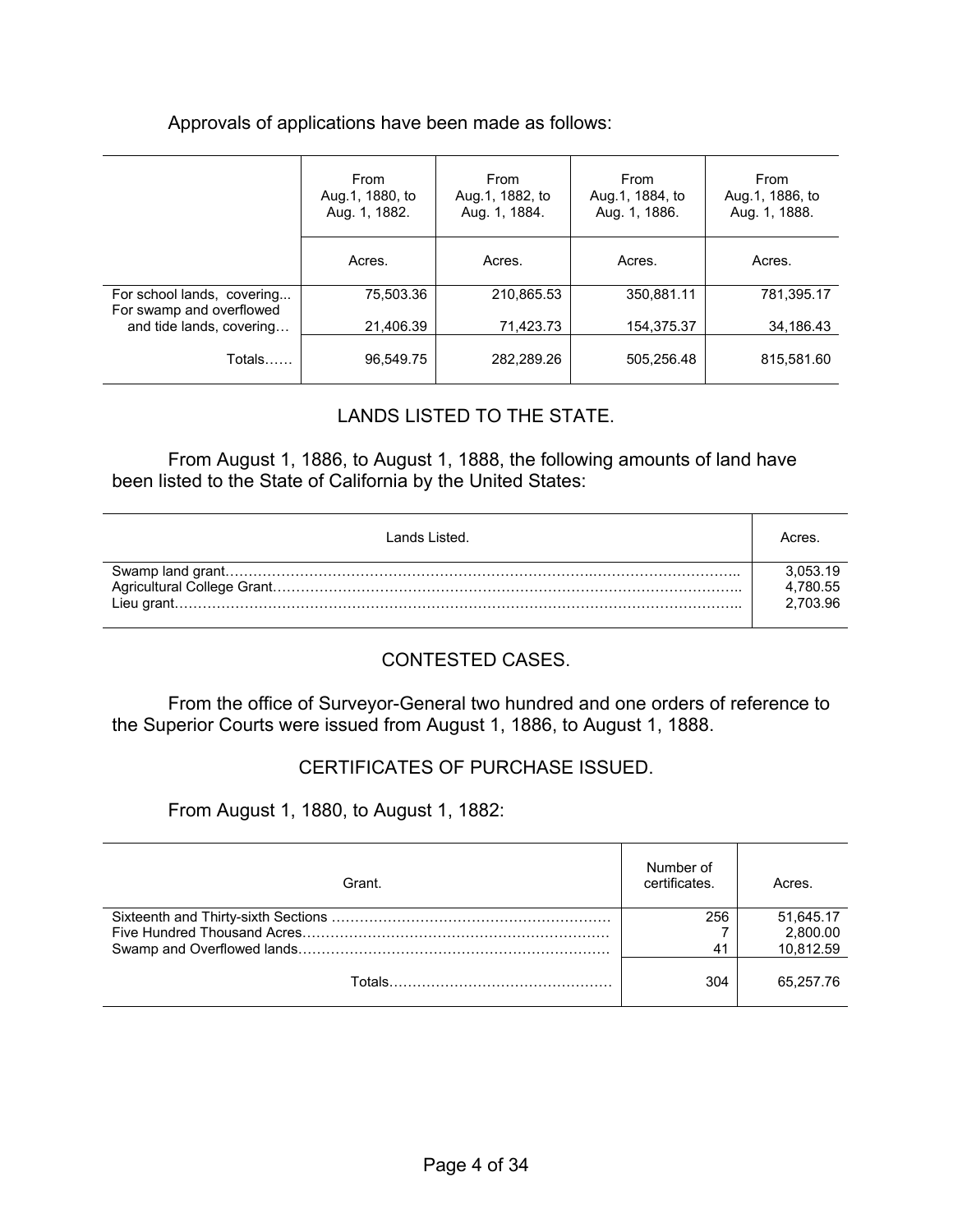Approvals of applications have been made as follows:

| | From Aug.1, 1880, to Aug. 1, 1882. | From Aug.1, 1882, to Aug. 1, 1884. | From Aug.1, 1884, to Aug. 1, 1886. | From Aug.1, 1886, to Aug. 1, 1888. |
|---|---|---|---|---|
| | Acres. | Acres. | Acres. | Acres. |
| For school lands, covering... | 75,503.36 | 210,865.53 | 350,881.11 | 781,395.17 |
| For swamp and overflowed and tide lands, covering… | 21,406.39 | 71,423.73 | 154,375.37 | 34,186.43 |
| Totals…… | 96,549.75 | 282,289.26 | 505,256.48 | 815,581.60 |

## LANDS LISTED TO THE STATE.

From August 1, 1886, to August 1, 1888, the following amounts of land have been listed to the State of California by the United States:

| Lands Listed. | Acres. |
|---|---|
| Swamp land grant………………………………………………………………………………………………….. | 3,053.19 |
| Agricultural College Grant……………………………………………………………………………………….. | 4,780.55 |
| Lieu grant…………………………………………………………………………………………………………….. | 2,703.96 |

## CONTESTED CASES.

From the office of Surveyor-General two hundred and one orders of reference to the Superior Courts were issued from August 1, 1886, to August 1, 1888.

## CERTIFICATES OF PURCHASE ISSUED.

From August 1, 1880, to August 1, 1882:

| Grant. | Number of certificates. | Acres. |
|---|---|---|
| Sixteenth and Thirty-sixth Sections …………………………………………………… | 256 | 51,645.17 |
| Five Hundred Thousand Acres………………………………………………………… | 7 | 2,800.00 |
| Swamp and Overflowed lands………………………………………………………… | 41 | 10,812.59 |
| Totals………………………………………… | 304 | 65,257.76 |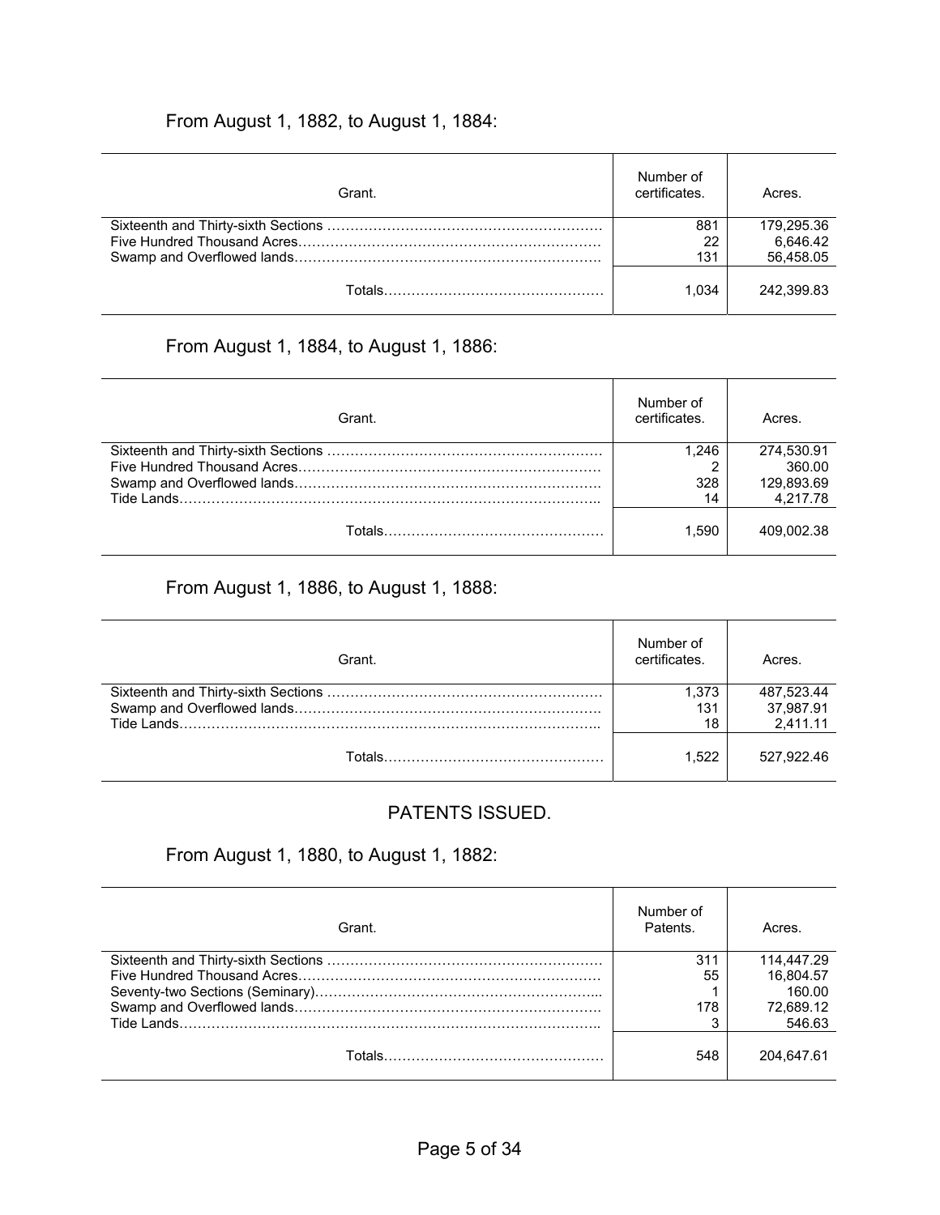From August 1, 1882, to August 1, 1884:

| Grant. | Number of certificates. | Acres. |
|---|---|---|
| Sixteenth and Thirty-sixth Sections | 881 | 179,295.36 |
| Five Hundred Thousand Acres | 22 | 6,646.42 |
| Swamp and Overflowed lands | 131 | 56,458.05 |
| Totals | 1,034 | 242,399.83 |

From August 1, 1884, to August 1, 1886:

| Grant. | Number of certificates. | Acres. |
|---|---|---|
| Sixteenth and Thirty-sixth Sections | 1,246 | 274,530.91 |
| Five Hundred Thousand Acres | 2 | 360.00 |
| Swamp and Overflowed lands | 328 | 129,893.69 |
| Tide Lands | 14 | 4,217.78 |
| Totals | 1,590 | 409,002.38 |

From August 1, 1886, to August 1, 1888:

| Grant. | Number of certificates. | Acres. |
|---|---|---|
| Sixteenth and Thirty-sixth Sections | 1,373 | 487,523.44 |
| Swamp and Overflowed lands | 131 | 37,987.91 |
| Tide Lands | 18 | 2,411.11 |
| Totals | 1,522 | 527,922.46 |

## PATENTS ISSUED.

From August 1, 1880, to August 1, 1882:

| Grant. | Number of Patents. | Acres. |
|---|---|---|
| Sixteenth and Thirty-sixth Sections | 311 | 114,447.29 |
| Five Hundred Thousand Acres | 55 | 16,804.57 |
| Seventy-two Sections (Seminary) | 1 | 160.00 |
| Swamp and Overflowed lands | 178 | 72,689.12 |
| Tide Lands | 3 | 546.63 |
| Totals | 548 | 204,647.61 |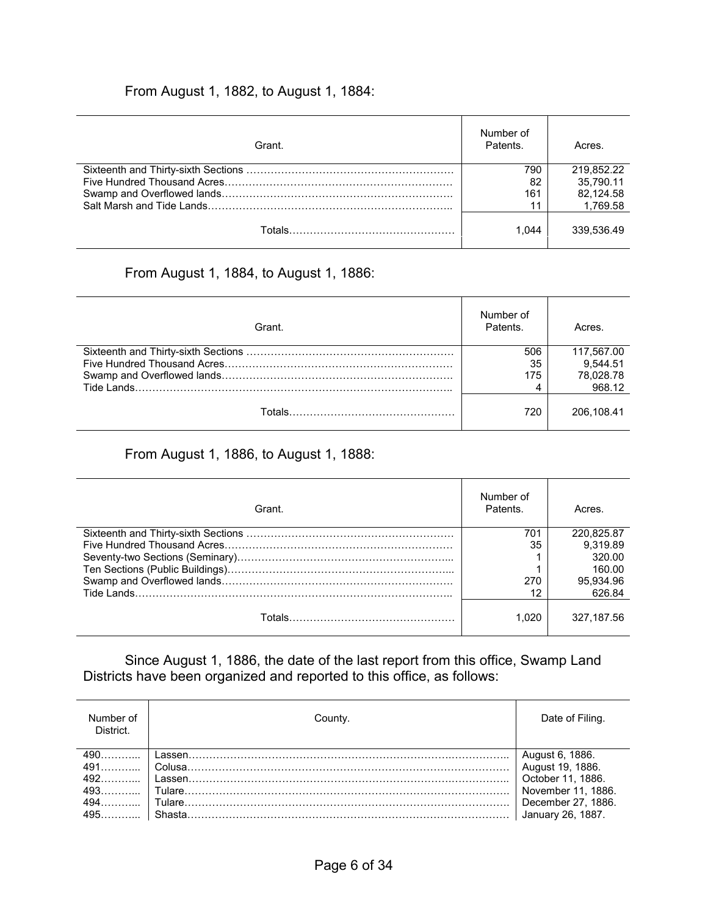From August 1, 1882, to August 1, 1884:

| Grant. | Number of Patents. | Acres. |
|---|---|---|
| Sixteenth and Thirty-sixth Sections …………………………………………………… | 790 | 219,852.22 |
| Five Hundred Thousand Acres………………………………………………………… | 82 | 35,790.11 |
| Swamp and Overflowed lands………………………………………………………… | 161 | 82,124.58 |
| Salt Marsh and Tide Lands…………………………………………………………….. | 11 | 1,769.58 |
| Totals………………………………………… | 1,044 | 339,536.49 |

From August 1, 1884, to August 1, 1886:

| Grant. | Number of Patents. | Acres. |
|---|---|---|
| Sixteenth and Thirty-sixth Sections …………………………………………………… | 506 | 117,567.00 |
| Five Hundred Thousand Acres………………………………………………………… | 35 | 9,544.51 |
| Swamp and Overflowed lands………………………………………………………… | 175 | 78,028.78 |
| Tide Lands………………………………………………………………………………….. | 4 | 968.12 |
| Totals………………………………………… | 720 | 206,108.41 |

From August 1, 1886, to August 1, 1888:

| Grant. | Number of Patents. | Acres. |
|---|---|---|
| Sixteenth and Thirty-sixth Sections …………………………………………………… | 701 | 220,825.87 |
| Five Hundred Thousand Acres………………………………………………………… | 35 | 9,319.89 |
| Seventy-two Sections (Seminary)……………………………………………………... | 1 | 320.00 |
| Ten Sections (Public Buildings)………………………………………………………... | 1 | 160.00 |
| Swamp and Overflowed lands………………………………………………………… | 270 | 95,934.96 |
| Tide Lands………………………………………………………………………………….. | 12 | 626.84 |
| Totals………………………………………… | 1,020 | 327,187.56 |

Since August 1, 1886, the date of the last report from this office, Swamp Land Districts have been organized and reported to this office, as follows:

| Number of District. | County. | Date of Filing. |
|---|---|---|
| 490………... | Lassen……………………………………………………………………………….. | August 6, 1886. |
| 491………... | Colusa……………………………………………………………………………….. | August 19, 1886. |
| 492………... | Lassen……………………………………………………………………………….. | October 11, 1886. |
| 493………... | Tulare……………………………………………………………………………….. | November 11, 1886. |
| 494………... | Tulare……………………………………………………………………………….. | December 27, 1886. |
| 495………... | Shasta……………………………………………………………………………….. | January 26, 1887. |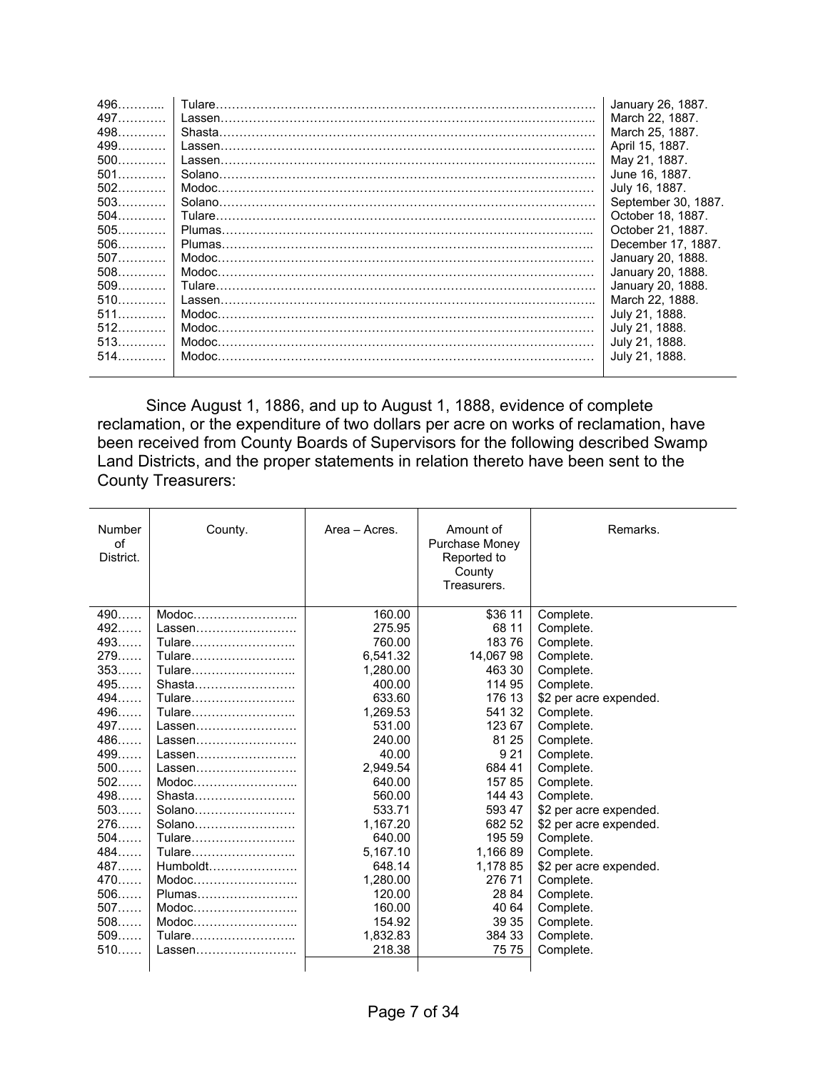| | | |
|---|---|---|
| 496……….. | Tulare………………………………………………………………………………… | January 26, 1887. |
| 497………… | Lassen……………………………………………………………………………….. | March 22, 1887. |
| 498………… | Shasta………………………………………………………………………………. | March 25, 1887. |
| 499………… | Lassen……………………………………………………………………………….. | April 15, 1887. |
| 500………… | Lassen……………………………………………………………………………….. | May 21, 1887. |
| 501………… | Solano………………………………………………………………………………. | June 16, 1887. |
| 502………… | Modoc……………………………………………………………………………….. | July 16, 1887. |
| 503………… | Solano………………………………………………………………………………. | September 30, 1887. |
| 504………… | Tulare………………………………………………………………………………… | October 18, 1887. |
| 505………… | Plumas……………………………………………………………………………….. | October 21, 1887. |
| 506………… | Plumas……………………………………………………………………………….. | December 17, 1887. |
| 507………… | Modoc……………………………………………………………………………….. | January 20, 1888. |
| 508………… | Modoc……………………………………………………………………………….. | January 20, 1888. |
| 509………… | Tulare………………………………………………………………………………… | January 20, 1888. |
| 510………… | Lassen……………………………………………………………………………….. | March 22, 1888. |
| 511………… | Modoc……………………………………………………………………………….. | July 21, 1888. |
| 512………… | Modoc……………………………………………………………………………….. | July 21, 1888. |
| 513………… | Modoc……………………………………………………………………………….. | July 21, 1888. |
| 514………… | Modoc……………………………………………………………………………….. | July 21, 1888. |

Since August 1, 1886, and up to August 1, 1888, evidence of complete reclamation, or the expenditure of two dollars per acre on works of reclamation, have been received from County Boards of Supervisors for the following described Swamp Land Districts, and the proper statements in relation thereto have been sent to the County Treasurers:

| Number of District. | County. | Area – Acres. | Amount of Purchase Money Reported to County Treasurers. | Remarks. |
|---|---|---|---|---|
| 490…… | Modoc…………………….. | 160.00 | $36 11 | Complete. |
| 492…… | Lassen……………………. | 275.95 | 68 11 | Complete. |
| 493…… | Tulare…………………….. | 760.00 | 183 76 | Complete. |
| 279…… | Tulare…………………….. | 6,541.32 | 14,067 98 | Complete. |
| 353…… | Tulare…………………….. | 1,280.00 | 463 30 | Complete. |
| 495…… | Shasta……………………. | 400.00 | 114 95 | Complete. |
| 494…… | Tulare…………………….. | 633.60 | 176 13 | $2 per acre expended. |
| 496…… | Tulare…………………….. | 1,269.53 | 541 32 | Complete. |
| 497…… | Lassen……………………. | 531.00 | 123 67 | Complete. |
| 486…… | Lassen……………………. | 240.00 | 81 25 | Complete. |
| 499…… | Lassen……………………. | 40.00 | 9 21 | Complete. |
| 500…… | Lassen……………………. | 2,949.54 | 684 41 | Complete. |
| 502…… | Modoc…………………….. | 640.00 | 157 85 | Complete. |
| 498…… | Shasta……………………. | 560.00 | 144 43 | Complete. |
| 503…… | Solano……………………. | 533.71 | 593 47 | $2 per acre expended. |
| 276…… | Solano……………………. | 1,167.20 | 682 52 | $2 per acre expended. |
| 504…… | Tulare…………………….. | 640.00 | 195 59 | Complete. |
| 484…… | Tulare…………………….. | 5,167.10 | 1,166 89 | Complete. |
| 487…… | Humboldt…………………. | 648.14 | 1,178 85 | $2 per acre expended. |
| 470…… | Modoc…………………….. | 1,280.00 | 276 71 | Complete. |
| 506…… | Plumas……………………. | 120.00 | 28 84 | Complete. |
| 507…… | Modoc…………………….. | 160.00 | 40 64 | Complete. |
| 508…… | Modoc…………………….. | 154.92 | 39 35 | Complete. |
| 509…… | Tulare…………………….. | 1,832.83 | 384 33 | Complete. |
| 510…… | Lassen……………………. | 218.38 | 75 75 | Complete. |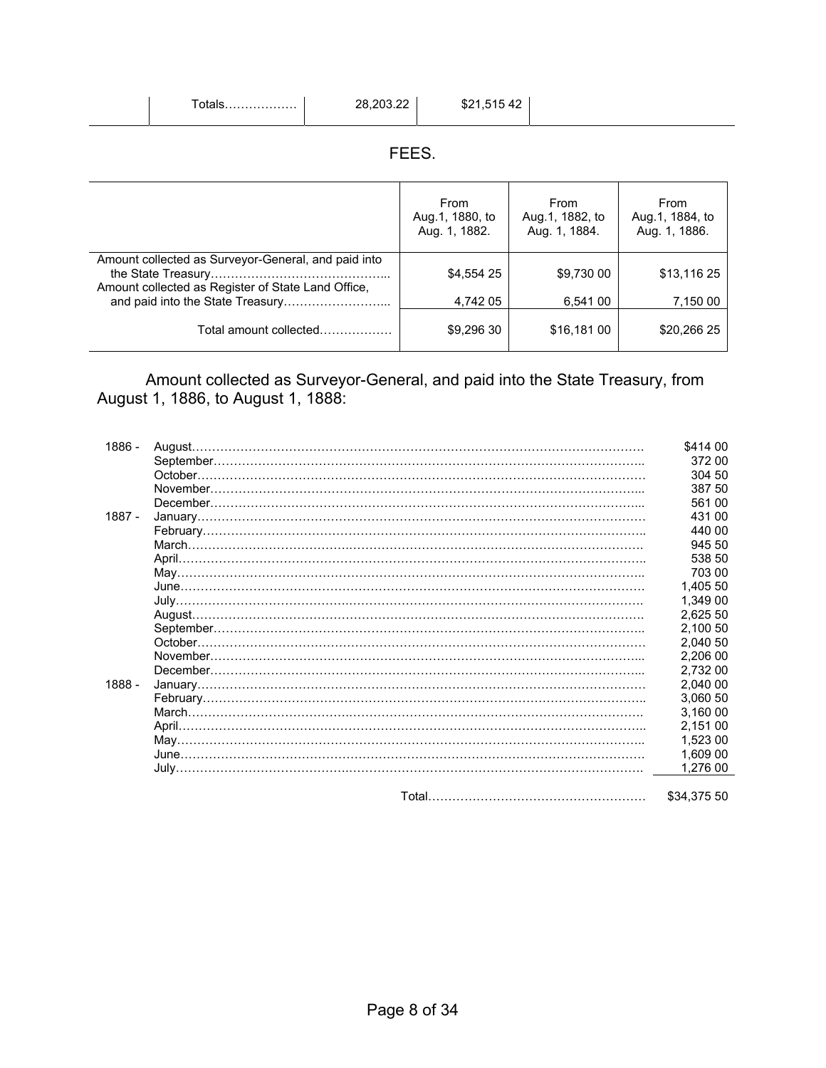| | Totals……………… | 28,203.22 | $21,515 42 | |
|---|---|---|---|---|

## FEES.

| | From Aug.1, 1880, to Aug. 1, 1882. | From Aug.1, 1882, to Aug. 1, 1884. | From Aug.1, 1884, to Aug. 1, 1886. |
|---|---|---|---|
| Amount collected as Surveyor-General, and paid into the State Treasury…………………………………….. | $4,554 25 | $9,730 00 | $13,116 25 |
| Amount collected as Register of State Land Office, and paid into the State Treasury…………………….. | 4,742 05 | 6,541 00 | 7,150 00 |
| Total amount collected……………… | $9,296 30 | $16,181 00 | $20,266 25 |

Amount collected as Surveyor-General, and paid into the State Treasury, from August 1, 1886, to August 1, 1888:

| | | |
|---|---|---|
| 1886 - | August………………………………………………………………………………………… | $414 00 |
| | September…………………………………………………………………………………….. | 372 00 |
| | October………………………………………………………………………………………… | 304 50 |
| | November…………………………………………………………………………………….. | 387 50 |
| | December…………………………………………………………………………………….. | 561 00 |
| 1887 - | January………………………………………………………………………………………… | 431 00 |
| | February……………………………………………………………………………………….. | 440 00 |
| | March…………………………………………………………………………………………… | 945 50 |
| | April…………………………………………………………………………………………….. | 538 50 |
| | May……………………………………………………………………………………………... | 703 00 |
| | June……………………………………………………………………………………………. | 1,405 50 |
| | July……………………………………………………………………………………………… | 1,349 00 |
| | August…………………………………………………………………………………………. | 2,625 50 |
| | September…………………………………………………………………………………….. | 2,100 50 |
| | October………………………………………………………………………………………… | 2,040 50 |
| | November…………………………………………………………………………………….. | 2,206 00 |
| | December…………………………………………………………………………………….. | 2,732 00 |
| 1888 - | January………………………………………………………………………………………… | 2,040 00 |
| | February……………………………………………………………………………………….. | 3,060 50 |
| | March…………………………………………………………………………………………… | 3,160 00 |
| | April…………………………………………………………………………………………….. | 2,151 00 |
| | May……………………………………………………………………………………………... | 1,523 00 |
| | June……………………………………………………………………………………………. | 1,609 00 |
| | July……………………………………………………………………………………………… | 1,276 00 |
| | Total……………………………………………… | $34,375 50 |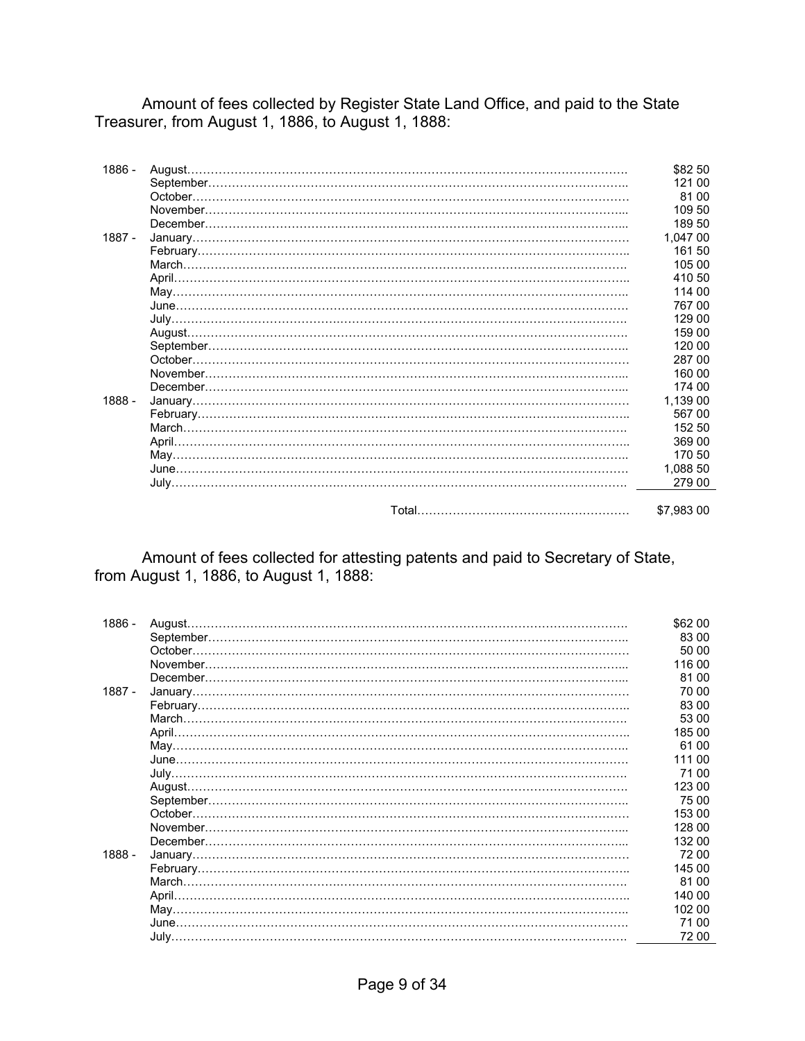Amount of fees collected by Register State Land Office, and paid to the State Treasurer, from August 1, 1886, to August 1, 1888:

| Year | Month | Amount |
|---|---|---|
| 1886 - | August | $82 50 |
| | September | 121 00 |
| | October | 81 00 |
| | November | 109 50 |
| | December | 189 50 |
| 1887 - | January | 1,047 00 |
| | February | 161 50 |
| | March | 105 00 |
| | April | 410 50 |
| | May | 114 00 |
| | June | 767 00 |
| | July | 129 00 |
| | August | 159 00 |
| | September | 120 00 |
| | October | 287 00 |
| | November | 160 00 |
| | December | 174 00 |
| 1888 - | January | 1,139 00 |
| | February | 567 00 |
| | March | 152 50 |
| | April | 369 00 |
| | May | 170 50 |
| | June | 1,088 50 |
| | July | 279 00 |
| | Total | $7,983 00 |

Amount of fees collected for attesting patents and paid to Secretary of State, from August 1, 1886, to August 1, 1888:

| Year | Month | Amount |
|---|---|---|
| 1886 - | August | $62 00 |
| | September | 83 00 |
| | October | 50 00 |
| | November | 116 00 |
| | December | 81 00 |
| 1887 - | January | 70 00 |
| | February | 83 00 |
| | March | 53 00 |
| | April | 185 00 |
| | May | 61 00 |
| | June | 111 00 |
| | July | 71 00 |
| | August | 123 00 |
| | September | 75 00 |
| | October | 153 00 |
| | November | 128 00 |
| | December | 132 00 |
| 1888 - | January | 72 00 |
| | February | 145 00 |
| | March | 81 00 |
| | April | 140 00 |
| | May | 102 00 |
| | June | 71 00 |
| | July | 72 00 |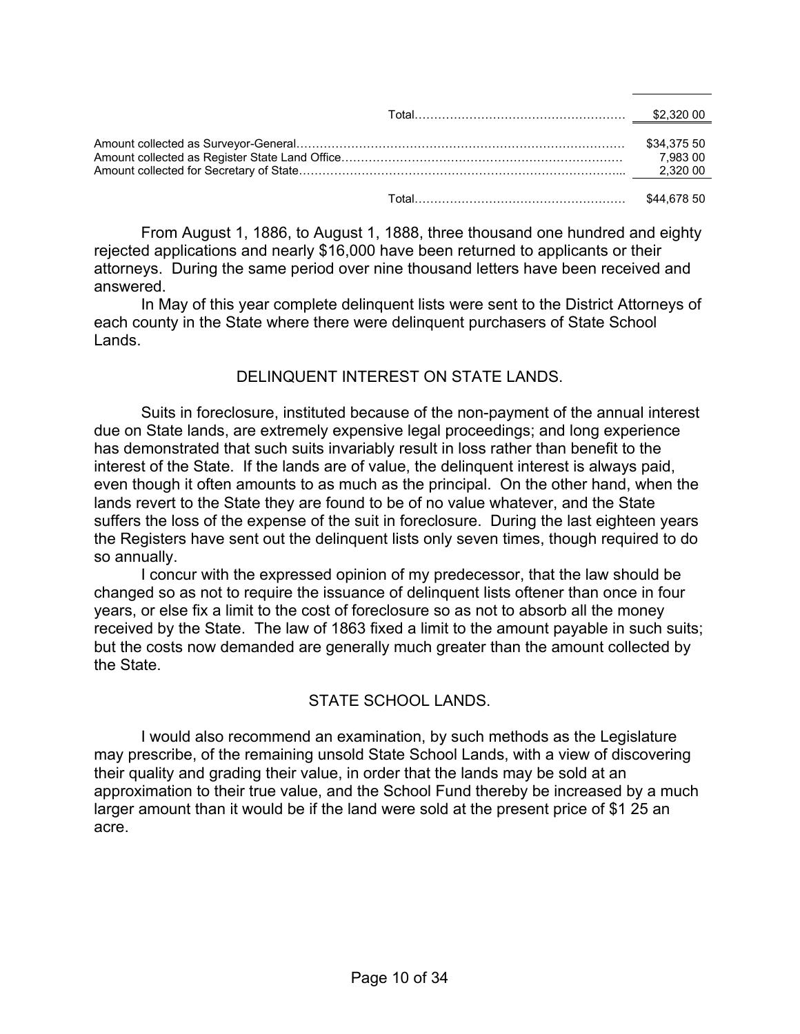| | |
|---|---|
| Total………………………………………………… | $2,320 00 |

| | |
|---|---|
| Amount collected as Surveyor-General………………………………………………………………………… | $34,375 50 |
| Amount collected as Register State Land Office……………………………………………………………… | 7,983 00 |
| Amount collected for Secretary of State……………………………………………………………………….... | 2,320 00 |
| Total………………………………………………… | $44,678 50 |

From August 1, 1886, to August 1, 1888, three thousand one hundred and eighty rejected applications and nearly $16,000 have been returned to applicants or their attorneys. During the same period over nine thousand letters have been received and answered.

In May of this year complete delinquent lists were sent to the District Attorneys of each county in the State where there were delinquent purchasers of State School Lands.

## DELINQUENT INTEREST ON STATE LANDS.

Suits in foreclosure, instituted because of the non-payment of the annual interest due on State lands, are extremely expensive legal proceedings; and long experience has demonstrated that such suits invariably result in loss rather than benefit to the interest of the State. If the lands are of value, the delinquent interest is always paid, even though it often amounts to as much as the principal. On the other hand, when the lands revert to the State they are found to be of no value whatever, and the State suffers the loss of the expense of the suit in foreclosure. During the last eighteen years the Registers have sent out the delinquent lists only seven times, though required to do so annually.

I concur with the expressed opinion of my predecessor, that the law should be changed so as not to require the issuance of delinquent lists oftener than once in four years, or else fix a limit to the cost of foreclosure so as not to absorb all the money received by the State. The law of 1863 fixed a limit to the amount payable in such suits; but the costs now demanded are generally much greater than the amount collected by the State.

## STATE SCHOOL LANDS.

I would also recommend an examination, by such methods as the Legislature may prescribe, of the remaining unsold State School Lands, with a view of discovering their quality and grading their value, in order that the lands may be sold at an approximation to their true value, and the School Fund thereby be increased by a much larger amount than it would be if the land were sold at the present price of $1 25 an acre.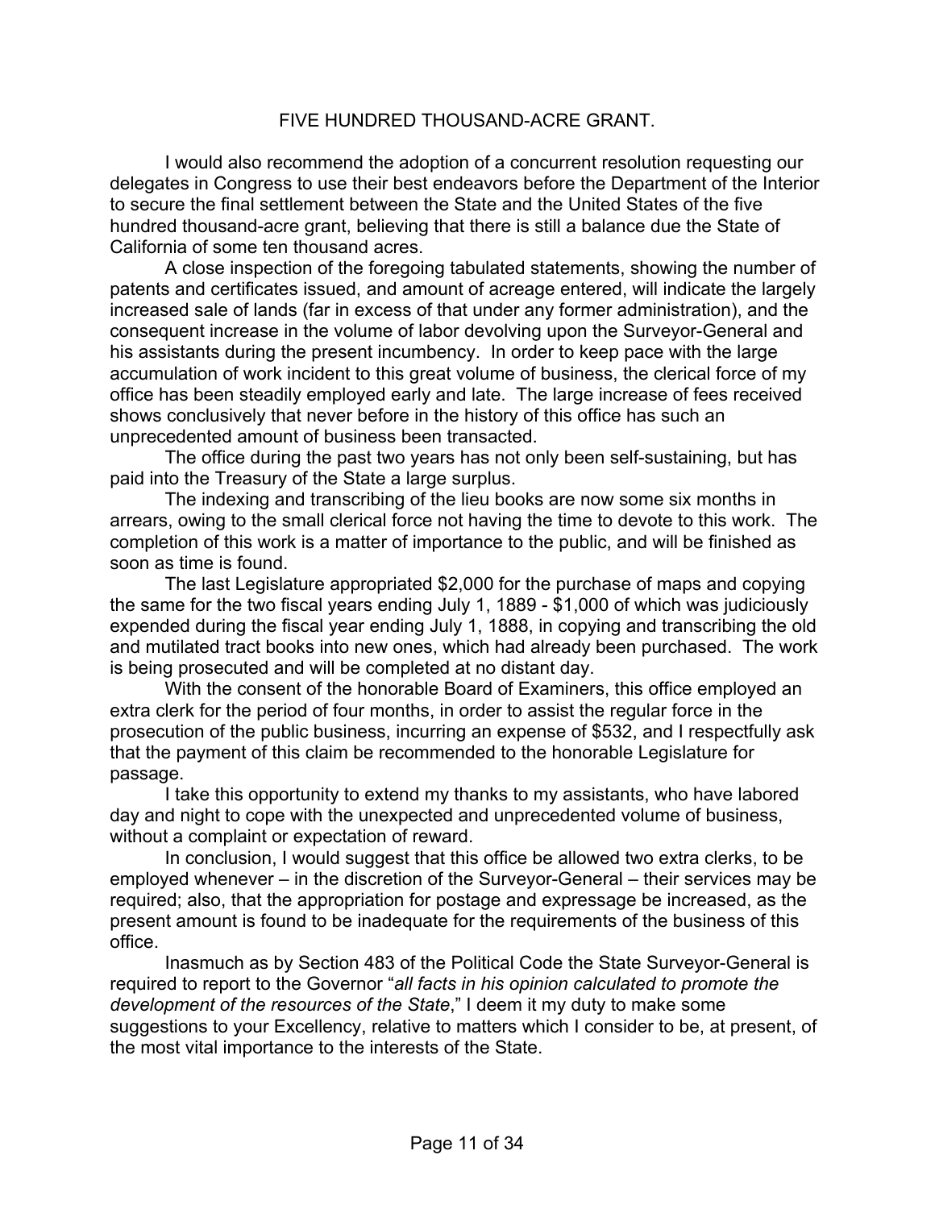## FIVE HUNDRED THOUSAND-ACRE GRANT.

I would also recommend the adoption of a concurrent resolution requesting our delegates in Congress to use their best endeavors before the Department of the Interior to secure the final settlement between the State and the United States of the five hundred thousand-acre grant, believing that there is still a balance due the State of California of some ten thousand acres.

A close inspection of the foregoing tabulated statements, showing the number of patents and certificates issued, and amount of acreage entered, will indicate the largely increased sale of lands (far in excess of that under any former administration), and the consequent increase in the volume of labor devolving upon the Surveyor-General and his assistants during the present incumbency. In order to keep pace with the large accumulation of work incident to this great volume of business, the clerical force of my office has been steadily employed early and late. The large increase of fees received shows conclusively that never before in the history of this office has such an unprecedented amount of business been transacted.

The office during the past two years has not only been self-sustaining, but has paid into the Treasury of the State a large surplus.

The indexing and transcribing of the lieu books are now some six months in arrears, owing to the small clerical force not having the time to devote to this work. The completion of this work is a matter of importance to the public, and will be finished as soon as time is found.

The last Legislature appropriated $2,000 for the purchase of maps and copying the same for the two fiscal years ending July 1, 1889 - $1,000 of which was judiciously expended during the fiscal year ending July 1, 1888, in copying and transcribing the old and mutilated tract books into new ones, which had already been purchased. The work is being prosecuted and will be completed at no distant day.

With the consent of the honorable Board of Examiners, this office employed an extra clerk for the period of four months, in order to assist the regular force in the prosecution of the public business, incurring an expense of $532, and I respectfully ask that the payment of this claim be recommended to the honorable Legislature for passage.

I take this opportunity to extend my thanks to my assistants, who have labored day and night to cope with the unexpected and unprecedented volume of business, without a complaint or expectation of reward.

In conclusion, I would suggest that this office be allowed two extra clerks, to be employed whenever – in the discretion of the Surveyor-General – their services may be required; also, that the appropriation for postage and expressage be increased, as the present amount is found to be inadequate for the requirements of the business of this office.

Inasmuch as by Section 483 of the Political Code the State Surveyor-General is required to report to the Governor "*all facts in his opinion calculated to promote the development of the resources of the State*," I deem it my duty to make some suggestions to your Excellency, relative to matters which I consider to be, at present, of the most vital importance to the interests of the State.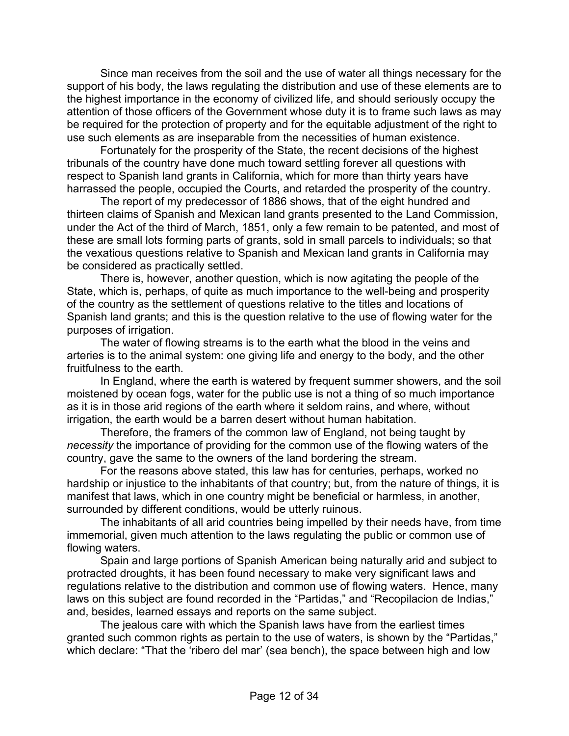Since man receives from the soil and the use of water all things necessary for the support of his body, the laws regulating the distribution and use of these elements are to the highest importance in the economy of civilized life, and should seriously occupy the attention of those officers of the Government whose duty it is to frame such laws as may be required for the protection of property and for the equitable adjustment of the right to use such elements as are inseparable from the necessities of human existence.

Fortunately for the prosperity of the State, the recent decisions of the highest tribunals of the country have done much toward settling forever all questions with respect to Spanish land grants in California, which for more than thirty years have harrassed the people, occupied the Courts, and retarded the prosperity of the country.

The report of my predecessor of 1886 shows, that of the eight hundred and thirteen claims of Spanish and Mexican land grants presented to the Land Commission, under the Act of the third of March, 1851, only a few remain to be patented, and most of these are small lots forming parts of grants, sold in small parcels to individuals; so that the vexatious questions relative to Spanish and Mexican land grants in California may be considered as practically settled.

There is, however, another question, which is now agitating the people of the State, which is, perhaps, of quite as much importance to the well-being and prosperity of the country as the settlement of questions relative to the titles and locations of Spanish land grants; and this is the question relative to the use of flowing water for the purposes of irrigation.

The water of flowing streams is to the earth what the blood in the veins and arteries is to the animal system: one giving life and energy to the body, and the other fruitfulness to the earth.

In England, where the earth is watered by frequent summer showers, and the soil moistened by ocean fogs, water for the public use is not a thing of so much importance as it is in those arid regions of the earth where it seldom rains, and where, without irrigation, the earth would be a barren desert without human habitation.

Therefore, the framers of the common law of England, not being taught by *necessity* the importance of providing for the common use of the flowing waters of the country, gave the same to the owners of the land bordering the stream.

For the reasons above stated, this law has for centuries, perhaps, worked no hardship or injustice to the inhabitants of that country; but, from the nature of things, it is manifest that laws, which in one country might be beneficial or harmless, in another, surrounded by different conditions, would be utterly ruinous.

The inhabitants of all arid countries being impelled by their needs have, from time immemorial, given much attention to the laws regulating the public or common use of flowing waters.

Spain and large portions of Spanish American being naturally arid and subject to protracted droughts, it has been found necessary to make very significant laws and regulations relative to the distribution and common use of flowing waters. Hence, many laws on this subject are found recorded in the "Partidas," and "Recopilacion de Indias," and, besides, learned essays and reports on the same subject.

The jealous care with which the Spanish laws have from the earliest times granted such common rights as pertain to the use of waters, is shown by the "Partidas," which declare: "That the 'ribero del mar' (sea bench), the space between high and low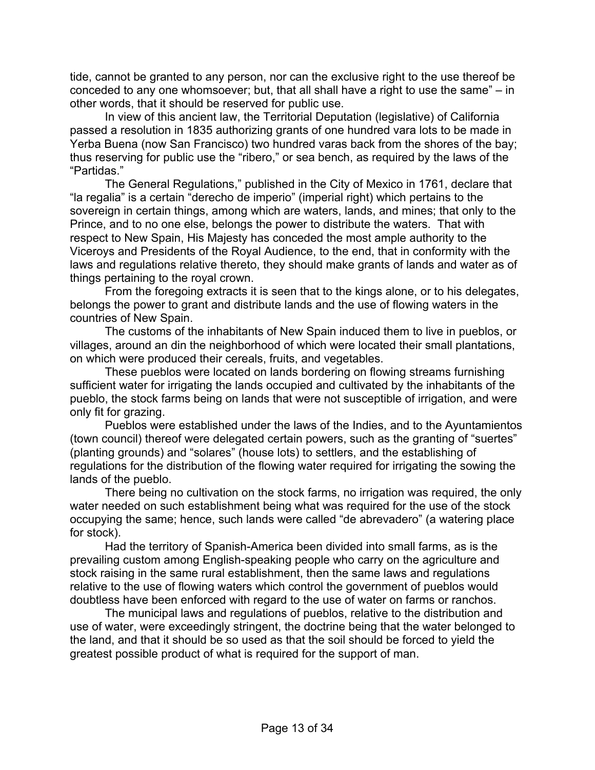tide, cannot be granted to any person, nor can the exclusive right to the use thereof be conceded to any one whomsoever; but, that all shall have a right to use the same" – in other words, that it should be reserved for public use.

In view of this ancient law, the Territorial Deputation (legislative) of California passed a resolution in 1835 authorizing grants of one hundred vara lots to be made in Yerba Buena (now San Francisco) two hundred varas back from the shores of the bay; thus reserving for public use the "ribero," or sea bench, as required by the laws of the "Partidas."

The General Regulations," published in the City of Mexico in 1761, declare that "la regalia" is a certain "derecho de imperio" (imperial right) which pertains to the sovereign in certain things, among which are waters, lands, and mines; that only to the Prince, and to no one else, belongs the power to distribute the waters. That with respect to New Spain, His Majesty has conceded the most ample authority to the Viceroys and Presidents of the Royal Audience, to the end, that in conformity with the laws and regulations relative thereto, they should make grants of lands and water as of things pertaining to the royal crown.

From the foregoing extracts it is seen that to the kings alone, or to his delegates, belongs the power to grant and distribute lands and the use of flowing waters in the countries of New Spain.

The customs of the inhabitants of New Spain induced them to live in pueblos, or villages, around an din the neighborhood of which were located their small plantations, on which were produced their cereals, fruits, and vegetables.

These pueblos were located on lands bordering on flowing streams furnishing sufficient water for irrigating the lands occupied and cultivated by the inhabitants of the pueblo, the stock farms being on lands that were not susceptible of irrigation, and were only fit for grazing.

Pueblos were established under the laws of the Indies, and to the Ayuntamientos (town council) thereof were delegated certain powers, such as the granting of "suertes" (planting grounds) and "solares" (house lots) to settlers, and the establishing of regulations for the distribution of the flowing water required for irrigating the sowing the lands of the pueblo.

There being no cultivation on the stock farms, no irrigation was required, the only water needed on such establishment being what was required for the use of the stock occupying the same; hence, such lands were called "de abrevadero" (a watering place for stock).

Had the territory of Spanish-America been divided into small farms, as is the prevailing custom among English-speaking people who carry on the agriculture and stock raising in the same rural establishment, then the same laws and regulations relative to the use of flowing waters which control the government of pueblos would doubtless have been enforced with regard to the use of water on farms or ranchos.

The municipal laws and regulations of pueblos, relative to the distribution and use of water, were exceedingly stringent, the doctrine being that the water belonged to the land, and that it should be so used as that the soil should be forced to yield the greatest possible product of what is required for the support of man.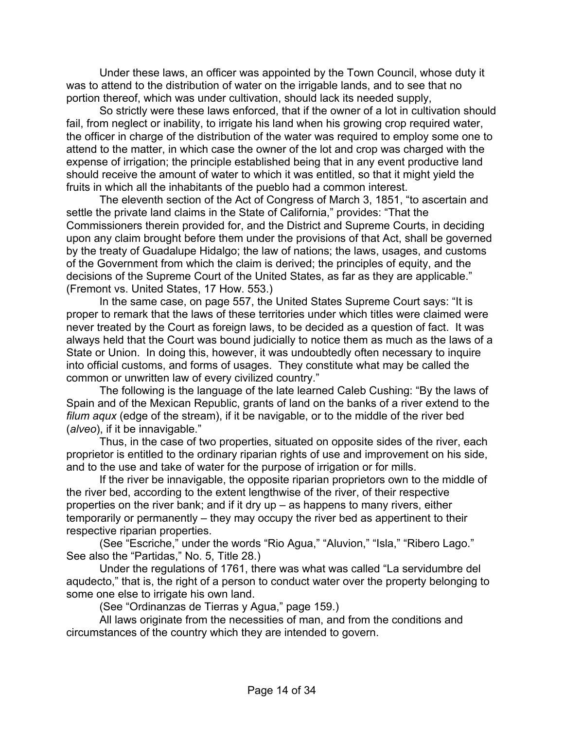Under these laws, an officer was appointed by the Town Council, whose duty it was to attend to the distribution of water on the irrigable lands, and to see that no portion thereof, which was under cultivation, should lack its needed supply,

So strictly were these laws enforced, that if the owner of a lot in cultivation should fail, from neglect or inability, to irrigate his land when his growing crop required water, the officer in charge of the distribution of the water was required to employ some one to attend to the matter, in which case the owner of the lot and crop was charged with the expense of irrigation; the principle established being that in any event productive land should receive the amount of water to which it was entitled, so that it might yield the fruits in which all the inhabitants of the pueblo had a common interest.

The eleventh section of the Act of Congress of March 3, 1851, "to ascertain and settle the private land claims in the State of California," provides: "That the Commissioners therein provided for, and the District and Supreme Courts, in deciding upon any claim brought before them under the provisions of that Act, shall be governed by the treaty of Guadalupe Hidalgo; the law of nations; the laws, usages, and customs of the Government from which the claim is derived; the principles of equity, and the decisions of the Supreme Court of the United States, as far as they are applicable." (Fremont vs. United States, 17 How. 553.)

In the same case, on page 557, the United States Supreme Court says: "It is proper to remark that the laws of these territories under which titles were claimed were never treated by the Court as foreign laws, to be decided as a question of fact. It was always held that the Court was bound judicially to notice them as much as the laws of a State or Union. In doing this, however, it was undoubtedly often necessary to inquire into official customs, and forms of usages. They constitute what may be called the common or unwritten law of every civilized country."

The following is the language of the late learned Caleb Cushing: "By the laws of Spain and of the Mexican Republic, grants of land on the banks of a river extend to the *filum aqux* (edge of the stream), if it be navigable, or to the middle of the river bed (*alveo*), if it be innavigable."

Thus, in the case of two properties, situated on opposite sides of the river, each proprietor is entitled to the ordinary riparian rights of use and improvement on his side, and to the use and take of water for the purpose of irrigation or for mills.

If the river be innavigable, the opposite riparian proprietors own to the middle of the river bed, according to the extent lengthwise of the river, of their respective properties on the river bank; and if it dry up – as happens to many rivers, either temporarily or permanently – they may occupy the river bed as appertinent to their respective riparian properties.

(See "Escriche," under the words "Rio Agua," "Aluvion," "Isla," "Ribero Lago." See also the "Partidas," No. 5, Title 28.)

Under the regulations of 1761, there was what was called "La servidumbre del aqudecto," that is, the right of a person to conduct water over the property belonging to some one else to irrigate his own land.

(See "Ordinanzas de Tierras y Agua," page 159.)

All laws originate from the necessities of man, and from the conditions and circumstances of the country which they are intended to govern.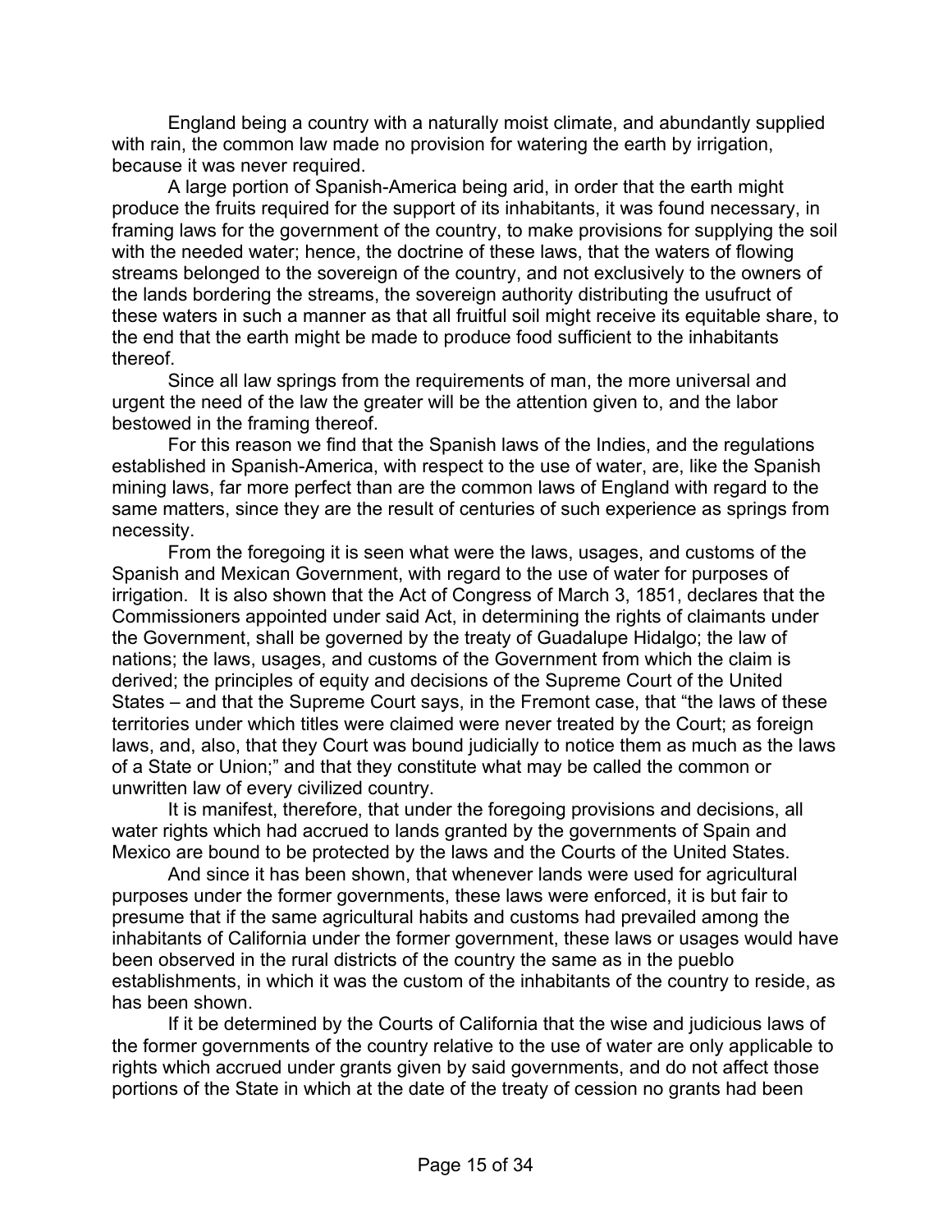England being a country with a naturally moist climate, and abundantly supplied with rain, the common law made no provision for watering the earth by irrigation, because it was never required.

A large portion of Spanish-America being arid, in order that the earth might produce the fruits required for the support of its inhabitants, it was found necessary, in framing laws for the government of the country, to make provisions for supplying the soil with the needed water; hence, the doctrine of these laws, that the waters of flowing streams belonged to the sovereign of the country, and not exclusively to the owners of the lands bordering the streams, the sovereign authority distributing the usufruct of these waters in such a manner as that all fruitful soil might receive its equitable share, to the end that the earth might be made to produce food sufficient to the inhabitants thereof.

Since all law springs from the requirements of man, the more universal and urgent the need of the law the greater will be the attention given to, and the labor bestowed in the framing thereof.

For this reason we find that the Spanish laws of the Indies, and the regulations established in Spanish-America, with respect to the use of water, are, like the Spanish mining laws, far more perfect than are the common laws of England with regard to the same matters, since they are the result of centuries of such experience as springs from necessity.

From the foregoing it is seen what were the laws, usages, and customs of the Spanish and Mexican Government, with regard to the use of water for purposes of irrigation. It is also shown that the Act of Congress of March 3, 1851, declares that the Commissioners appointed under said Act, in determining the rights of claimants under the Government, shall be governed by the treaty of Guadalupe Hidalgo; the law of nations; the laws, usages, and customs of the Government from which the claim is derived; the principles of equity and decisions of the Supreme Court of the United States – and that the Supreme Court says, in the Fremont case, that "the laws of these territories under which titles were claimed were never treated by the Court; as foreign laws, and, also, that they Court was bound judicially to notice them as much as the laws of a State or Union;" and that they constitute what may be called the common or unwritten law of every civilized country.

It is manifest, therefore, that under the foregoing provisions and decisions, all water rights which had accrued to lands granted by the governments of Spain and Mexico are bound to be protected by the laws and the Courts of the United States.

And since it has been shown, that whenever lands were used for agricultural purposes under the former governments, these laws were enforced, it is but fair to presume that if the same agricultural habits and customs had prevailed among the inhabitants of California under the former government, these laws or usages would have been observed in the rural districts of the country the same as in the pueblo establishments, in which it was the custom of the inhabitants of the country to reside, as has been shown.

If it be determined by the Courts of California that the wise and judicious laws of the former governments of the country relative to the use of water are only applicable to rights which accrued under grants given by said governments, and do not affect those portions of the State in which at the date of the treaty of cession no grants had been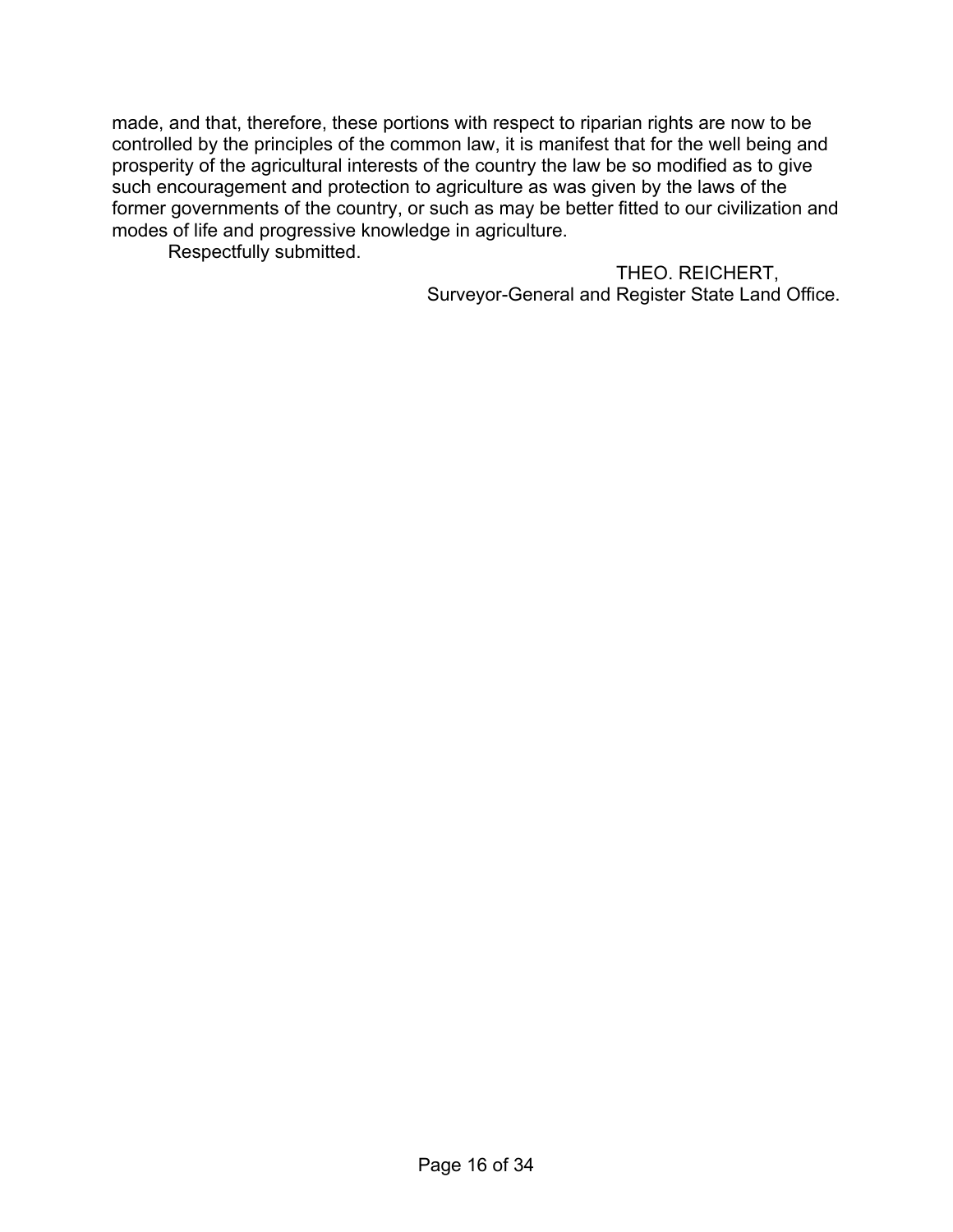made, and that, therefore, these portions with respect to riparian rights are now to be controlled by the principles of the common law, it is manifest that for the well being and prosperity of the agricultural interests of the country the law be so modified as to give such encouragement and protection to agriculture as was given by the laws of the former governments of the country, or such as may be better fitted to our civilization and modes of life and progressive knowledge in agriculture.

Respectfully submitted.

THEO. REICHERT,
Surveyor-General and Register State Land Office.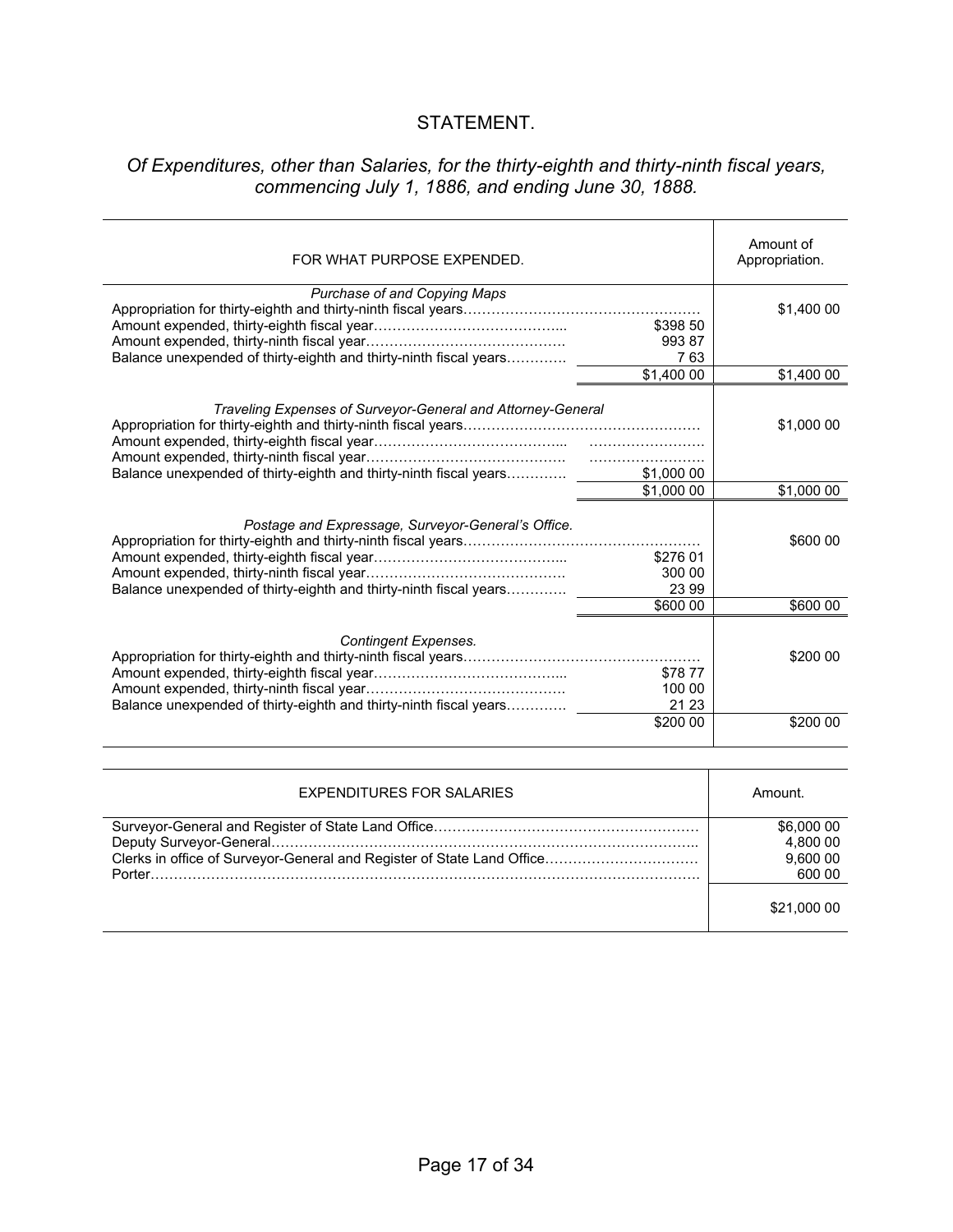## STATEMENT.

### *Of Expenditures, other than Salaries, for the thirty-eighth and thirty-ninth fiscal years, commencing July 1, 1886, and ending June 30, 1888.*

| FOR WHAT PURPOSE EXPENDED. | | Amount of Appropriation. |
|---|---|---|
| *Purchase of and Copying Maps* | | |
| Appropriation for thirty-eighth and thirty-ninth fiscal years…… | | $1,400 00 |
| Amount expended, thirty-eighth fiscal year…… | $398 50 | |
| Amount expended, thirty-ninth fiscal year…… | 993 87 | |
| Balance unexpended of thirty-eighth and thirty-ninth fiscal years…… | 7 63 | |
| | $1,400 00 | $1,400 00 |
| *Traveling Expenses of Surveyor-General and Attorney-General* | | |
| Appropriation for thirty-eighth and thirty-ninth fiscal years…… | | $1,000 00 |
| Amount expended, thirty-eighth fiscal year…… | …… | |
| Amount expended, thirty-ninth fiscal year…… | …… | |
| Balance unexpended of thirty-eighth and thirty-ninth fiscal years…… | $1,000 00 | |
| | $1,000 00 | $1,000 00 |
| *Postage and Expressage, Surveyor-General's Office.* | | |
| Appropriation for thirty-eighth and thirty-ninth fiscal years…… | | $600 00 |
| Amount expended, thirty-eighth fiscal year…… | $276 01 | |
| Amount expended, thirty-ninth fiscal year…… | 300 00 | |
| Balance unexpended of thirty-eighth and thirty-ninth fiscal years…… | 23 99 | |
| | $600 00 | $600 00 |
| *Contingent Expenses.* | | |
| Appropriation for thirty-eighth and thirty-ninth fiscal years…… | | $200 00 |
| Amount expended, thirty-eighth fiscal year…… | $78 77 | |
| Amount expended, thirty-ninth fiscal year…… | 100 00 | |
| Balance unexpended of thirty-eighth and thirty-ninth fiscal years…… | 21 23 | |
| | $200 00 | $200 00 |

| EXPENDITURES FOR SALARIES | Amount. |
|---|---|
| Surveyor-General and Register of State Land Office…… | $6,000 00 |
| Deputy Surveyor-General…… | 4,800 00 |
| Clerks in office of Surveyor-General and Register of State Land Office…… | 9,600 00 |
| Porter…… | 600 00 |
| | $21,000 00 |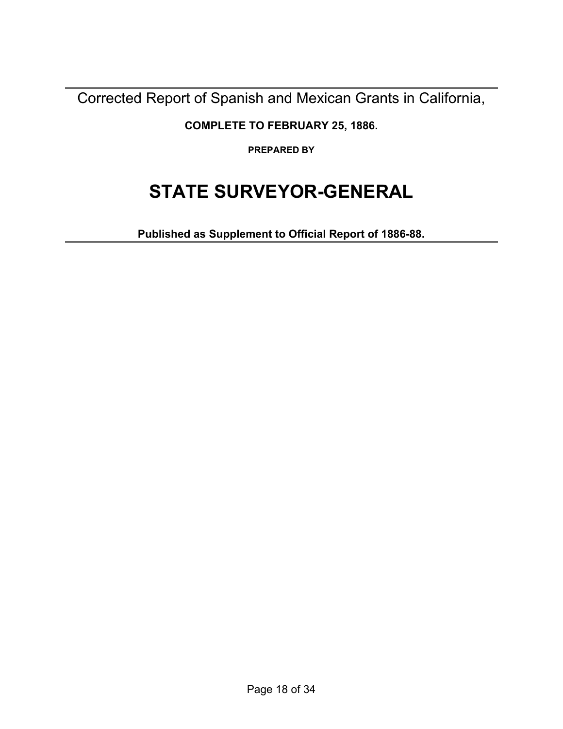Corrected Report of Spanish and Mexican Grants in California,

**COMPLETE TO FEBRUARY 25, 1886.**

**PREPARED BY**

# STATE SURVEYOR-GENERAL

**Published as Supplement to Official Report of 1886-88.**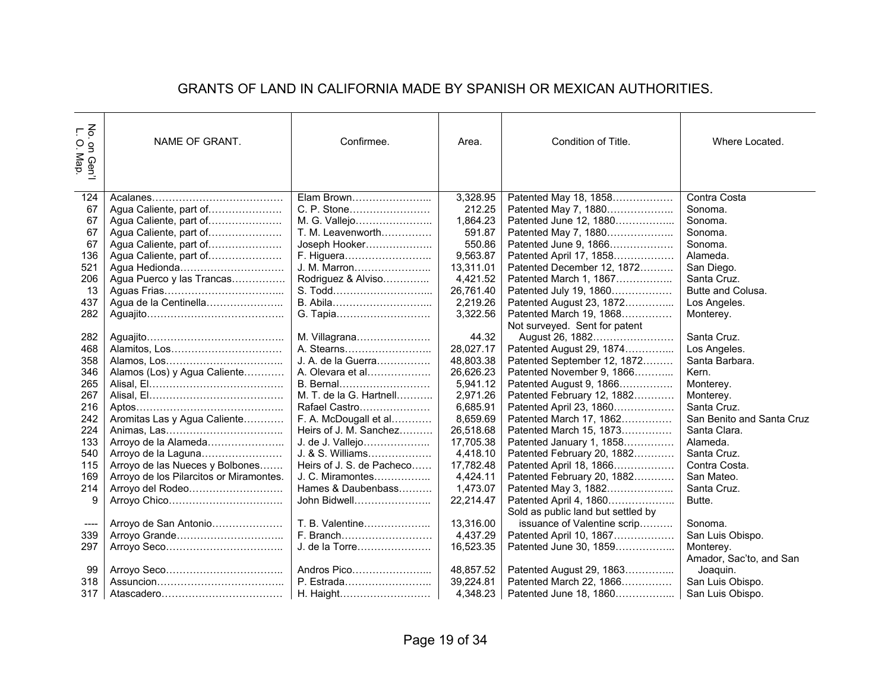# GRANTS OF LAND IN CALIFORNIA MADE BY SPANISH OR MEXICAN AUTHORITIES.

| No. on Gen'l L. O. Map. | NAME OF GRANT. | Confirmee. | Area. | Condition of Title. | Where Located. |
|---|---|---|---|---|---|
| 124 | Acalanes | Elam Brown | 3,328.95 | Patented May 18, 1858 | Contra Costa |
| 67 | Agua Caliente, part of | C. P. Stone | 212.25 | Patented May 7, 1880 | Sonoma. |
| 67 | Agua Caliente, part of | M. G. Vallejo | 1,864.23 | Patented June 12, 1880 | Sonoma. |
| 67 | Agua Caliente, part of | T. M. Leavenworth | 591.87 | Patented May 7, 1880 | Sonoma. |
| 67 | Agua Caliente, part of | Joseph Hooker | 550.86 | Patented June 9, 1866 | Sonoma. |
| 136 | Agua Caliente, part of | F. Higuera | 9,563.87 | Patented April 17, 1858 | Alameda. |
| 521 | Agua Hedionda | J. M. Marron | 13,311.01 | Patented December 12, 1872 | San Diego. |
| 206 | Agua Puerco y las Trancas | Rodriguez & Alviso | 4,421.52 | Patented March 1, 1867 | Santa Cruz. |
| 13 | Aguas Frias | S. Todd | 26,761.40 | Patented July 19, 1860 | Butte and Colusa. |
| 437 | Agua de la Centinella | B. Abila | 2,219.26 | Patented August 23, 1872 | Los Angeles. |
| 282 | Aguajito | G. Tapia | 3,322.56 | Patented March 19, 1868 | Monterey. |
| 282 | Aguajito | M. Villagrana | 44.32 | Not surveyed. Sent for patent August 26, 1882 | Santa Cruz. |
| 468 | Alamitos, Los | A. Stearns | 28,027.17 | Patented August 29, 1874 | Los Angeles. |
| 358 | Alamos, Los | J. A. de la Guerra | 48,803.38 | Patented September 12, 1872 | Santa Barbara. |
| 346 | Alamos (Los) y Agua Caliente | A. Olevara et al | 26,626.23 | Patented November 9, 1866 | Kern. |
| 265 | Alisal, El | B. Bernal | 5,941.12 | Patented August 9, 1866 | Monterey. |
| 267 | Alisal, El | M. T. de la G. Hartnell | 2,971.26 | Patented February 12, 1882 | Monterey. |
| 216 | Aptos | Rafael Castro | 6,685.91 | Patented April 23, 1860 | Santa Cruz. |
| 242 | Aromitas Las y Agua Caliente | F. A. McDougall et al | 8,659.69 | Patented March 17, 1862 | San Benito and Santa Cruz |
| 224 | Animas, Las | Heirs of J. M. Sanchez | 26,518.68 | Patented March 15, 1873 | Santa Clara. |
| 133 | Arroyo de la Alameda | J. de J. Vallejo | 17,705.38 | Patented January 1, 1858 | Alameda. |
| 540 | Arroyo de la Laguna | J. & S. Williams | 4,418.10 | Patented February 20, 1882 | Santa Cruz. |
| 115 | Arroyo de las Nueces y Bolbones | Heirs of J. S. de Pacheco | 17,782.48 | Patented April 18, 1866 | Contra Costa. |
| 169 | Arroyo de los Pilarcitos or Miramontes. | J. C. Miramontes | 4,424.11 | Patented February 20, 1882 | San Mateo. |
| 214 | Arroyo del Rodeo | Hames & Daubenbass | 1,473.07 | Patented May 3, 1882 | Santa Cruz. |
| 9 | Arroyo Chico | John Bidwell | 22,214.47 | Patented April 4, 1860 | Butte. |
| ---- | Arroyo de San Antonio | T. B. Valentine | 13,316.00 | Sold as public land but settled by issuance of Valentine scrip | Sonoma. |
| 339 | Arroyo Grande | F. Branch | 4,437.29 | Patented April 10, 1867 | San Luis Obispo. |
| 297 | Arroyo Seco | J. de la Torre | 16,523.35 | Patented June 30, 1859 | Monterey. |
| 99 | Arroyo Seco | Andros Pico | 48,857.52 | Patented August 29, 1863 | Amador, Sac'to, and San Joaquin. |
| 318 | Assuncion | P. Estrada | 39,224.81 | Patented March 22, 1866 | San Luis Obispo. |
| 317 | Atascadero | H. Haight | 4,348.23 | Patented June 18, 1860 | San Luis Obispo. |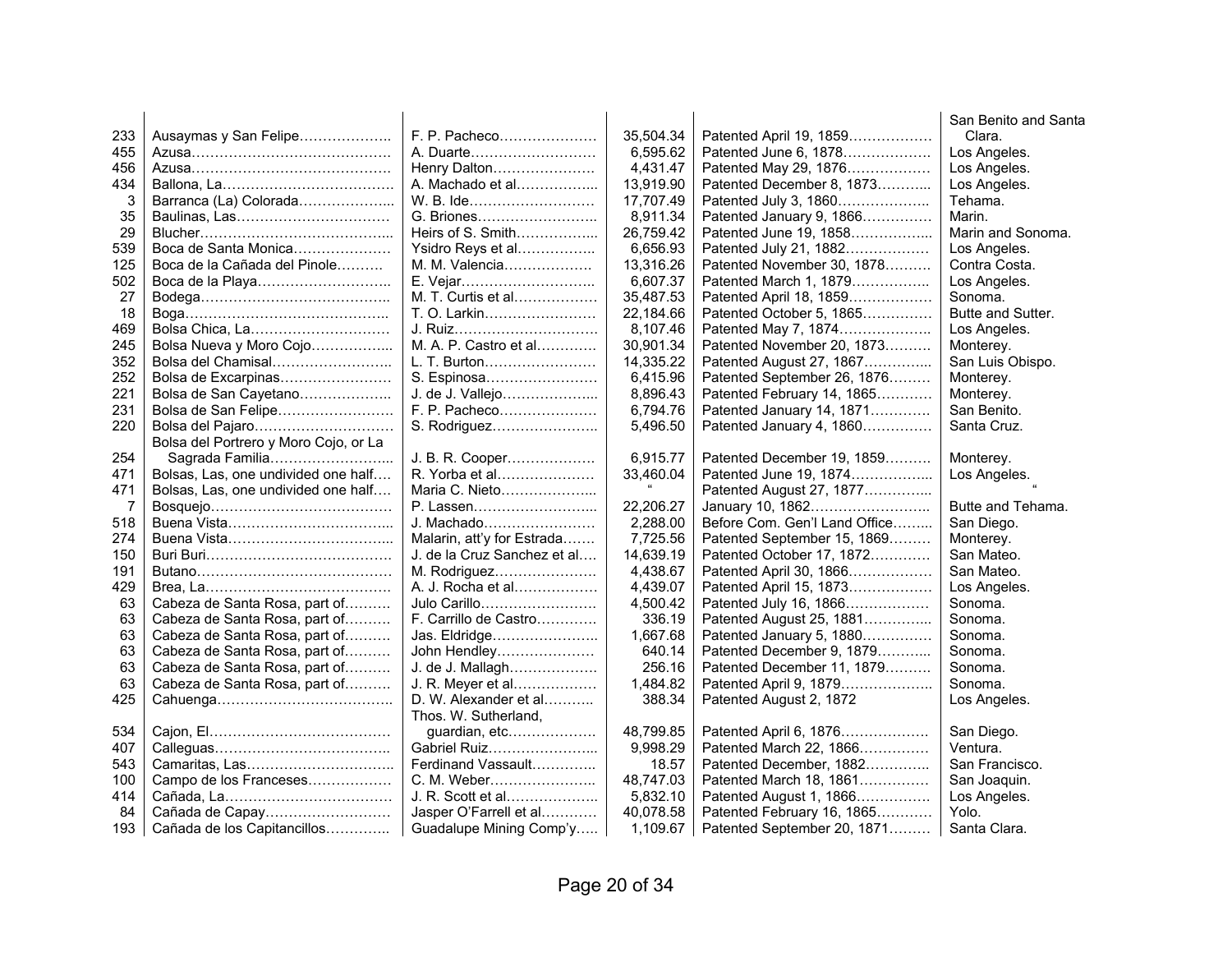| | | | | | |
|---|---|---|---|---|---|
| 233 | Ausaymas y San Felipe……………….. | F. P. Pacheco………………… | 35,504.34 | Patented April 19, 1859……………… | San Benito and Santa Clara. |
| 455 | Azusa……………………………………. | A. Duarte……………………… | 6,595.62 | Patented June 6, 1878………………. | Los Angeles. |
| 456 | Azusa……………………………………. | Henry Dalton………………… | 4,431.47 | Patented May 29, 1876………………. | Los Angeles. |
| 434 | Ballona, La………………………………. | A. Machado et al…………….. | 13,919.90 | Patented December 8, 1873……….. | Los Angeles. |
| 3 | Barranca (La) Colorada……………….. | W. B. Ide……………………… | 17,707.49 | Patented July 3, 1860……………….. | Tehama. |
| 35 | Baulinas, Las…………………………… | G. Briones…………………….. | 8,911.34 | Patented January 9, 1866…………… | Marin. |
| 29 | Blucher………………………………….. | Heirs of S. Smith…………….. | 26,759.42 | Patented June 19, 1858…………….. | Marin and Sonoma. |
| 539 | Boca de Santa Monica………………… | Ysidro Reys et al…………….. | 6,656.93 | Patented July 21, 1882……………… | Los Angeles. |
| 125 | Boca de la Cañada del Pinole………. | M. M. Valencia……………… | 13,316.26 | Patented November 30, 1878………. | Contra Costa. |
| 502 | Boca de la Playa……………………….. | E. Vejar……………………….. | 6,607.37 | Patented March 1, 1879…………….. | Los Angeles. |
| 27 | Bodega…………………………………. | M. T. Curtis et al…………….. | 35,487.53 | Patented April 18, 1859…………….. | Sonoma. |
| 18 | Boga…………………………………….. | T. O. Larkin………………….. | 22,184.66 | Patented October 5, 1865………….. | Butte and Sutter. |
| 469 | Bolsa Chica, La………………………… | J. Ruiz……………………….. | 8,107.46 | Patented May 7, 1874……………….. | Los Angeles. |
| 245 | Bolsa Nueva y Moro Cojo…………….. | M. A. P. Castro et al………… | 30,901.34 | Patented November 20, 1873………. | Monterey. |
| 352 | Bolsa del Chamisal…………………….. | L. T. Burton………………….. | 14,335.22 | Patented August 27, 1867………….. | San Luis Obispo. |
| 252 | Bolsa de Excarpinas…………………… | S. Espinosa………………….. | 6,415.96 | Patented September 26, 1876……… | Monterey. |
| 221 | Bolsa de San Cayetano……………….. | J. de J. Vallejo……………….. | 8,896.43 | Patented February 14, 1865……….. | Monterey. |
| 231 | Bolsa de San Felipe…………………… | F. P. Pacheco………………… | 6,794.76 | Patented January 14, 1871…………. | San Benito. |
| 220 | Bolsa del Pajaro……………………….. | S. Rodriguez…………………. | 5,496.50 | Patented January 4, 1860………….. | Santa Cruz. |
| 254 | Bolsa del Portrero y Moro Cojo, or La Sagrada Familia…………………….. | J. B. R. Cooper……………… | 6,915.77 | Patented December 19, 1859………. | Monterey. |
| 471 | Bolsas, Las, one undivided one half…. | R. Yorba et al………………… | 33,460.04 | Patented June 19, 1874…………….. | Los Angeles. |
| 471 | Bolsas, Las, one undivided one half…. | Maria C. Nieto……………….. | " | Patented August 27, 1877………….. | " |
| 7 | Bosquejo……………………………….. | P. Lassen…………………….. | 22,206.27 | January 10, 1862……………………. | Butte and Tehama. |
| 518 | Buena Vista…………………………….. | J. Machado…………………… | 2,288.00 | Before Com. Gen'l Land Office……... | San Diego. |
| 274 | Buena Vista…………………………….. | Malarin, att'y for Estrada……. | 7,725.56 | Patented September 15, 1869……… | Monterey. |
| 150 | Buri Buri…………………………………. | J. de la Cruz Sanchez et al…. | 14,639.19 | Patented October 17, 1872…………. | San Mateo. |
| 191 | Butano…………………………………… | M. Rodriguez…………………. | 4,438.67 | Patented April 30, 1866……………… | San Mateo. |
| 429 | Brea, La…………………………………. | A. J. Rocha et al…………….. | 4,439.07 | Patented April 15, 1873…………….. | Los Angeles. |
| 63 | Cabeza de Santa Rosa, part of………. | Julo Carillo…………………… | 4,500.42 | Patented July 16, 1866……………… | Sonoma. |
| 63 | Cabeza de Santa Rosa, part of………. | F. Carrillo de Castro………… | 336.19 | Patented August 25, 1881………….. | Sonoma. |
| 63 | Cabeza de Santa Rosa, part of………. | Jas. Eldridge………………….. | 1,667.68 | Patented January 5, 1880………….. | Sonoma. |
| 63 | Cabeza de Santa Rosa, part of………. | John Hendley………………… | 640.14 | Patented December 9, 1879……….. | Sonoma. |
| 63 | Cabeza de Santa Rosa, part of………. | J. de J. Mallagh……………… | 256.16 | Patented December 11, 1879………. | Sonoma. |
| 63 | Cabeza de Santa Rosa, part of………. | J. R. Meyer et al…………….. | 1,484.82 | Patented April 9, 1879……………….. | Sonoma. |
| 425 | Cahuenga……………………………….. | D. W. Alexander et al……….. | 388.34 | Patented August 2, 1872 | Los Angeles. |
| 534 | Cajon, El………………………………… | Thos. W. Sutherland, guardian, etc……………… | 48,799.85 | Patented April 6, 1876……………… | San Diego. |
| 407 | Calleguas……………………………….. | Gabriel Ruiz………………….. | 9,998.29 | Patented March 22, 1866………….. | Ventura. |
| 543 | Camaritas, Las………………………….. | Ferdinand Vassault………….. | 18.57 | Patented December, 1882…………. | San Francisco. |
| 100 | Campo de los Franceses……………… | C. M. Weber…………………. | 48,747.03 | Patented March 18, 1861………….. | San Joaquin. |
| 414 | Cañada, La……………………………… | J. R. Scott et al……………….. | 5,832.10 | Patented August 1, 1866……………. | Los Angeles. |
| 84 | Cañada de Capay……………………… | Jasper O'Farrell et al………… | 40,078.58 | Patented February 16, 1865……….. | Yolo. |
| 193 | Cañada de los Capitancillos…………. | Guadalupe Mining Comp'y….. | 1,109.67 | Patented September 20, 1871……… | Santa Clara. |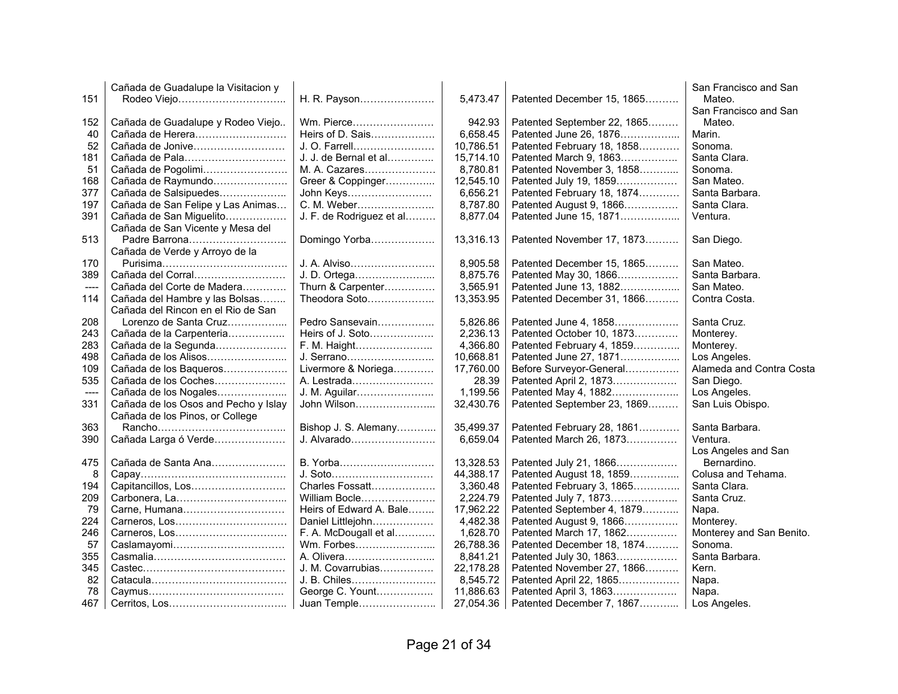| | | | | | |
|---|---|---|---|---|---|
| 151 | Cañada de Guadalupe la Visitacion y Rodeo Viejo………………………….. | H. R. Payson………………… | 5,473.47 | Patented December 15, 1865………. | San Francisco and San Mateo. |
| 152 | Cañada de Guadalupe y Rodeo Viejo.. | Wm. Pierce…………………… | 942.93 | Patented September 22, 1865……… | San Francisco and San Mateo. |
| 40 | Cañada de Herera…………………….. | Heirs of D. Sais……………… | 6,658.45 | Patented June 26, 1876…………….. | Marin. |
| 52 | Cañada de Jonive……………………… | J. O. Farrell…………………… | 10,786.51 | Patented February 18, 1858………… | Sonoma. |
| 181 | Cañada de Pala………………………… | J. J. de Bernal et al………….. | 15,714.10 | Patented March 9, 1863……………. | Santa Clara. |
| 51 | Cañada de Pogolimi…………………… | M. A. Cazares………………… | 8,780.81 | Patented November 3, 1858……….. | Sonoma. |
| 168 | Cañada de Raymundo………………… | Greer & Coppinger………….. | 12,545.10 | Patented July 19, 1859……………… | San Mateo. |
| 377 | Cañada de Salsipuedes……………….. | John Keys……………………. | 6,656.21 | Patented February 18, 1874………… | Santa Barbara. |
| 197 | Cañada de San Felipe y Las Animas… | C. M. Weber………………….. | 8,787.80 | Patented August 9, 1866……………. | Santa Clara. |
| 391 | Cañada de San Miguelito……………… | J. F. de Rodriguez et al……… | 8,877.04 | Patented June 15, 1871…………….. | Ventura. |
| 513 | Cañada de San Vicente y Mesa del Padre Barrona……………………….. | Domingo Yorba……………… | 13,316.13 | Patented November 17, 1873………. | San Diego. |
| 170 | Cañada de Verde y Arroyo de la Purisima……………………………… | J. A. Alviso…………………… | 8,905.58 | Patented December 15, 1865………. | San Mateo. |
| 389 | Cañada del Corral…………………….. | J. D. Ortega………………….. | 8,875.76 | Patented May 30, 1866……………… | Santa Barbara. |
| ---- | Cañada del Corte de Madera………… | Thurn & Carpenter………….. | 3,565.91 | Patented June 13, 1882…………….. | San Mateo. |
| 114 | Cañada del Hambre y las Bolsas…….. | Theodora Soto……………….. | 13,353.95 | Patented December 31, 1866………. | Contra Costa. |
| 208 | Cañada del Rincon en el Rio de San Lorenzo de Santa Cruz…………….. | Pedro Sansevain…………….. | 5,826.86 | Patented June 4, 1858………………. | Santa Cruz. |
| 243 | Cañada de la Carpenteria……………. | Heirs of J. Soto……………… | 2,236.13 | Patented October 10, 1873………… | Monterey. |
| 283 | Cañada de la Segunda………………… | F. M. Haight…………………. | 4,366.80 | Patented February 4, 1859…………. | Monterey. |
| 498 | Cañada de los Alisos…………………... | J. Serrano……………………. | 10,668.81 | Patented June 27, 1871…………….. | Los Angeles. |
| 109 | Cañada de los Baqueros……………… | Livermore & Noriega……….. | 17,760.00 | Before Surveyor-General…………… | Alameda and Contra Costa |
| 535 | Cañada de los Coches………………… | A. Lestrada…………………… | 28.39 | Patented April 2, 1873……………… | San Diego. |
| ---- | Cañada de los Nogales……………….. | J. M. Aguilar…………………. | 1,199.56 | Patented May 4, 1882………………. | Los Angeles. |
| 331 | Cañada de los Osos and Pecho y Islay | John Wilson………………….. | 32,430.76 | Patented September 23, 1869……… | San Luis Obispo. |
| 363 | Cañada de los Pinos, or College Rancho……………………………….. | Bishop J. S. Alemany……….. | 35,499.37 | Patented February 28, 1861………… | Santa Barbara. |
| 390 | Cañada Larga ó Verde………………… | J. Alvarado…………………… | 6,659.04 | Patented March 26, 1873…………… | Ventura. |
| 475 | Cañada de Santa Ana…………………. | B. Yorba……………………… | 13,328.53 | Patented July 21, 1866……………… | Los Angeles and San Bernardino. |
| 8 | Capay……………………………………. | J. Soto………………………… | 44,388.17 | Patented August 18, 1859………….. | Colusa and Tehama. |
| 194 | Capitancillos, Los……………………… | Charles Fossatt……………… | 3,360.48 | Patented February 3, 1865………….. | Santa Clara. |
| 209 | Carbonera, La…………………………... | William Bocle………………… | 2,224.79 | Patented July 7, 1873………………. | Santa Cruz. |
| 79 | Carne, Humana………………………… | Heirs of Edward A. Bale…….. | 17,962.22 | Patented September 4, 1879……….. | Napa. |
| 224 | Carneros, Los…………………………… | Daniel Littlejohn…………….. | 4,482.38 | Patented August 9, 1866……………. | Monterey. |
| 246 | Carneros, Los…………………………… | F. A. McDougall et al……….. | 1,628.70 | Patented March 17, 1862…………… | Monterey and San Benito. |
| 57 | Caslamayomi…………………………… | Wm. Forbes………………….. | 26,788.36 | Patented December 18, 1874………. | Sonoma. |
| 355 | Casmalia………………………………… | A. Olivera……………………... | 8,841.21 | Patented July 30, 1863……………… | Santa Barbara. |
| 345 | Castec…………………………………… | J. M. Covarrubias…………… | 22,178.28 | Patented November 27, 1866………. | Kern. |
| 82 | Catacula………………………………… | J. B. Chiles…………………… | 8,545.72 | Patented April 22, 1865……………… | Napa. |
| 78 | Caymus…………………………………. | George C. Yount…………….. | 11,886.63 | Patented April 3, 1863………………. | Napa. |
| 467 | Cerritos, Los……………………………. | Juan Temple…………………. | 27,054.36 | Patented December 7, 1867……….. | Los Angeles. |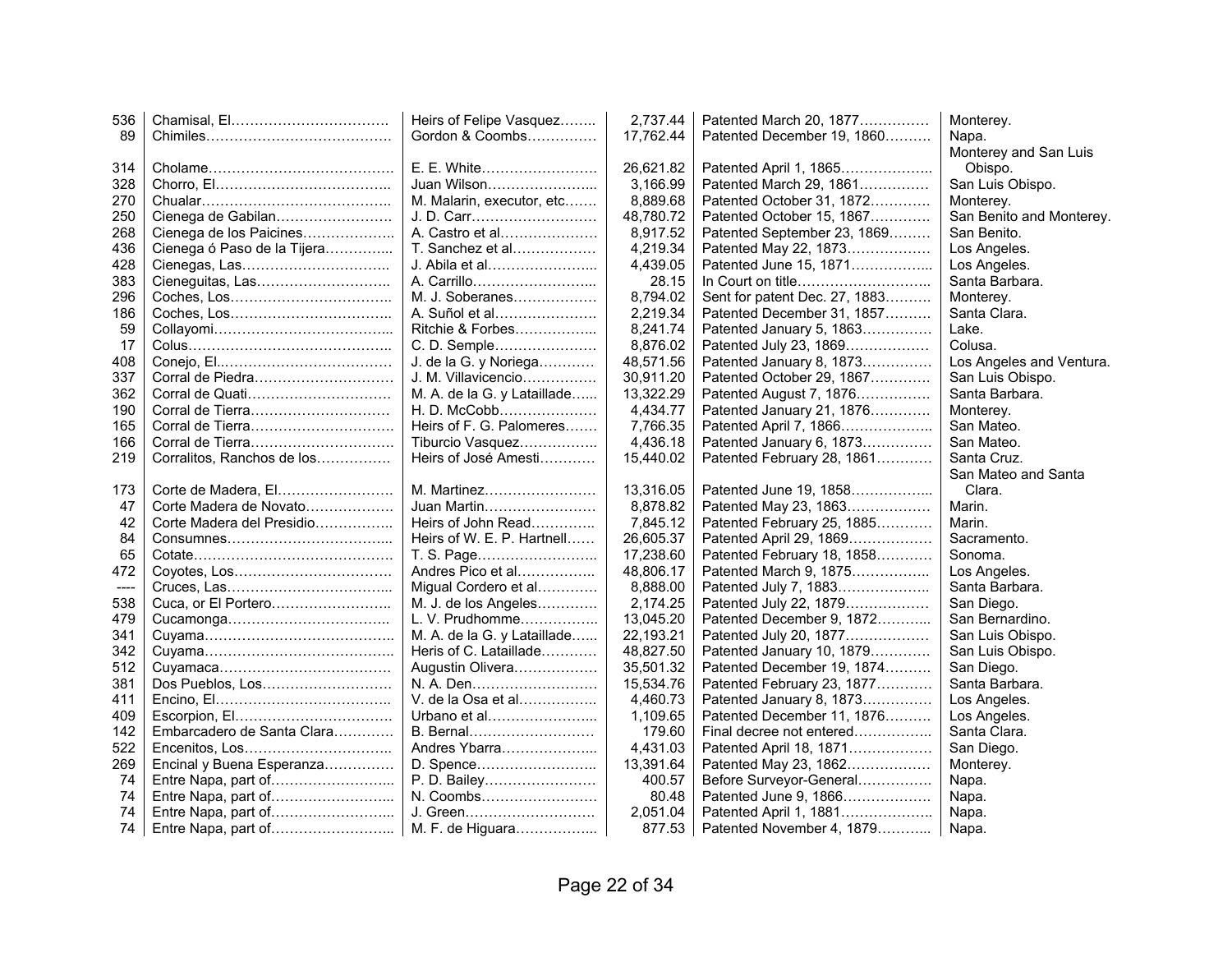| | | | | | |
|---|---|---|---|---|---|
| 536 | Chamisal, El | Heirs of Felipe Vasquez | 2,737.44 | Patented March 20, 1877 | Monterey. |
| 89 | Chimiles | Gordon & Coombs | 17,762.44 | Patented December 19, 1860 | Napa. |
| 314 | Cholame | E. E. White | 26,621.82 | Patented April 1, 1865 | Monterey and San Luis Obispo. |
| 328 | Chorro, El | Juan Wilson | 3,166.99 | Patented March 29, 1861 | San Luis Obispo. |
| 270 | Chualar | M. Malarin, executor, etc | 8,889.68 | Patented October 31, 1872 | Monterey. |
| 250 | Cienega de Gabilan | J. D. Carr | 48,780.72 | Patented October 15, 1867 | San Benito and Monterey. |
| 268 | Cienega de los Paicines | A. Castro et al | 8,917.52 | Patented September 23, 1869 | San Benito. |
| 436 | Cienega ó Paso de la Tijera | T. Sanchez et al | 4,219.34 | Patented May 22, 1873 | Los Angeles. |
| 428 | Cienegas, Las | J. Abila et al | 4,439.05 | Patented June 15, 1871 | Los Angeles. |
| 383 | Cieneguitas, Las | A. Carrillo | 28.15 | In Court on title | Santa Barbara. |
| 296 | Coches, Los | M. J. Soberanes | 8,794.02 | Sent for patent Dec. 27, 1883 | Monterey. |
| 186 | Coches, Los | A. Suñol et al | 2,219.34 | Patented December 31, 1857 | Santa Clara. |
| 59 | Collayomi | Ritchie & Forbes | 8,241.74 | Patented January 5, 1863 | Lake. |
| 17 | Colus | C. D. Semple | 8,876.02 | Patented July 23, 1869 | Colusa. |
| 408 | Conejo, El | J. de la G. y Noriega | 48,571.56 | Patented January 8, 1873 | Los Angeles and Ventura. |
| 337 | Corral de Piedra | J. M. Villavicencio | 30,911.20 | Patented October 29, 1867 | San Luis Obispo. |
| 362 | Corral de Quati | M. A. de la G. y Lataillade | 13,322.29 | Patented August 7, 1876 | Santa Barbara. |
| 190 | Corral de Tierra | H. D. McCobb | 4,434.77 | Patented January 21, 1876 | Monterey. |
| 165 | Corral de Tierra | Heirs of F. G. Palomeres | 7,766.35 | Patented April 7, 1866 | San Mateo. |
| 166 | Corral de Tierra | Tiburcio Vasquez | 4,436.18 | Patented January 6, 1873 | San Mateo. |
| 219 | Corralitos, Ranchos de los | Heirs of José Amesti | 15,440.02 | Patented February 28, 1861 | Santa Cruz. |
| 173 | Corte de Madera, El | M. Martinez | 13,316.05 | Patented June 19, 1858 | San Mateo and Santa Clara. |
| 47 | Corte Madera de Novato | Juan Martin | 8,878.82 | Patented May 23, 1863 | Marin. |
| 42 | Corte Madera del Presidio | Heirs of John Read | 7,845.12 | Patented February 25, 1885 | Marin. |
| 84 | Consumnes | Heirs of W. E. P. Hartnell | 26,605.37 | Patented April 29, 1869 | Sacramento. |
| 65 | Cotate | T. S. Page | 17,238.60 | Patented February 18, 1858 | Sonoma. |
| 472 | Coyotes, Los | Andres Pico et al | 48,806.17 | Patented March 9, 1875 | Los Angeles. |
| ---- | Cruces, Las | Migual Cordero et al | 8,888.00 | Patented July 7, 1883 | Santa Barbara. |
| 538 | Cuca, or El Portero | M. J. de los Angeles | 2,174.25 | Patented July 22, 1879 | San Diego. |
| 479 | Cucamonga | L. V. Prudhomme | 13,045.20 | Patented December 9, 1872 | San Bernardino. |
| 341 | Cuyama | M. A. de la G. y Lataillade | 22,193.21 | Patented July 20, 1877 | San Luis Obispo. |
| 342 | Cuyama | Heris of C. Lataillade | 48,827.50 | Patented January 10, 1879 | San Luis Obispo. |
| 512 | Cuyamaca | Augustin Olivera | 35,501.32 | Patented December 19, 1874 | San Diego. |
| 381 | Dos Pueblos, Los | N. A. Den | 15,534.76 | Patented February 23, 1877 | Santa Barbara. |
| 411 | Encino, El | V. de la Osa et al | 4,460.73 | Patented January 8, 1873 | Los Angeles. |
| 409 | Escorpion, El | Urbano et al | 1,109.65 | Patented December 11, 1876 | Los Angeles. |
| 142 | Embarcadero de Santa Clara | B. Bernal | 179.60 | Final decree not entered | Santa Clara. |
| 522 | Encenitos, Los | Andres Ybarra | 4,431.03 | Patented April 18, 1871 | San Diego. |
| 269 | Encinal y Buena Esperanza | D. Spence | 13,391.64 | Patented May 23, 1862 | Monterey. |
| 74 | Entre Napa, part of | P. D. Bailey | 400.57 | Before Surveyor-General | Napa. |
| 74 | Entre Napa, part of | N. Coombs | 80.48 | Patented June 9, 1866 | Napa. |
| 74 | Entre Napa, part of | J. Green | 2,051.04 | Patented April 1, 1881 | Napa. |
| 74 | Entre Napa, part of | M. F. de Higuara | 877.53 | Patented November 4, 1879 | Napa. |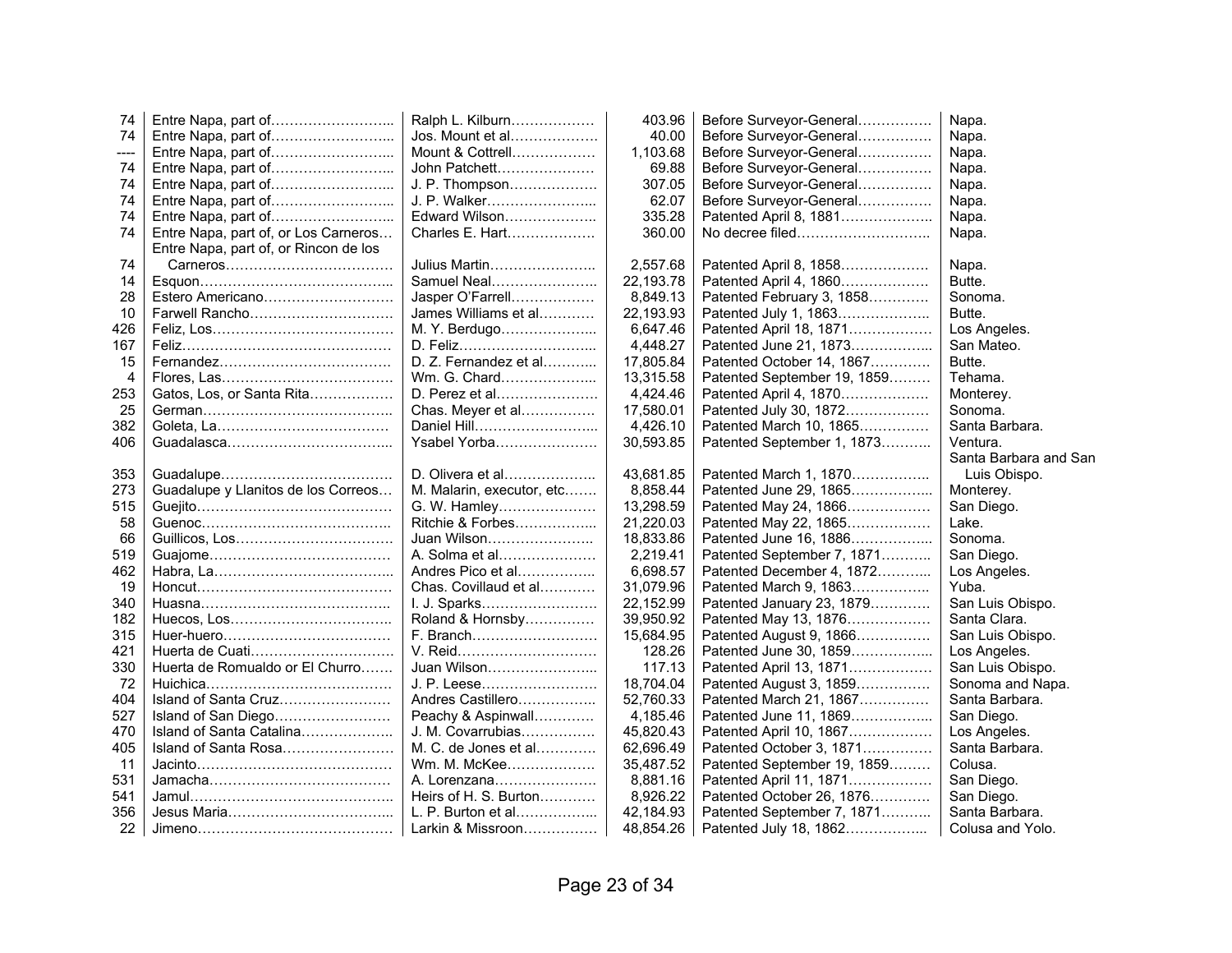| | | | | | |
|---|---|---|---|---|---|
| 74 | Entre Napa, part of | Ralph L. Kilburn | 403.96 | Before Surveyor-General | Napa. |
| 74 | Entre Napa, part of | Jos. Mount et al | 40.00 | Before Surveyor-General | Napa. |
| ---- | Entre Napa, part of | Mount & Cottrell | 1,103.68 | Before Surveyor-General | Napa. |
| 74 | Entre Napa, part of | John Patchett | 69.88 | Before Surveyor-General | Napa. |
| 74 | Entre Napa, part of | J. P. Thompson | 307.05 | Before Surveyor-General | Napa. |
| 74 | Entre Napa, part of | J. P. Walker | 62.07 | Before Surveyor-General | Napa. |
| 74 | Entre Napa, part of | Edward Wilson | 335.28 | Patented April 8, 1881 | Napa. |
| 74 | Entre Napa, part of, or Los Carneros | Charles E. Hart | 360.00 | No decree filed | Napa. |
| 74 | Entre Napa, part of, or Rincon de los Carneros | Julius Martin | 2,557.68 | Patented April 8, 1858 | Napa. |
| 14 | Esquon | Samuel Neal | 22,193.78 | Patented April 4, 1860 | Butte. |
| 28 | Estero Americano | Jasper O'Farrell | 8,849.13 | Patented February 3, 1858 | Sonoma. |
| 10 | Farwell Rancho | James Williams et al | 22,193.93 | Patented July 1, 1863 | Butte. |
| 426 | Feliz, Los | M. Y. Berdugo | 6,647.46 | Patented April 18, 1871 | Los Angeles. |
| 167 | Feliz | D. Feliz | 4,448.27 | Patented June 21, 1873 | San Mateo. |
| 15 | Fernandez | D. Z. Fernandez et al | 17,805.84 | Patented October 14, 1867 | Butte. |
| 4 | Flores, Las | Wm. G. Chard | 13,315.58 | Patented September 19, 1859 | Tehama. |
| 253 | Gatos, Los, or Santa Rita | D. Perez et al | 4,424.46 | Patented April 4, 1870 | Monterey. |
| 25 | German | Chas. Meyer et al | 17,580.01 | Patented July 30, 1872 | Sonoma. |
| 382 | Goleta, La | Daniel Hill | 4,426.10 | Patented March 10, 1865 | Santa Barbara. |
| 406 | Guadalasca | Ysabel Yorba | 30,593.85 | Patented September 1, 1873 | Ventura. |
| 353 | Guadalupe | D. Olivera et al | 43,681.85 | Patented March 1, 1870 | Santa Barbara and San Luis Obispo. |
| 273 | Guadalupe y Llanitos de los Correos | M. Malarin, executor, etc | 8,858.44 | Patented June 29, 1865 | Monterey. |
| 515 | Guejito | G. W. Hamley | 13,298.59 | Patented May 24, 1866 | San Diego. |
| 58 | Guenoc | Ritchie & Forbes | 21,220.03 | Patented May 22, 1865 | Lake. |
| 66 | Guillicos, Los | Juan Wilson | 18,833.86 | Patented June 16, 1886 | Sonoma. |
| 519 | Guajome | A. Solma et al | 2,219.41 | Patented September 7, 1871 | San Diego. |
| 462 | Habra, La | Andres Pico et al | 6,698.57 | Patented December 4, 1872 | Los Angeles. |
| 19 | Honcut | Chas. Covillaud et al | 31,079.96 | Patented March 9, 1863 | Yuba. |
| 340 | Huasna | I. J. Sparks | 22,152.99 | Patented January 23, 1879 | San Luis Obispo. |
| 182 | Huecos, Los | Roland & Hornsby | 39,950.92 | Patented May 13, 1876 | Santa Clara. |
| 315 | Huer-huero | F. Branch | 15,684.95 | Patented August 9, 1866 | San Luis Obispo. |
| 421 | Huerta de Cuati | V. Reid | 128.26 | Patented June 30, 1859 | Los Angeles. |
| 330 | Huerta de Romualdo or El Churro | Juan Wilson | 117.13 | Patented April 13, 1871 | San Luis Obispo. |
| 72 | Huichica | J. P. Leese | 18,704.04 | Patented August 3, 1859 | Sonoma and Napa. |
| 404 | Island of Santa Cruz | Andres Castillero | 52,760.33 | Patented March 21, 1867 | Santa Barbara. |
| 527 | Island of San Diego | Peachy & Aspinwall | 4,185.46 | Patented June 11, 1869 | San Diego. |
| 470 | Island of Santa Catalina | J. M. Covarrubias | 45,820.43 | Patented April 10, 1867 | Los Angeles. |
| 405 | Island of Santa Rosa | M. C. de Jones et al | 62,696.49 | Patented October 3, 1871 | Santa Barbara. |
| 11 | Jacinto | Wm. M. McKee | 35,487.52 | Patented September 19, 1859 | Colusa. |
| 531 | Jamacha | A. Lorenzana | 8,881.16 | Patented April 11, 1871 | San Diego. |
| 541 | Jamul | Heirs of H. S. Burton | 8,926.22 | Patented October 26, 1876 | San Diego. |
| 356 | Jesus Maria | L. P. Burton et al | 42,184.93 | Patented September 7, 1871 | Santa Barbara. |
| 22 | Jimeno | Larkin & Missroon | 48,854.26 | Patented July 18, 1862 | Colusa and Yolo. |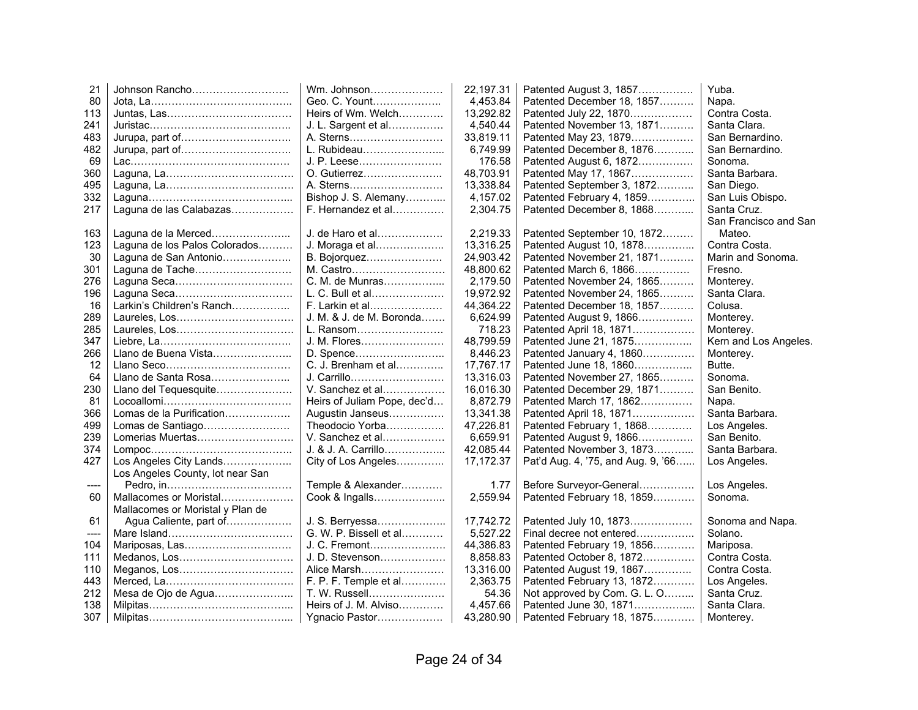| | | | | | |
|---|---|---|---|---|---|
| 21 | Johnson Rancho | Wm. Johnson | 22,197.31 | Patented August 3, 1857 | Yuba. |
| 80 | Jota, La | Geo. C. Yount | 4,453.84 | Patented December 18, 1857 | Napa. |
| 113 | Juntas, Las | Heirs of Wm. Welch | 13,292.82 | Patented July 22, 1870 | Contra Costa. |
| 241 | Juristac | J. L. Sargent et al | 4,540.44 | Patented November 13, 1871 | Santa Clara. |
| 483 | Jurupa, part of | A. Sterns | 33,819.11 | Patented May 23, 1879 | San Bernardino. |
| 482 | Jurupa, part of | L. Rubideau | 6,749.99 | Patented December 8, 1876 | San Bernardino. |
| 69 | Lac | J. P. Leese | 176.58 | Patented August 6, 1872 | Sonoma. |
| 360 | Laguna, La | O. Gutierrez | 48,703.91 | Patented May 17, 1867 | Santa Barbara. |
| 495 | Laguna, La | A. Sterns | 13,338.84 | Patented September 3, 1872 | San Diego. |
| 332 | Laguna | Bishop J. S. Alemany | 4,157.02 | Patented February 4, 1859 | San Luis Obispo. |
| 217 | Laguna de las Calabazas | F. Hernandez et al | 2,304.75 | Patented December 8, 1868 | Santa Cruz. |
| 163 | Laguna de la Merced | J. de Haro et al | 2,219.33 | Patented September 10, 1872 | San Francisco and San Mateo. |
| 123 | Laguna de los Palos Colorados | J. Moraga et al | 13,316.25 | Patented August 10, 1878 | Contra Costa. |
| 30 | Laguna de San Antonio | B. Bojorquez | 24,903.42 | Patented November 21, 1871 | Marin and Sonoma. |
| 301 | Laguna de Tache | M. Castro | 48,800.62 | Patented March 6, 1866 | Fresno. |
| 276 | Laguna Seca | C. M. de Munras | 2,179.50 | Patented November 24, 1865 | Monterey. |
| 196 | Laguna Seca | L. C. Bull et al | 19,972.92 | Patented November 24, 1865 | Santa Clara. |
| 16 | Larkin's Children's Ranch | F. Larkin et al | 44,364.22 | Patented December 18, 1857 | Colusa. |
| 289 | Laureles, Los | J. M. & J. de M. Boronda | 6,624.99 | Patented August 9, 1866 | Monterey. |
| 285 | Laureles, Los | L. Ransom | 718.23 | Patented April 18, 1871 | Monterey. |
| 347 | Liebre, La | J. M. Flores | 48,799.59 | Patented June 21, 1875 | Kern and Los Angeles. |
| 266 | Llano de Buena Vista | D. Spence | 8,446.23 | Patented January 4, 1860 | Monterey. |
| 12 | Llano Seco | C. J. Brenham et al | 17,767.17 | Patented June 18, 1860 | Butte. |
| 64 | Llano de Santa Rosa | J. Carrillo | 13,316.03 | Patented November 27, 1865 | Sonoma. |
| 230 | Llano del Tequesquite | V. Sanchez et al | 16,016.30 | Patented December 29, 1871 | San Benito. |
| 81 | Locoallomi | Heirs of Juliam Pope, dec'd | 8,872.79 | Patented March 17, 1862 | Napa. |
| 366 | Lomas de la Purification | Augustin Janseus | 13,341.38 | Patented April 18, 1871 | Santa Barbara. |
| 499 | Lomas de Santiago | Theodocio Yorba | 47,226.81 | Patented February 1, 1868 | Los Angeles. |
| 239 | Lomerias Muertas | V. Sanchez et al | 6,659.91 | Patented August 9, 1866 | San Benito. |
| 374 | Lompoc | J. & J. A. Carrillo | 42,085.44 | Patented November 3, 1873 | Santa Barbara. |
| 427 | Los Angeles City Lands | City of Los Angeles | 17,172.37 | Pat'd Aug. 4, '75, and Aug. 9, '66 | Los Angeles. |
| ---- | Los Angeles County, lot near San Pedro, in | Temple & Alexander | 1.77 | Before Surveyor-General | Los Angeles. |
| 60 | Mallacomes or Moristal | Cook & Ingalls | 2,559.94 | Patented February 18, 1859 | Sonoma. |
| 61 | Mallacomes or Moristal y Plan de Agua Caliente, part of | J. S. Berryessa | 17,742.72 | Patented July 10, 1873 | Sonoma and Napa. |
| ---- | Mare Island | G. W. P. Bissell et al | 5,527.22 | Final decree not entered | Solano. |
| 104 | Mariposas, Las | J. C. Fremont | 44,386.83 | Patented February 19, 1856 | Mariposa. |
| 111 | Medanos, Los | J. D. Stevenson | 8,858.83 | Patented October 8, 1872 | Contra Costa. |
| 110 | Meganos, Los | Alice Marsh | 13,316.00 | Patented August 19, 1867 | Contra Costa. |
| 443 | Merced, La | F. P. F. Temple et al | 2,363.75 | Patented February 13, 1872 | Los Angeles. |
| 212 | Mesa de Ojo de Agua | T. W. Russell | 54.36 | Not approved by Com. G. L. O | Santa Cruz. |
| 138 | Milpitas | Heirs of J. M. Alviso | 4,457.66 | Patented June 30, 1871 | Santa Clara. |
| 307 | Milpitas | Ygnacio Pastor | 43,280.90 | Patented February 18, 1875 | Monterey. |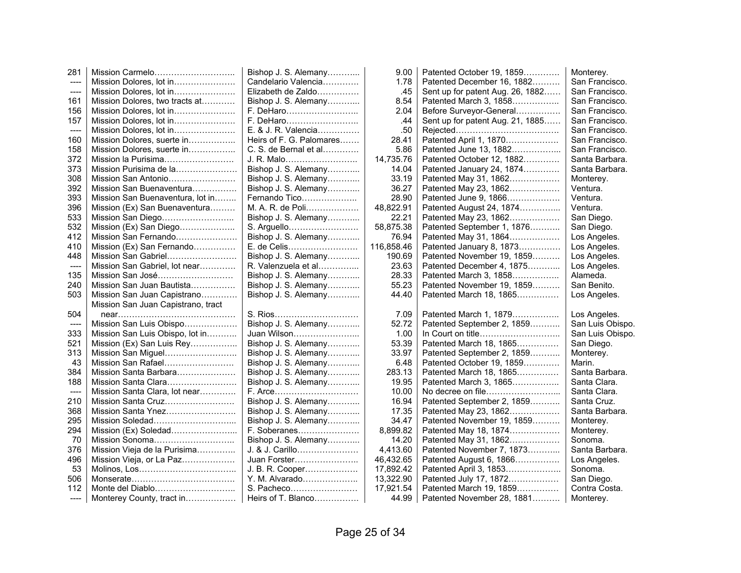| | | | | | |
|---|---|---|---|---|---|
| 281 | Mission Carmelo………………………. | Bishop J. S. Alemany……….. | 9.00 | Patented October 19, 1859………… | Monterey. |
| ---- | Mission Dolores, lot in………………… | Candelario Valencia………… | 1.78 | Patented December 16, 1882………. | San Francisco. |
| ---- | Mission Dolores, lot in………………… | Elizabeth de Zaldo………….. | .45 | Sent up for patent Aug. 26, 1882…… | San Francisco. |
| 161 | Mission Dolores, two tracts at………… | Bishop J. S. Alemany……….. | 8.54 | Patented March 3, 1858…………….. | San Francisco. |
| 156 | Mission Dolores, lot in………………… | F. DeHaro……………………. | 2.04 | Before Surveyor-General……………. | San Francisco. |
| 157 | Mission Dolores, lot in………………… | F. DeHaro……………………. | .44 | Sent up for patent Aug. 21, 1885…… | San Francisco. |
| ---- | Mission Dolores, lot in………………… | E. & J. R. Valencia………….. | .50 | Rejected……………………………… | San Francisco. |
| 160 | Mission Dolores, suerte in…………….. | Heirs of F. G. Palomares……. | 28.41 | Patented April 1, 1870………………. | San Francisco. |
| 158 | Mission Dolores, suerte in…………….. | C. S. de Bernal et al………… | 5.86 | Patented June 13, 1882…………….. | San Francisco. |
| 372 | Mission la Purisima……………………. | J. R. Malo……………………. | 14,735.76 | Patented October 12, 1882………… | Santa Barbara. |
| 373 | Mission Purisima de la………………… | Bishop J. S. Alemany……….. | 14.04 | Patented January 24, 1874…………. | Santa Barbara. |
| 308 | Mission San Antonio…………………… | Bishop J. S. Alemany……….. | 33.19 | Patented May 31, 1862……………… | Monterey. |
| 392 | Mission San Buenaventura…………… | Bishop J. S. Alemany……….. | 36.27 | Patented May 23, 1862……………… | Ventura. |
| 393 | Mission San Buenaventura, lot in…….. | Fernando Tico……………….. | 28.90 | Patented June 9, 1866………………. | Ventura. |
| 396 | Mission (Ex) San Buenaventura……… | M. A. R. de Poli……………… | 48,822.91 | Patented August 24, 1874………….. | Ventura. |
| 533 | Mission San Diego…………………….. | Bishop J. S. Alemany……….. | 22.21 | Patented May 23, 1862……………… | San Diego. |
| 532 | Mission (Ex) San Diego……………….. | S. Arguello…………………… | 58,875.38 | Patented September 1, 1876……….. | San Diego. |
| 412 | Mission San Fernando…………………. | Bishop J. S. Alemany……….. | 76.94 | Patented May 31, 1864……………… | Los Angeles. |
| 410 | Mission (Ex) San Fernando…………… | E. de Celis……………………. | 116,858.46 | Patented January 8, 1873…………… | Los Angeles. |
| 448 | Mission San Gabriel……………………. | Bishop J. S. Alemany……….. | 190.69 | Patented November 19, 1859………. | Los Angeles. |
| ---- | Mission San Gabriel, lot near………… | R. Valenzuela et al………….. | 23.63 | Patented December 4, 1875………... | Los Angeles. |
| 135 | Mission San José……………………… | Bishop J. S. Alemany……….. | 28.33 | Patented March 3, 1858…………….. | Alameda. |
| 240 | Mission San Juan Bautista……………. | Bishop J. S. Alemany……….. | 55.23 | Patented November 19, 1859………. | San Benito. |
| 503 | Mission San Juan Capistrano………… | Bishop J. S. Alemany……….. | 44.40 | Patented March 18, 1865…………… | Los Angeles. |
| 504 | Mission San Juan Capistrano, tract near……………………………………. | S. Rios………………………… | 7.09 | Patented March 1, 1879…………….. | Los Angeles. |
| ---- | Mission San Luis Obispo………………. | Bishop J. S. Alemany……….. | 52.72 | Patented September 2, 1859……….. | San Luis Obispo. |
| 333 | Mission San Luis Obispo, lot in………. | Juan Wilson………………….. | 1.00 | In Court on title……………………….. | San Luis Obispo. |
| 521 | Mission (Ex) San Luis Rey……………. | Bishop J. S. Alemany……….. | 53.39 | Patented March 18, 1865…………… | San Diego. |
| 313 | Mission San Miguel……………………. | Bishop J. S. Alemany……….. | 33.97 | Patented September 2, 1859……….. | Monterey. |
| 43 | Mission San Rafael……………………. | Bishop J. S. Alemany……….. | 6.48 | Patented October 19, 1859………… | Marin. |
| 384 | Mission Santa Barbara………………… | Bishop J. S. Alemany……….. | 283.13 | Patented March 18, 1865…………… | Santa Barbara. |
| 188 | Mission Santa Clara……………………. | Bishop J. S. Alemany……….. | 19.95 | Patented March 3, 1865…………….. | Santa Clara. |
| ---- | Mission Santa Clara, lot near………… | F. Arce………………………… | 10.00 | No decree on file……………………... | Santa Clara. |
| 210 | Mission Santa Cruz……………………. | Bishop J. S. Alemany……….. | 16.94 | Patented September 2, 1859……….. | Santa Cruz. |
| 368 | Mission Santa Ynez……………………. | Bishop J. S. Alemany……….. | 17.35 | Patented May 23, 1862……………… | Santa Barbara. |
| 295 | Mission Soledad………………………... | Bishop J. S. Alemany……….. | 34.47 | Patented November 19, 1859………. | Monterey. |
| 294 | Mission (Ex) Soledad…………………... | F. Soberanes………………… | 8,899.82 | Patented May 18, 1874……………… | Monterey. |
| 70 | Mission Sonoma………………………. | Bishop J. S. Alemany……….. | 14.20 | Patented May 31, 1862……………… | Sonoma. |
| 376 | Mission Vieja de la Purisima………….. | J. & J. Carillo………………… | 4,413.60 | Patented November 7, 1873……….. | Santa Barbara. |
| 496 | Mission Vieja, or La Paz………………. | Juan Forster………………….. | 46,432.65 | Patented August 6, 1866……………. | Los Angeles. |
| 53 | Molinos, Los……………………………. | J. B. R. Cooper……………… | 17,892.42 | Patented April 3, 1853………………. | Sonoma. |
| 506 | Monserate………………………………. | Y. M. Alvarado……………….. | 13,322.90 | Patented July 17, 1872……………… | San Diego. |
| 112 | Monte del Diablo……………………….. | S. Pacheco…………………… | 17,921.54 | Patented March 19, 1859…………… | Contra Costa. |
| ---- | Monterey County, tract in……………… | Heirs of T. Blanco……………. | 44.99 | Patented November 28, 1881………. | Monterey. |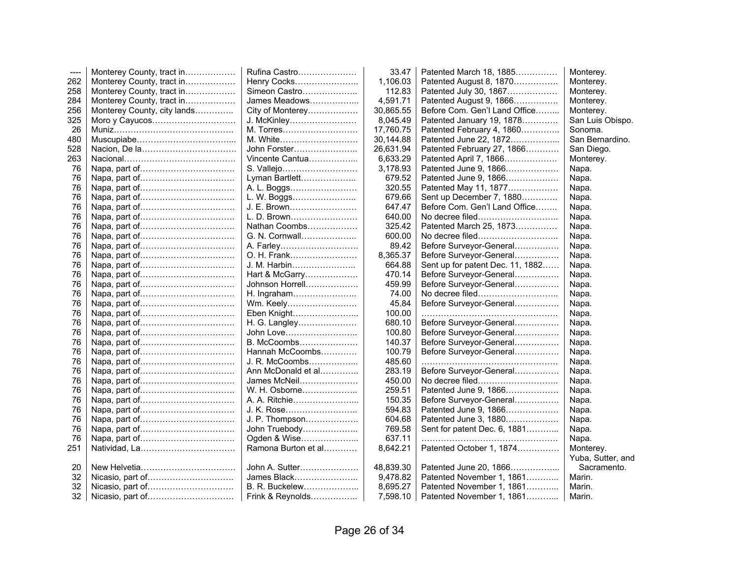| | | | | | |
|---|---|---|---|---|---|
| ---- | Monterey County, tract in……………… | Rufina Castro………………… | 33.47 | Patented March 18, 1885…………… | Monterey. |
| 262 | Monterey County, tract in……………… | Henry Cocks………………….. | 1,106.03 | Patented August 8, 1870…………… | Monterey. |
| 258 | Monterey County, tract in……………… | Simeon Castro……………….. | 112.83 | Patented July 30, 1867……………… | Monterey. |
| 284 | Monterey County, tract in……………… | James Meadows……………... | 4,591.71 | Patented August 9, 1866……………. | Monterey. |
| 256 | Monterey County, city lands………….. | City of Monterey……………… | 30,865.55 | Before Com. Gen'l Land Office…….. | Monterey. |
| 325 | Moro y Cayucos………………………… | J. McKinley…………………… | 8,045.49 | Patented January 19, 1878………… | San Luis Obispo. |
| 26 | Muniz……………………………………. | M. Torres……………………… | 17,760.75 | Patented February 4, 1860………….. | Sonoma. |
| 480 | Muscupiabe……………………………... | M. White……………………… | 30,144.88 | Patented June 22, 1872……………... | San Bernardino. |
| 528 | Nacion, De la…………………………… | John Forster………………….. | 26,631.94 | Patented February 27, 1866………… | San Diego. |
| 263 | Nacional………………………………… | Vincente Cantua……………... | 6,633.29 | Patented April 7, 1866……………… | Monterey. |
| 76 | Napa, part of…………………………… | S. Vallejo……………………… | 3,178.93 | Patented June 9, 1866……………… | Napa. |
| 76 | Napa, part of…………………………… | Lyman Bartlett……………….. | 679.52 | Patented June 9, 1866……………… | Napa. |
| 76 | Napa, part of…………………………… | A. L. Boggs…………………… | 320.55 | Patented May 11, 1877……………… | Napa. |
| 76 | Napa, part of…………………………… | L. W. Boggs………………….. | 679.66 | Sent up December 7, 1880………… | Napa. |
| 76 | Napa, part of…………………………… | J. E. Brown…………………… | 647.47 | Before Com. Gen'l Land Office…….. | Napa. |
| 76 | Napa, part of…………………………… | L. D. Brown…………………… | 640.00 | No decree filed……………………….. | Napa. |
| 76 | Napa, part of…………………………… | Nathan Coombs……………… | 325.42 | Patented March 25, 1873…………… | Napa. |
| 76 | Napa, part of…………………………… | G. N. Cornwall……………….. | 600.00 | No decree filed……………………….. | Napa. |
| 76 | Napa, part of…………………………… | A. Farley……………………… | 89.42 | Before Surveyor-General……………. | Napa. |
| 76 | Napa, part of…………………………… | O. H. Frank…………………… | 8,365.37 | Before Surveyor-General……………. | Napa. |
| 76 | Napa, part of…………………………… | J. M. Harbin………………….. | 664.88 | Sent up for patent Dec. 11, 1882…… | Napa. |
| 76 | Napa, part of…………………………… | Hart & McGarry……………… | 470.14 | Before Surveyor-General……………. | Napa. |
| 76 | Napa, part of…………………………… | Johnson Horrell……………… | 459.99 | Before Surveyor-General……………. | Napa. |
| 76 | Napa, part of…………………………… | H. Ingraham………………….. | 74.00 | No decree filed……………………….. | Napa. |
| 76 | Napa, part of…………………………… | Wm. Keely……………………. | 45.84 | Before Surveyor-General……………. | Napa. |
| 76 | Napa, part of…………………………… | Eben Knight…………………... | 100.00 | …………………………………………. | Napa. |
| 76 | Napa, part of…………………………… | H. G. Langley………………… | 680.10 | Before Surveyor-General……………. | Napa. |
| 76 | Napa, part of…………………………… | John Love…………………….. | 100.80 | Before Surveyor-General……………. | Napa. |
| 76 | Napa, part of…………………………… | B. McCoombs………………… | 140.37 | Before Surveyor-General……………. | Napa. |
| 76 | Napa, part of…………………………… | Hannah McCoombs………… | 100.79 | Before Surveyor-General……………. | Napa. |
| 76 | Napa, part of…………………………… | J. R. McCoombs……………... | 485.60 | …………………………………………. | Napa. |
| 76 | Napa, part of…………………………… | Ann McDonald et al…………. | 283.19 | Before Surveyor-General……………. | Napa. |
| 76 | Napa, part of…………………………… | James McNeil………………… | 450.00 | No decree filed……………………….. | Napa. |
| 76 | Napa, part of…………………………… | W. H. Osborne……………….. | 259.51 | Patented June 9, 1866……………… | Napa. |
| 76 | Napa, part of…………………………… | A. A. Ritchie…………………... | 150.35 | Before Surveyor-General……………. | Napa. |
| 76 | Napa, part of…………………………… | J. K. Rose…………………….. | 594.83 | Patented June 9, 1866……………… | Napa. |
| 76 | Napa, part of…………………………… | J. P. Thompson……………… | 604.68 | Patented June 3, 1880……………… | Napa. |
| 76 | Napa, part of…………………………… | John Truebody……………….. | 769.58 | Sent for patent Dec. 6, 1881……….. | Napa. |
| 76 | Napa, part of…………………………… | Ogden & Wise………………... | 637.11 | …………………………………………. | Napa. |
| 251 | Natividad, La…………………………… | Ramona Burton et al………… | 8,642.21 | Patented October 1, 1874………….. | Monterey. |
| 20 | New Helvetia…………………………… | John A. Sutter………………… | 48,839.30 | Patented June 20, 1866……………... | Yuba, Sutter, and Sacramento. |
| 32 | Nicasio, part of………………………… | James Black………………….. | 9,478.82 | Patented November 1, 1861……….. | Marin. |
| 32 | Nicasio, part of………………………… | B. R. Buckelew……………….. | 8,695.27 | Patented November 1, 1861……….. | Marin. |
| 32 | Nicasio, part of………………………… | Frink & Reynolds…………….. | 7,598.10 | Patented November 1, 1861……….. | Marin. |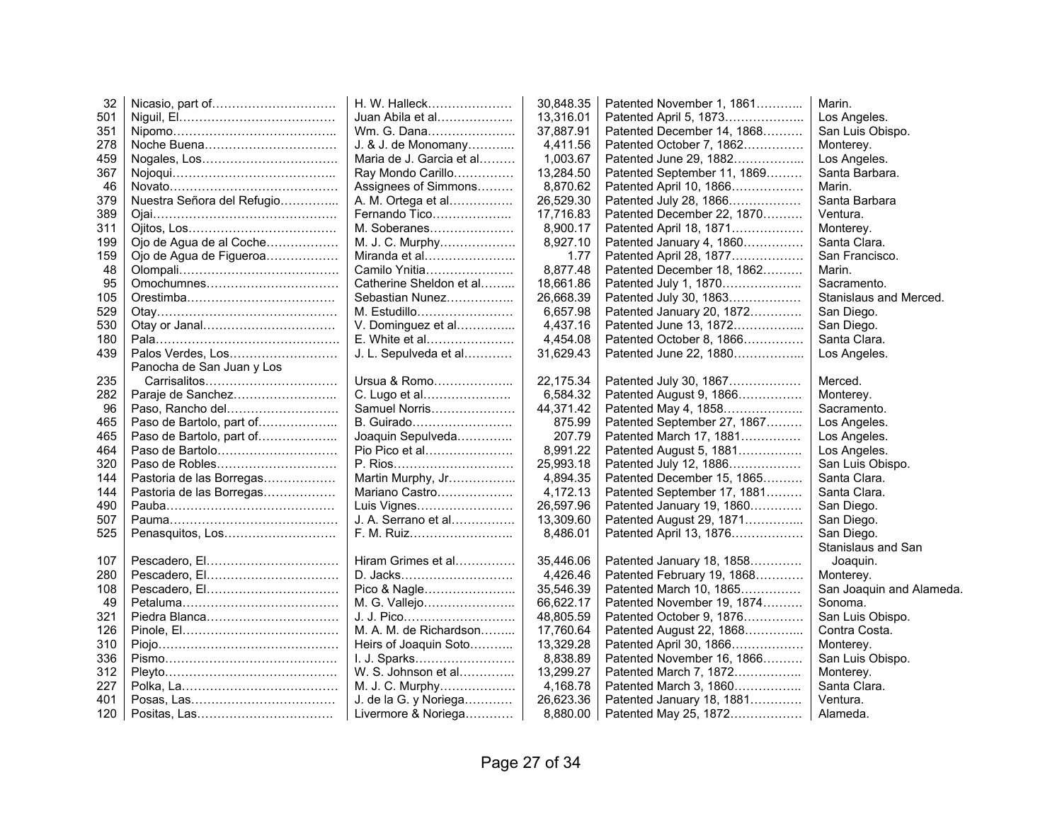| | | | | | |
|---|---|---|---|---|---|
| 32 | Nicasio, part of………………………… | H. W. Halleck………………… | 30,848.35 | Patented November 1, 1861……….. | Marin. |
| 501 | Niguil, El………………………………… | Juan Abila et al……………… | 13,316.01 | Patented April 5, 1873……………….. | Los Angeles. |
| 351 | Nipomo………………………………….. | Wm. G. Dana………………… | 37,887.91 | Patented December 14, 1868………. | San Luis Obispo. |
| 278 | Noche Buena…………………………… | J. & J. de Monomany……….. | 4,411.56 | Patented October 7, 1862…………… | Monterey. |
| 459 | Nogales, Los……………………………. | Maria de J. Garcia et al……… | 1,003.67 | Patented June 29, 1882…………….. | Los Angeles. |
| 367 | Nojoqui………………………………….. | Ray Mondo Carillo………….. | 13,284.50 | Patented September 11, 1869……… | Santa Barbara. |
| 46 | Novato…………………………………… | Assignees of Simmons……… | 8,870.62 | Patented April 10, 1866……………… | Marin. |
| 379 | Nuestra Señora del Refugio………….. | A. M. Ortega et al…………… | 26,529.30 | Patented July 28, 1866……………… | Santa Barbara |
| 389 | Ojai………………………………………. | Fernando Tico……………….. | 17,716.83 | Patented December 22, 1870………. | Ventura. |
| 311 | Ojitos, Los………………………………. | M. Soberanes………………… | 8,900.17 | Patented April 18, 1871……………… | Monterey. |
| 199 | Ojo de Agua de al Coche……………… | M. J. C. Murphy……………… | 8,927.10 | Patented January 4, 1860…………… | Santa Clara. |
| 159 | Ojo de Agua de Figueroa……………… | Miranda et al………………….. | 1.77 | Patented April 28, 1877……………… | San Francisco. |
| 48 | Olompali…………………………………. | Camilo Ynitia………………… | 8,877.48 | Patented December 18, 1862………. | Marin. |
| 95 | Omochumnes…………………………… | Catherine Sheldon et al…….. | 18,661.86 | Patented July 1, 1870………………. | Sacramento. |
| 105 | Orestimba………………………………. | Sebastian Nunez……………. | 26,668.39 | Patented July 30, 1863……………… | Stanislaus and Merced. |
| 529 | Otay……………………………………… | M. Estudillo………………….. | 6,657.98 | Patented January 20, 1872…………. | San Diego. |
| 530 | Otay or Janal……………………………. | V. Dominguez et al………….. | 4,437.16 | Patented June 13, 1872…………….. | San Diego. |
| 180 | Pala………………………………………. | E. White et al………………… | 4,454.08 | Patented October 8, 1866……………… | Santa Clara. |
| 439 | Palos Verdes, Los……………………… | J. L. Sepulveda et al………… | 31,629.43 | Patented June 22, 1880…………….. | Los Angeles. |
| 235 | Panocha de San Juan y Los Carrisalitos…………………………… | Ursua & Romo……………….. | 22,175.34 | Patented July 30, 1867……………… | Merced. |
| 282 | Paraje de Sanchez…………………….. | C. Lugo et al…………………. | 6,584.32 | Patented August 9, 1866…………… | Monterey. |
| 96 | Paso, Rancho del………………………. | Samuel Norris………………… | 44,371.42 | Patented May 4, 1858……………….. | Sacramento. |
| 465 | Paso de Bartolo, part of……………….. | B. Guirado……………………. | 875.99 | Patented September 27, 1867……… | Los Angeles. |
| 465 | Paso de Bartolo, part of……………….. | Joaquin Sepulveda…………. | 207.79 | Patented March 17, 1881…………… | Los Angeles. |
| 464 | Paso de Bartolo………………………… | Pio Pico et al…………………. | 8,991.22 | Patented August 5, 1881……………. | Los Angeles. |
| 320 | Paso de Robles…………………………. | P. Rios………………………… | 25,993.18 | Patented July 12, 1886……………… | San Luis Obispo. |
| 144 | Pastoria de las Borregas……………… | Martin Murphy, Jr……………. | 4,894.35 | Patented December 15, 1865………. | Santa Clara. |
| 144 | Pastoria de las Borregas……………… | Mariano Castro………………. | 4,172.13 | Patented September 17, 1881……… | Santa Clara. |
| 490 | Pauba……………………………………. | Luis Vignes…………………… | 26,597.96 | Patented January 19, 1860………… | San Diego. |
| 507 | Pauma……………………………………. | J. A. Serrano et al…………… | 13,309.60 | Patented August 29, 1871………….. | San Diego. |
| 525 | Penasquitos, Los……………………….. | F. M. Ruiz……………………. | 8,486.01 | Patented April 13, 1876……………… | San Diego. |
| 107 | Pescadero, El…………………………… | Hiram Grimes et al………….. | 35,446.06 | Patented January 18, 1858………… | Stanislaus and San Joaquin. |
| 280 | Pescadero, El…………………………… | D. Jacks……………………… | 4,426.46 | Patented February 19, 1868……….. | Monterey. |
| 108 | Pescadero, El…………………………… | Pico & Nagle…………………. | 35,546.39 | Patented March 10, 1865…………… | San Joaquin and Alameda. |
| 49 | Petaluma………………………………… | M. G. Vallejo…………………. | 66,622.17 | Patented November 19, 1874………. | Sonoma. |
| 321 | Piedra Blanca…………………………… | J. J. Pico……………………… | 48,805.59 | Patented October 9, 1876…………… | San Luis Obispo. |
| 126 | Pinole, El………………………………… | M. A. M. de Richardson…….. | 17,760.64 | Patented August 22, 1868………….. | Contra Costa. |
| 310 | Piojo……………………………………… | Heirs of Joaquin Soto………. | 13,329.28 | Patented April 30, 1866……………… | Monterey. |
| 336 | Pismo……………………………………. | I. J. Sparks…………………… | 8,838.89 | Patented November 16, 1866………. | San Luis Obispo. |
| 312 | Pleyto……………………………………. | W. S. Johnson et al…………. | 13,299.27 | Patented March 7, 1872……………. | Monterey. |
| 227 | Polka, La………………………………… | M. J. C. Murphy……………… | 4,168.78 | Patented March 3, 1860……………. | Santa Clara. |
| 401 | Posas, Las……………………………… | J. de la G. y Noriega………… | 26,623.36 | Patented January 18, 1881………… | Ventura. |
| 120 | Positas, Las……………………………. | Livermore & Noriega………… | 8,880.00 | Patented May 25, 1872……………… | Alameda. |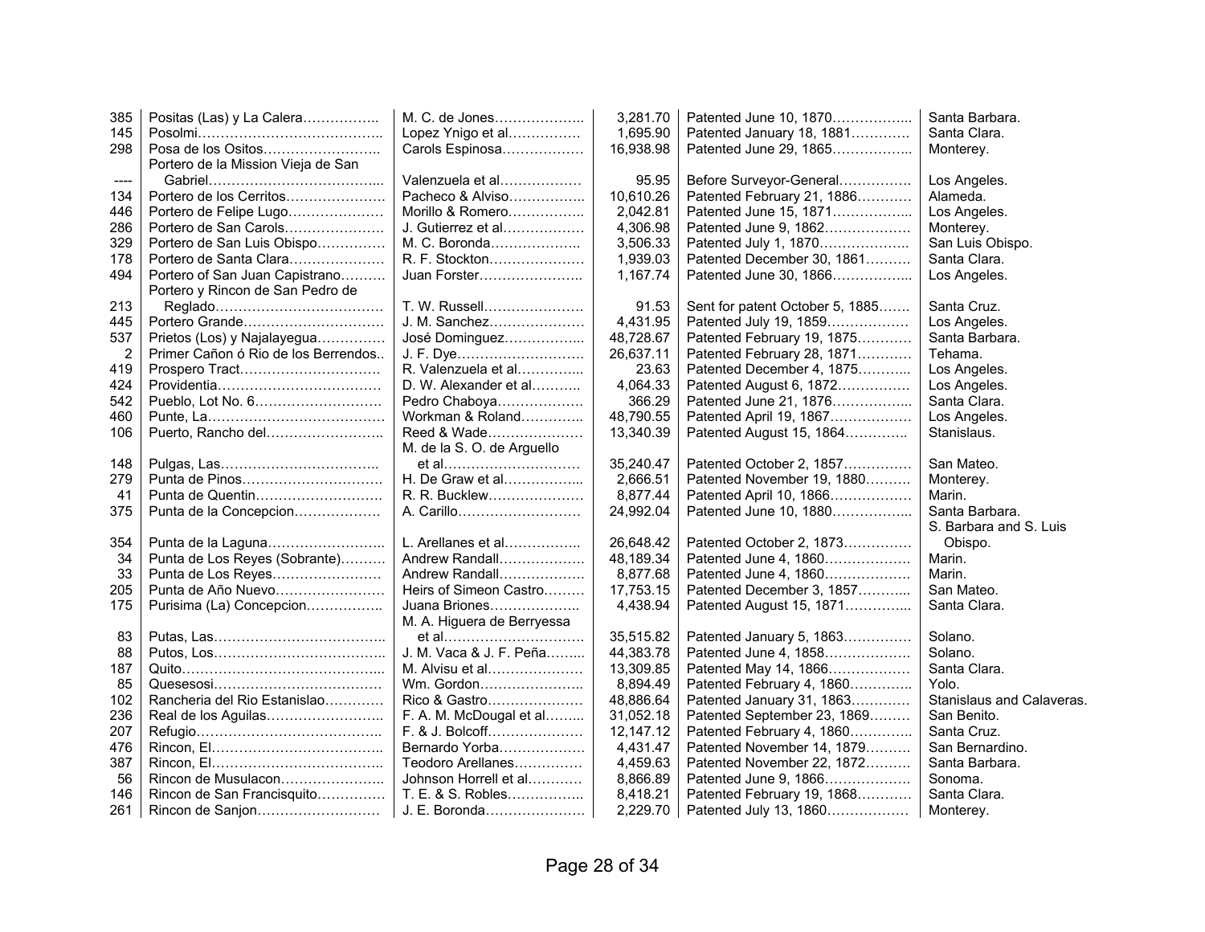| | | | | | |
|---|---|---|---|---|---|
| 385 | Positas (Las) y La Calera…………….. | M. C. de Jones……………….. | 3,281.70 | Patented June 10, 1870…………….. | Santa Barbara. |
| 145 | Posolmi………………………………….. | Lopez Ynigo et al…………… | 1,695.90 | Patented January 18, 1881………… | Santa Clara. |
| 298 | Posa de los Ositos…………………….. | Carols Espinosa……………… | 16,938.98 | Patented June 29, 1865…………….. | Monterey. |
| ---- | Portero de la Mission Vieja de San Gabriel……………………………….. | Valenzuela et al……………… | 95.95 | Before Surveyor-General…………… | Los Angeles. |
| 134 | Portero de los Cerritos………………… | Pacheco & Alviso…………….. | 10,610.26 | Patented February 21, 1886……….. | Alameda. |
| 446 | Portero de Felipe Lugo………………… | Morillo & Romero…………….. | 2,042.81 | Patented June 15, 1871…………….. | Los Angeles. |
| 286 | Portero de San Carols…………………. | J. Gutierrez et al……………… | 4,306.98 | Patented June 9, 1862……………… | Monterey. |
| 329 | Portero de San Luis Obispo…………… | M. C. Boronda……………….. | 3,506.33 | Patented July 1, 1870……………….. | San Luis Obispo. |
| 178 | Portero de Santa Clara………………… | R. F. Stockton………………… | 1,939.03 | Patented December 30, 1861……… | Santa Clara. |
| 494 | Portero of San Juan Capistrano………. | Juan Forster………………….. | 1,167.74 | Patented June 30, 1866…………….. | Los Angeles. |
| 213 | Portero y Rincon de San Pedro de Reglado………………………………. | T. W. Russell………………… | 91.53 | Sent for patent October 5, 1885……. | Santa Cruz. |
| 445 | Portero Grande…………………………. | J. M. Sanchez………………… | 4,431.95 | Patented July 19, 1859……………… | Los Angeles. |
| 537 | Prietos (Los) y Najalayegua…………… | José Dominguez…………….. | 48,728.67 | Patented February 19, 1875……….. | Santa Barbara. |
| 2 | Primer Cañon ó Rio de los Berrendos.. | J. F. Dye……………………… | 26,637.11 | Patented February 28, 1871……….. | Tehama. |
| 419 | Prospero Tract…………………………. | R. Valenzuela et al………….. | 23.63 | Patented December 4, 1875……….. | Los Angeles. |
| 424 | Providentia……………………………… | D. W. Alexander et al……….. | 4,064.33 | Patented August 6, 1872……………. | Los Angeles. |
| 542 | Pueblo, Lot No. 6………………………. | Pedro Chaboya………………. | 366.29 | Patented June 21, 1876…………….. | Santa Clara. |
| 460 | Punte, La……………………………….. | Workman & Roland………….. | 48,790.55 | Patented April 19, 1867…………….. | Los Angeles. |
| 106 | Puerto, Rancho del…………………….. | Reed & Wade………………… | 13,340.39 | Patented August 15, 1864………….. | Stanislaus. |
| 148 | Pulgas, Las…………………………….. | M. de la S. O. de Arguello et al………………………… | 35,240.47 | Patented October 2, 1857…………. | San Mateo. |
| 279 | Punta de Pinos…………………………. | H. De Graw et al…………….. | 2,666.51 | Patented November 19, 1880………. | Monterey. |
| 41 | Punta de Quentin………………………. | R. R. Bucklew………………… | 8,877.44 | Patented April 10, 1866…………….. | Marin. |
| 375 | Punta de la Concepcion………………. | A. Carillo……………………… | 24,992.04 | Patented June 10, 1880…………….. | Santa Barbara. |
| 354 | Punta de la Laguna……………………. | L. Arellanes et al……………. | 26,648.42 | Patented October 2, 1873…………. | S. Barbara and S. Luis Obispo. |
| 34 | Punta de Los Reyes (Sobrante)………. | Andrew Randall……………… | 48,189.34 | Patented June 4, 1860……………… | Marin. |
| 33 | Punta de Los Reyes…………………… | Andrew Randall……………… | 8,877.68 | Patented June 4, 1860……………… | Marin. |
| 205 | Punta de Año Nuevo…………………… | Heirs of Simeon Castro……… | 17,753.15 | Patented December 3, 1857……….. | San Mateo. |
| 175 | Purisima (La) Concepcion……………. | Juana Briones……………….. | 4,438.94 | Patented August 15, 1871………….. | Santa Clara. |
| 83 | Putas, Las……………………………….. | M. A. Higuera de Berryessa et al………………………….. | 35,515.82 | Patented January 5, 1863…………. | Solano. |
| 88 | Putos, Los……………………………….. | J. M. Vaca & J. F. Peña…….. | 44,383.78 | Patented June 4, 1858……………… | Solano. |
| 187 | Quito……………………………………... | M. Alvisu et al………………… | 13,309.85 | Patented May 14, 1866……………… | Santa Clara. |
| 85 | Quesesosi………………………………. | Wm. Gordon………………….. | 8,894.49 | Patented February 4, 1860………….. | Yolo. |
| 102 | Rancheria del Rio Estanislao………… | Rico & Gastro………………… | 48,886.64 | Patented January 31, 1863………… | Stanislaus and Calaveras. |
| 236 | Real de los Aguilas…………………….. | F. A. M. McDougal et al…….. | 31,052.18 | Patented September 23, 1869……… | San Benito. |
| 207 | Refugio………………………………….. | F. & J. Bolcoff………………… | 12,147.12 | Patented February 4, 1860………….. | Santa Cruz. |
| 476 | Rincon, El……………………………….. | Bernardo Yorba………………. | 4,431.47 | Patented November 14, 1879………. | San Bernardino. |
| 387 | Rincon, El……………………………….. | Teodoro Arellanes…………… | 4,459.63 | Patented November 22, 1872………. | Santa Barbara. |
| 56 | Rincon de Musulacon………………….. | Johnson Horrell et al………… | 8,866.89 | Patented June 9, 1866……………… | Sonoma. |
| 146 | Rincon de San Francisquito………….. | T. E. & S. Robles…………….. | 8,418.21 | Patented February 19, 1868……….. | Santa Clara. |
| 261 | Rincon de Sanjon………………………. | J. E. Boronda………………… | 2,229.70 | Patented July 13, 1860……………… | Monterey. |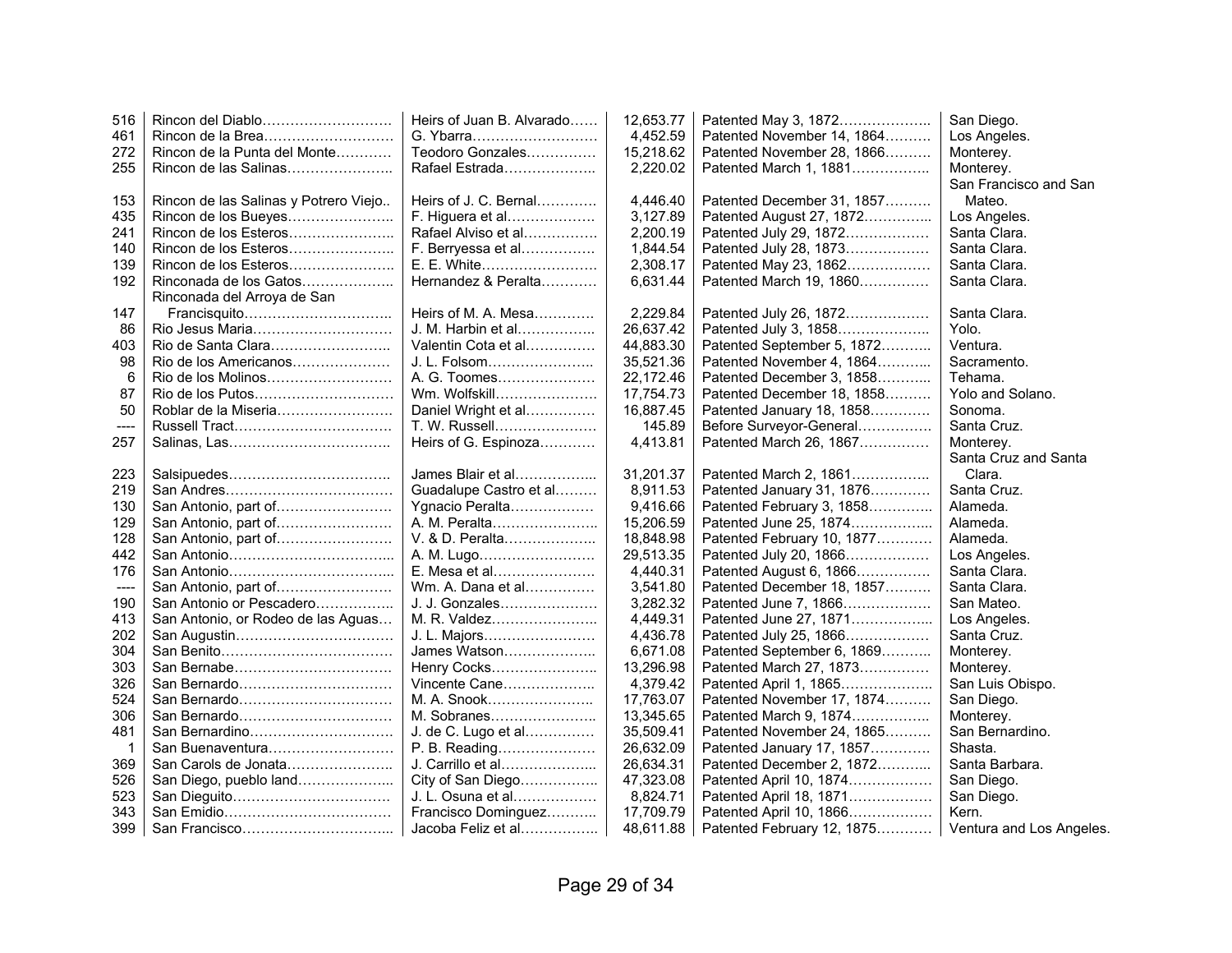| | | | | | |
|---|---|---|---|---|---|
| 516 | Rincon del Diablo………………………. | Heirs of Juan B. Alvarado…… | 12,653.77 | Patented May 3, 1872……………….. | San Diego. |
| 461 | Rincon de la Brea………………………. | G. Ybarra……………………… | 4,452.59 | Patented November 14, 1864………. | Los Angeles. |
| 272 | Rincon de la Punta del Monte………… | Teodoro Gonzales…………… | 15,218.62 | Patented November 28, 1866………. | Monterey. |
| 255 | Rincon de las Salinas………………….. | Rafael Estrada……………….. | 2,220.02 | Patented March 1, 1881…………….. | Monterey. |
| 153 | Rincon de las Salinas y Potrero Viejo.. | Heirs of J. C. Bernal………… | 4,446.40 | Patented December 31, 1857………. | San Francisco and San Mateo. |
| 435 | Rincon de los Bueyes………………….. | F. Higuera et al……………… | 3,127.89 | Patented August 27, 1872………….. | Los Angeles. |
| 241 | Rincon de los Esteros………………….. | Rafael Alviso et al……………. | 2,200.19 | Patented July 29, 1872……………… | Santa Clara. |
| 140 | Rincon de los Esteros………………….. | F. Berryessa et al……………. | 1,844.54 | Patented July 28, 1873……………… | Santa Clara. |
| 139 | Rincon de los Esteros………………….. | E. E. White…………………… | 2,308.17 | Patented May 23, 1862……………… | Santa Clara. |
| 192 | Rinconada de los Gatos……………….. | Hernandez & Peralta………… | 6,631.44 | Patented March 19, 1860…………… | Santa Clara. |
| 147 | Rinconada del Arroya de San Francisquito………………………….. | Heirs of M. A. Mesa………… | 2,229.84 | Patented July 26, 1872……………… | Santa Clara. |
| 86 | Rio Jesus Maria………………………… | J. M. Harbin et al…………….. | 26,637.42 | Patented July 3, 1858……………….. | Yolo. |
| 403 | Rio de Santa Clara……………………... | Valentin Cota et al…………… | 44,883.30 | Patented September 5, 1872……….. | Ventura. |
| 98 | Rio de los Americanos………………… | J. L. Folsom………………….. | 35,521.36 | Patented November 4, 1864………... | Sacramento. |
| 6 | Rio de los Molinos……………………… | A. G. Toomes………………… | 22,172.46 | Patented December 3, 1858………... | Tehama. |
| 87 | Rio de los Putos………………………… | Wm. Wolfskill…………………. | 17,754.73 | Patented December 18, 1858………. | Yolo and Solano. |
| 50 | Roblar de la Miseria……………………. | Daniel Wright et al…………… | 16,887.45 | Patented January 18, 1858………… | Sonoma. |
| ---- | Russell Tract……………………………. | T. W. Russell…………………. | 145.89 | Before Surveyor-General……………. | Santa Cruz. |
| 257 | Salinas, Las…………………………….. | Heirs of G. Espinoza………… | 4,413.81 | Patented March 26, 1867…………… | Monterey. |
| 223 | Salsipuedes…………………………….. | James Blair et al……………... | 31,201.37 | Patented March 2, 1861…………….. | Santa Cruz and Santa Clara. |
| 219 | San Andres……………………………… | Guadalupe Castro et al……… | 8,911.53 | Patented January 31, 1876………… | Santa Cruz. |
| 130 | San Antonio, part of……………………. | Ygnacio Peralta……………… | 9,416.66 | Patented February 3, 1858………….. | Alameda. |
| 129 | San Antonio, part of……………………. | A. M. Peralta………………….. | 15,206.59 | Patented June 25, 1874……………... | Alameda. |
| 128 | San Antonio, part of……………………. | V. & D. Peralta………………. | 18,848.98 | Patented February 10, 1877………… | Alameda. |
| 442 | San Antonio……………………………... | A. M. Lugo……………………. | 29,513.35 | Patented July 20, 1866……………… | Los Angeles. |
| 176 | San Antonio……………………………... | E. Mesa et al…………………. | 4,440.31 | Patented August 6, 1866……………. | Santa Clara. |
| ---- | San Antonio, part of……………………. | Wm. A. Dana et al…………… | 3,541.80 | Patented December 18, 1857………. | Santa Clara. |
| 190 | San Antonio or Pescadero…………….. | J. J. Gonzales………………… | 3,282.32 | Patented June 7, 1866………………. | San Mateo. |
| 413 | San Antonio, or Rodeo de las Aguas… | M. R. Valdez………………….. | 4,449.31 | Patented June 27, 1871……………... | Los Angeles. |
| 202 | San Augustin……………………………. | J. L. Majors…………………… | 4,436.78 | Patented July 25, 1866……………… | Santa Cruz. |
| 304 | San Benito………………………………. | James Watson……………….. | 6,671.08 | Patented September 6, 1869……….. | Monterey. |
| 303 | San Bernabe……………………………. | Henry Cocks………………….. | 13,296.98 | Patented March 27, 1873…………… | Monterey. |
| 326 | San Bernardo……………………………. | Vincente Cane……………….. | 4,379.42 | Patented April 1, 1865……………….. | San Luis Obispo. |
| 524 | San Bernardo……………………………. | M. A. Snook………………….. | 17,763.07 | Patented November 17, 1874………. | San Diego. |
| 306 | San Bernardo……………………………. | M. Sobranes………………….. | 13,345.65 | Patented March 9, 1874…………….. | Monterey. |
| 481 | San Bernardino…………………………. | J. de C. Lugo et al…………… | 35,509.41 | Patented November 24, 1865………. | San Bernardino. |
| 1 | San Buenaventura……………………… | P. B. Reading………………… | 26,632.09 | Patented January 17, 1857………… | Shasta. |
| 369 | San Carols de Jonata………………….. | J. Carrillo et al………………... | 26,634.31 | Patented December 2, 1872………... | Santa Barbara. |
| 526 | San Diego, pueblo land………………… | City of San Diego……………. | 47,323.08 | Patented April 10, 1874……………… | San Diego. |
| 523 | San Dieguito……………………………. | J. L. Osuna et al…………….. | 8,824.71 | Patented April 18, 1871……………… | San Diego. |
| 343 | San Emidio……………………………… | Francisco Dominguez……….. | 17,709.79 | Patented April 10, 1866……………… | Kern. |
| 399 | San Francisco…………………………... | Jacoba Feliz et al……………. | 48,611.88 | Patented February 12, 1875………… | Ventura and Los Angeles. |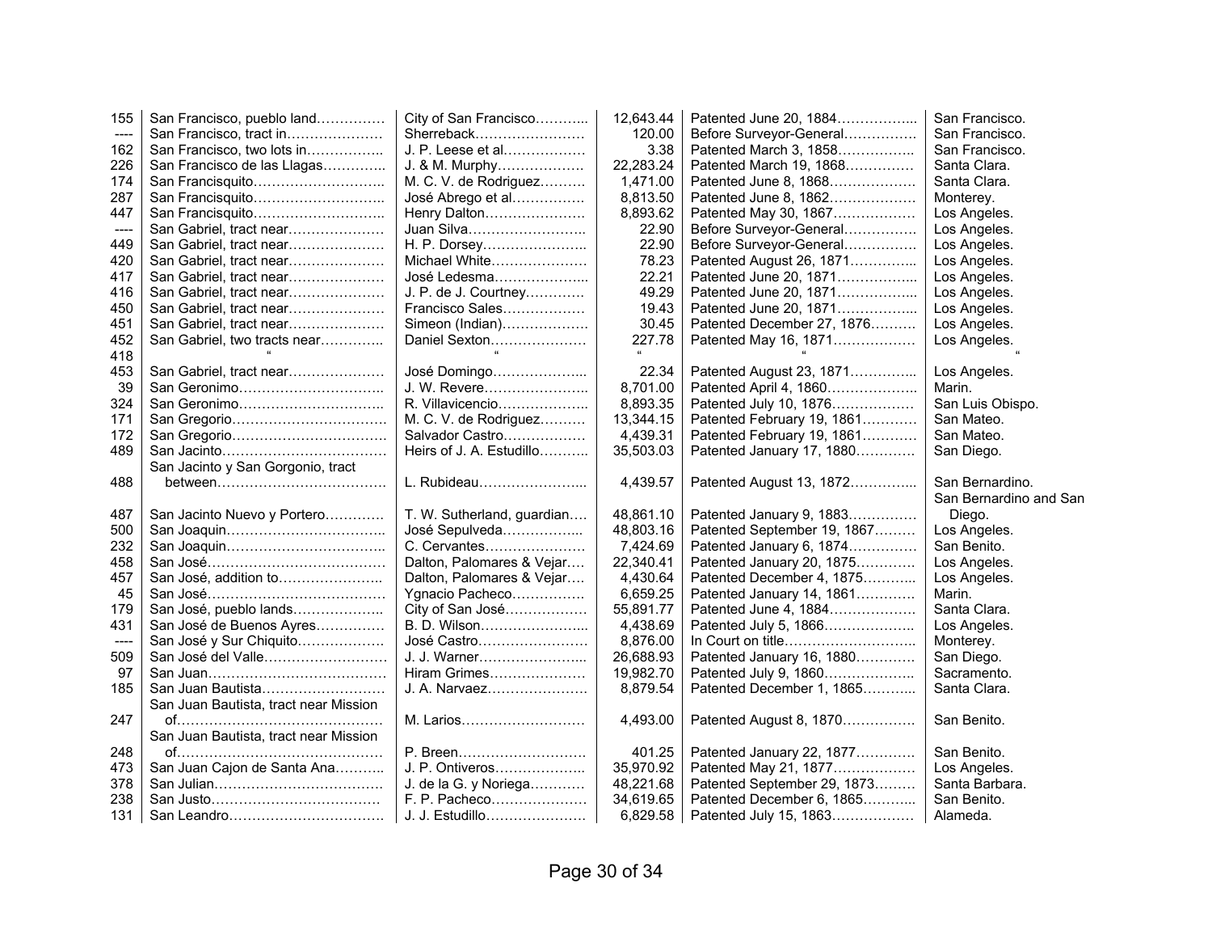| | | | | | |
|---|---|---|---|---|---|
| 155 | San Francisco, pueblo land | City of San Francisco | 12,643.44 | Patented June 20, 1884 | San Francisco. |
| ---- | San Francisco, tract in | Sherreback | 120.00 | Before Surveyor-General | San Francisco. |
| 162 | San Francisco, two lots in | J. P. Leese et al | 3.38 | Patented March 3, 1858 | San Francisco. |
| 226 | San Francisco de las Llagas | J. & M. Murphy | 22,283.24 | Patented March 19, 1868 | Santa Clara. |
| 174 | San Francisquito | M. C. V. de Rodriguez | 1,471.00 | Patented June 8, 1868 | Santa Clara. |
| 287 | San Francisquito | José Abrego et al | 8,813.50 | Patented June 8, 1862 | Monterey. |
| 447 | San Francisquito | Henry Dalton | 8,893.62 | Patented May 30, 1867 | Los Angeles. |
| ---- | San Gabriel, tract near | Juan Silva | 22.90 | Before Surveyor-General | Los Angeles. |
| 449 | San Gabriel, tract near | H. P. Dorsey | 22.90 | Before Surveyor-General | Los Angeles. |
| 420 | San Gabriel, tract near | Michael White | 78.23 | Patented August 26, 1871 | Los Angeles. |
| 417 | San Gabriel, tract near | José Ledesma | 22.21 | Patented June 20, 1871 | Los Angeles. |
| 416 | San Gabriel, tract near | J. P. de J. Courtney | 49.29 | Patented June 20, 1871 | Los Angeles. |
| 450 | San Gabriel, tract near | Francisco Sales | 19.43 | Patented June 20, 1871 | Los Angeles. |
| 451 | San Gabriel, tract near | Simeon (Indian) | 30.45 | Patented December 27, 1876 | Los Angeles. |
| 452 | San Gabriel, two tracts near | Daniel Sexton | 227.78 | Patented May 16, 1871 | Los Angeles. |
| 418 | " | " | " | " | " |
| 453 | San Gabriel, tract near | José Domingo | 22.34 | Patented August 23, 1871 | Los Angeles. |
| 39 | San Geronimo | J. W. Revere | 8,701.00 | Patented April 4, 1860 | Marin. |
| 324 | San Geronimo | R. Villavicencio | 8,893.35 | Patented July 10, 1876 | San Luis Obispo. |
| 171 | San Gregorio | M. C. V. de Rodriguez | 13,344.15 | Patented February 19, 1861 | San Mateo. |
| 172 | San Gregorio | Salvador Castro | 4,439.31 | Patented February 19, 1861 | San Mateo. |
| 489 | San Jacinto | Heirs of J. A. Estudillo | 35,503.03 | Patented January 17, 1880 | San Diego. |
| 488 | San Jacinto y San Gorgonio, tract between | L. Rubideau | 4,439.57 | Patented August 13, 1872 | San Bernardino. |
| 487 | San Jacinto Nuevo y Portero | T. W. Sutherland, guardian | 48,861.10 | Patented January 9, 1883 | San Bernardino and San Diego. |
| 500 | San Joaquin | José Sepulveda | 48,803.16 | Patented September 19, 1867 | Los Angeles. |
| 232 | San Joaquin | C. Cervantes | 7,424.69 | Patented January 6, 1874 | San Benito. |
| 458 | San José | Dalton, Palomares & Vejar | 22,340.41 | Patented January 20, 1875 | Los Angeles. |
| 457 | San José, addition to | Dalton, Palomares & Vejar | 4,430.64 | Patented December 4, 1875 | Los Angeles. |
| 45 | San José | Ygnacio Pacheco | 6,659.25 | Patented January 14, 1861 | Marin. |
| 179 | San José, pueblo lands | City of San José | 55,891.77 | Patented June 4, 1884 | Santa Clara. |
| 431 | San José de Buenos Ayres | B. D. Wilson | 4,438.69 | Patented July 5, 1866 | Los Angeles. |
| ---- | San José y Sur Chiquito | José Castro | 8,876.00 | In Court on title | Monterey. |
| 509 | San José del Valle | J. J. Warner | 26,688.93 | Patented January 16, 1880 | San Diego. |
| 97 | San Juan | Hiram Grimes | 19,982.70 | Patented July 9, 1860 | Sacramento. |
| 185 | San Juan Bautista | J. A. Narvaez | 8,879.54 | Patented December 1, 1865 | Santa Clara. |
| 247 | San Juan Bautista, tract near Mission of | M. Larios | 4,493.00 | Patented August 8, 1870 | San Benito. |
| 248 | San Juan Bautista, tract near Mission of | P. Breen | 401.25 | Patented January 22, 1877 | San Benito. |
| 473 | San Juan Cajon de Santa Ana | J. P. Ontiveros | 35,970.92 | Patented May 21, 1877 | Los Angeles. |
| 378 | San Julian | J. de la G. y Noriega | 48,221.68 | Patented September 29, 1873 | Santa Barbara. |
| 238 | San Justo | F. P. Pacheco | 34,619.65 | Patented December 6, 1865 | San Benito. |
| 131 | San Leandro | J. J. Estudillo | 6,829.58 | Patented July 15, 1863 | Alameda. |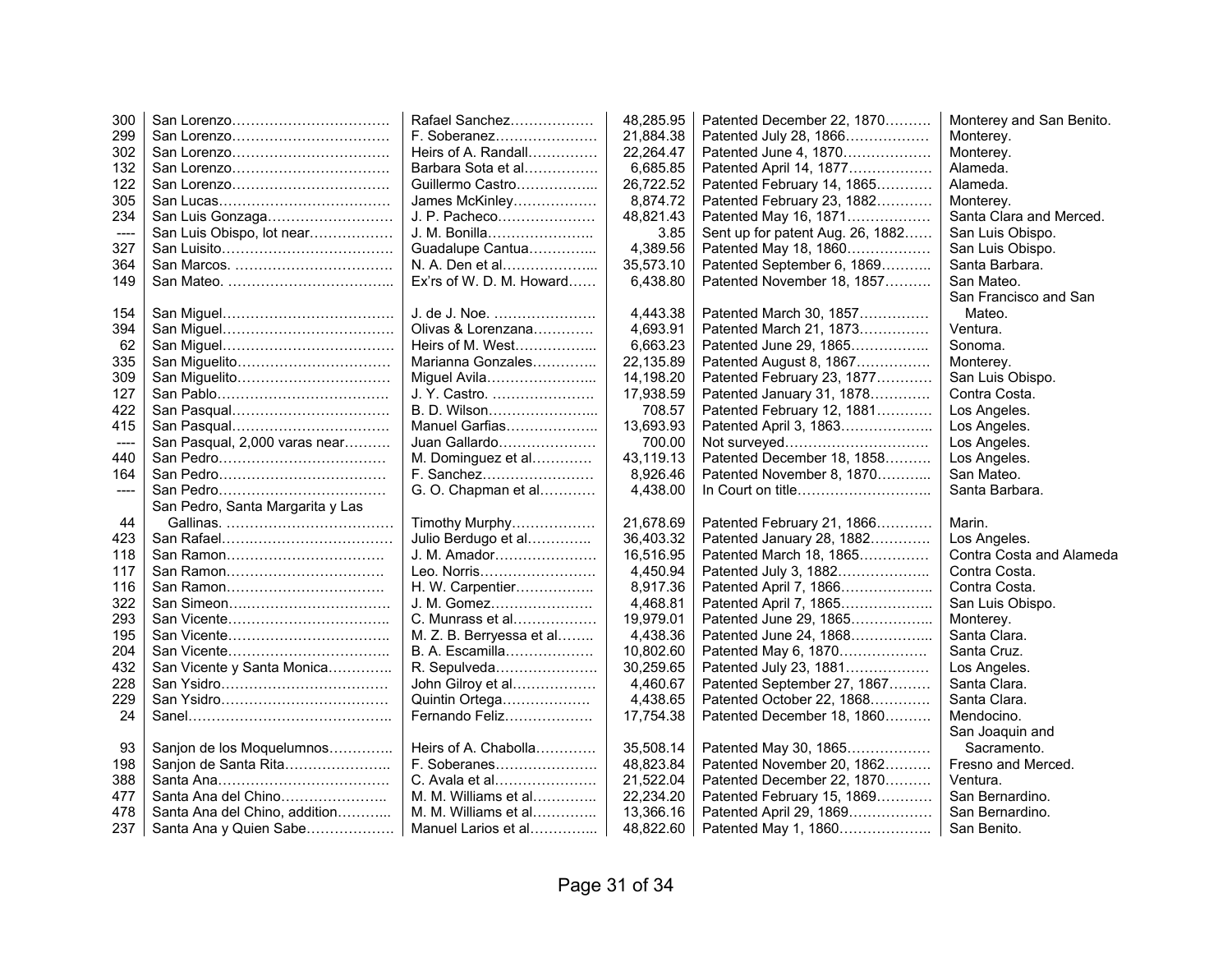| | | | | | |
|---|---|---|---|---|---|
| 300 | San Lorenzo | Rafael Sanchez | 48,285.95 | Patented December 22, 1870 | Monterey and San Benito. |
| 299 | San Lorenzo | F. Soberanez | 21,884.38 | Patented July 28, 1866 | Monterey. |
| 302 | San Lorenzo | Heirs of A. Randall | 22,264.47 | Patented June 4, 1870 | Monterey. |
| 132 | San Lorenzo | Barbara Sota et al | 6,685.85 | Patented April 14, 1877 | Alameda. |
| 122 | San Lorenzo | Guillermo Castro | 26,722.52 | Patented February 14, 1865 | Alameda. |
| 305 | San Lucas | James McKinley | 8,874.72 | Patented February 23, 1882 | Monterey. |
| 234 | San Luis Gonzaga | J. P. Pacheco | 48,821.43 | Patented May 16, 1871 | Santa Clara and Merced. |
| ---- | San Luis Obispo, lot near | J. M. Bonilla | 3.85 | Sent up for patent Aug. 26, 1882 | San Luis Obispo. |
| 327 | San Luisito | Guadalupe Cantua | 4,389.56 | Patented May 18, 1860 | San Luis Obispo. |
| 364 | San Marcos. | N. A. Den et al | 35,573.10 | Patented September 6, 1869 | Santa Barbara. |
| 149 | San Mateo. | Ex'rs of W. D. M. Howard | 6,438.80 | Patented November 18, 1857 | San Mateo. |
| 154 | San Miguel | J. de J. Noe. | 4,443.38 | Patented March 30, 1857 | San Francisco and San Mateo. |
| 394 | San Miguel | Olivas & Lorenzana | 4,693.91 | Patented March 21, 1873 | Ventura. |
| 62 | San Miguel | Heirs of M. West | 6,663.23 | Patented June 29, 1865 | Sonoma. |
| 335 | San Miguelito | Marianna Gonzales | 22,135.89 | Patented August 8, 1867 | Monterey. |
| 309 | San Miguelito | Miguel Avila | 14,198.20 | Patented February 23, 1877 | San Luis Obispo. |
| 127 | San Pablo | J. Y. Castro. | 17,938.59 | Patented January 31, 1878 | Contra Costa. |
| 422 | San Pasqual | B. D. Wilson | 708.57 | Patented February 12, 1881 | Los Angeles. |
| 415 | San Pasqual | Manuel Garfias | 13,693.93 | Patented April 3, 1863 | Los Angeles. |
| ---- | San Pasqual, 2,000 varas near | Juan Gallardo | 700.00 | Not surveyed | Los Angeles. |
| 440 | San Pedro | M. Dominguez et al | 43,119.13 | Patented December 18, 1858 | Los Angeles. |
| 164 | San Pedro | F. Sanchez | 8,926.46 | Patented November 8, 1870 | San Mateo. |
| ---- | San Pedro | G. O. Chapman et al | 4,438.00 | In Court on title | Santa Barbara. |
| 44 | San Pedro, Santa Margarita y Las Gallinas. | Timothy Murphy | 21,678.69 | Patented February 21, 1866 | Marin. |
| 423 | San Rafael | Julio Berdugo et al | 36,403.32 | Patented January 28, 1882 | Los Angeles. |
| 118 | San Ramon | J. M. Amador | 16,516.95 | Patented March 18, 1865 | Contra Costa and Alameda |
| 117 | San Ramon | Leo. Norris | 4,450.94 | Patented July 3, 1882 | Contra Costa. |
| 116 | San Ramon | H. W. Carpentier | 8,917.36 | Patented April 7, 1866 | Contra Costa. |
| 322 | San Simeon | J. M. Gomez | 4,468.81 | Patented April 7, 1865 | San Luis Obispo. |
| 293 | San Vicente | C. Munrass et al | 19,979.01 | Patented June 29, 1865 | Monterey. |
| 195 | San Vicente | M. Z. B. Berryessa et al | 4,438.36 | Patented June 24, 1868 | Santa Clara. |
| 204 | San Vicente | B. A. Escamilla | 10,802.60 | Patented May 6, 1870 | Santa Cruz. |
| 432 | San Vicente y Santa Monica | R. Sepulveda | 30,259.65 | Patented July 23, 1881 | Los Angeles. |
| 228 | San Ysidro | John Gilroy et al | 4,460.67 | Patented September 27, 1867 | Santa Clara. |
| 229 | San Ysidro | Quintin Ortega | 4,438.65 | Patented October 22, 1868 | Santa Clara. |
| 24 | Sanel | Fernando Feliz | 17,754.38 | Patented December 18, 1860 | Mendocino. |
| 93 | Sanjon de los Moquelumnos | Heirs of A. Chabolla | 35,508.14 | Patented May 30, 1865 | San Joaquin and Sacramento. |
| 198 | Sanjon de Santa Rita | F. Soberanes | 48,823.84 | Patented November 20, 1862 | Fresno and Merced. |
| 388 | Santa Ana | C. Avala et al | 21,522.04 | Patented December 22, 1870 | Ventura. |
| 477 | Santa Ana del Chino | M. M. Williams et al | 22,234.20 | Patented February 15, 1869 | San Bernardino. |
| 478 | Santa Ana del Chino, addition | M. M. Williams et al | 13,366.16 | Patented April 29, 1869 | San Bernardino. |
| 237 | Santa Ana y Quien Sabe | Manuel Larios et al | 48,822.60 | Patented May 1, 1860 | San Benito. |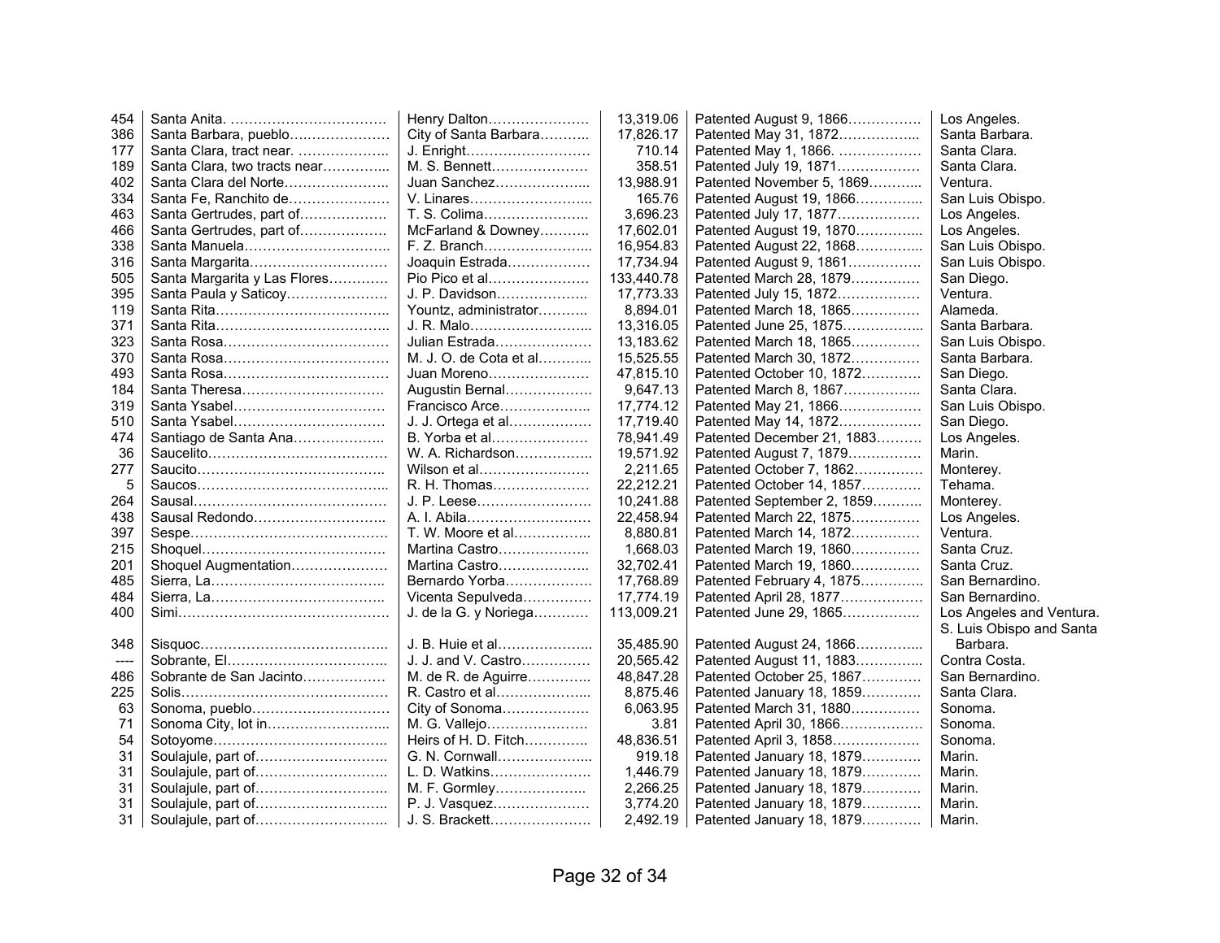| | | | | | |
|---|---|---|---|---|---|
| 454 | Santa Anita. …………………………… | Henry Dalton………………… | 13,319.06 | Patented August 9, 1866…………… | Los Angeles. |
| 386 | Santa Barbara, pueblo………………… | City of Santa Barbara………. | 17,826.17 | Patented May 31, 1872…………….. | Santa Barbara. |
| 177 | Santa Clara, tract near. ……………….. | J. Enright……………………… | 710.14 | Patented May 1, 1866. ……………… | Santa Clara. |
| 189 | Santa Clara, two tracts near………….. | M. S. Bennett………………… | 358.51 | Patented July 19, 1871……………… | Santa Clara. |
| 402 | Santa Clara del Norte………………….. | Juan Sanchez……………….. | 13,988.91 | Patented November 5, 1869……….. | Ventura. |
| 334 | Santa Fe, Ranchito de………………… | V. Linares…………………….. | 165.76 | Patented August 19, 1866………….. | San Luis Obispo. |
| 463 | Santa Gertrudes, part of……………… | T. S. Colima………………….. | 3,696.23 | Patented July 17, 1877……………… | Los Angeles. |
| 466 | Santa Gertrudes, part of……………… | McFarland & Downey……….. | 17,602.01 | Patented August 19, 1870………….. | Los Angeles. |
| 338 | Santa Manuela………………………….. | F. Z. Branch………………….. | 16,954.83 | Patented August 22, 1868………….. | San Luis Obispo. |
| 316 | Santa Margarita………………………… | Joaquin Estrada……………… | 17,734.94 | Patented August 9, 1861…………… | San Luis Obispo. |
| 505 | Santa Margarita y Las Flores………… | Pio Pico et al…………………. | 133,440.78 | Patented March 28, 1879…………… | San Diego. |
| 395 | Santa Paula y Saticoy………………… | J. P. Davidson……………….. | 17,773.33 | Patented July 15, 1872……………… | Ventura. |
| 119 | Santa Rita……………………………….. | Yountz, administrator………. | 8,894.01 | Patented March 18, 1865…………… | Alameda. |
| 371 | Santa Rita……………………………….. | J. R. Malo…………………….. | 13,316.05 | Patented June 25, 1875…………….. | Santa Barbara. |
| 323 | Santa Rosa……………………………… | Julian Estrada……………….. | 13,183.62 | Patented March 18, 1865…………… | San Luis Obispo. |
| 370 | Santa Rosa……………………………… | M. J. O. de Cota et al……….. | 15,525.55 | Patented March 30, 1872…………… | Santa Barbara. |
| 493 | Santa Rosa……………………………… | Juan Moreno………………… | 47,815.10 | Patented October 10, 1872………… | San Diego. |
| 184 | Santa Theresa………………………… | Augustin Bernal……………… | 9,647.13 | Patented March 8, 1867…………….. | Santa Clara. |
| 319 | Santa Ysabel…………………………… | Francisco Arce………………. | 17,774.12 | Patented May 21, 1866……………… | San Luis Obispo. |
| 510 | Santa Ysabel…………………………… | J. J. Ortega et al……………. | 17,719.40 | Patented May 14, 1872……………… | San Diego. |
| 474 | Santiago de Santa Ana……………….. | B. Yorba et al………………… | 78,941.49 | Patented December 21, 1883……… | Los Angeles. |
| 36 | Saucelito………………………………… | W. A. Richardson……………. | 19,571.92 | Patented August 7, 1879…………… | Marin. |
| 277 | Saucito………………………………….. | Wilson et al…………………… | 2,211.65 | Patented October 7, 1862………….. | Monterey. |
| 5 | Saucos…………………………………... | R. H. Thomas………………… | 22,212.21 | Patented October 14, 1857………… | Tehama. |
| 264 | Sausal…………………………………… | J. P. Leese……………………. | 10,241.88 | Patented September 2, 1859………. | Monterey. |
| 438 | Sausal Redondo……………………….. | A. I. Abila……………………… | 22,458.94 | Patented March 22, 1875…………… | Los Angeles. |
| 397 | Sespe……………………………………. | T. W. Moore et al…………….. | 8,880.81 | Patented March 14, 1872…………… | Ventura. |
| 215 | Shoquel…………………………………. | Martina Castro……………….. | 1,668.03 | Patented March 19, 1860…………… | Santa Cruz. |
| 201 | Shoquel Augmentation………………… | Martina Castro……………….. | 32,702.41 | Patented March 19, 1860…………… | Santa Cruz. |
| 485 | Sierra, La……………………………….. | Bernardo Yorba……………… | 17,768.89 | Patented February 4, 1875………….. | San Bernardino. |
| 484 | Sierra, La……………………………….. | Vicenta Sepulveda………….. | 17,774.19 | Patented April 28, 1877……………… | San Bernardino. |
| 400 | Simi……………………………………… | J. de la G. y Noriega………… | 113,009.21 | Patented June 29, 1865……………. | Los Angeles and Ventura. |
| 348 | Sisquoc…………………………………. | J. B. Huie et al……………….. | 35,485.90 | Patented August 24, 1866………….. | S. Luis Obispo and Santa Barbara. |
| ---- | Sobrante, El……………………………. | J. J. and V. Castro………….. | 20,565.42 | Patented August 11, 1883………….. | Contra Costa. |
| 486 | Sobrante de San Jacinto……………… | M. de R. de Aguirre…………. | 48,847.28 | Patented October 25, 1867………… | San Bernardino. |
| 225 | Solis……………………………………… | R. Castro et al……………….. | 8,875.46 | Patented January 18, 1859………… | Santa Clara. |
| 63 | Sonoma, pueblo………………………… | City of Sonoma……………… | 6,063.95 | Patented March 31, 1880…………… | Sonoma. |
| 71 | Sonoma City, lot in…………………….. | M. G. Vallejo…………………. | 3.81 | Patented April 30, 1866……………… | Sonoma. |
| 54 | Sotoyome……………………………….. | Heirs of H. D. Fitch…………. | 48,836.51 | Patented April 3, 1858……………… | Sonoma. |
| 31 | Soulajule, part of……………………….. | G. N. Cornwall……………….. | 919.18 | Patented January 18, 1879………… | Marin. |
| 31 | Soulajule, part of……………………….. | L. D. Watkins………………… | 1,446.79 | Patented January 18, 1879………… | Marin. |
| 31 | Soulajule, part of……………………….. | M. F. Gormley……………….. | 2,266.25 | Patented January 18, 1879………… | Marin. |
| 31 | Soulajule, part of……………………….. | P. J. Vasquez………………… | 3,774.20 | Patented January 18, 1879………… | Marin. |
| 31 | Soulajule, part of……………………….. | J. S. Brackett………………… | 2,492.19 | Patented January 18, 1879………… | Marin. |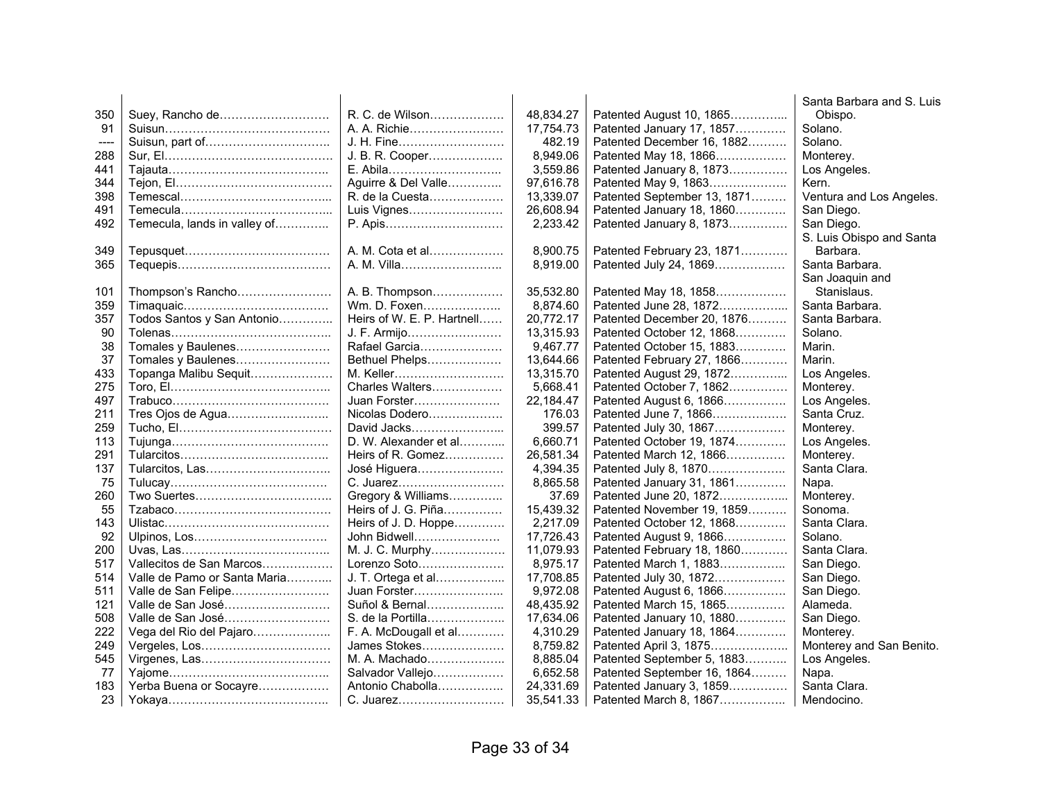| | | | | | |
|---|---|---|---|---|---|
| 350 | Suey, Rancho de……………………… | R. C. de Wilson……………… | 48,834.27 | Patented August 10, 1865………….. | Santa Barbara and S. Luis Obispo. |
| 91 | Suisun…………………………………… | A. A. Richie…………………… | 17,754.73 | Patented January 17, 1857………… | Solano. |
| ---- | Suisun, part of………………………….. | J. H. Fine……………………… | 482.19 | Patented December 16, 1882……… | Solano. |
| 288 | Sur, El…………………………………… | J. B. R. Cooper……………… | 8,949.06 | Patented May 18, 1866……………… | Monterey. |
| 441 | Tajauta………………………………….. | E. Abila……………………….. | 3,559.86 | Patented January 8, 1873…………… | Los Angeles. |
| 344 | Tejon, El…………………………………. | Aguirre & Del Valle………….. | 97,616.78 | Patented May 9, 1863……………….. | Kern. |
| 398 | Temescal………………………………... | R. de la Cuesta……………… | 13,339.07 | Patented September 13, 1871……… | Ventura and Los Angeles. |
| 491 | Temecula………………………………... | Luis Vignes…………………… | 26,608.94 | Patented January 18, 1860………… | San Diego. |
| 492 | Temecula, lands in valley of………….. | P. Apis………………………… | 2,233.42 | Patented January 8, 1873…………… | San Diego. |
| 349 | Tepusquet………………………………. | A. M. Cota et al……………… | 8,900.75 | Patented February 23, 1871………… | S. Luis Obispo and Santa Barbara. |
| 365 | Tequepis…………………………………. | A. M. Villa…………………….. | 8,919.00 | Patented July 24, 1869……………… | Santa Barbara. |
| 101 | Thompson's Rancho…………………… | A. B. Thompson……………… | 35,532.80 | Patented May 18, 1858……………… | San Joaquin and Stanislaus. |
| 359 | Timaquaic………………………………. | Wm. D. Foxen……………….. | 8,874.60 | Patented June 28, 1872……………... | Santa Barbara. |
| 357 | Todos Santos y San Antonio………….. | Heirs of W. E. P. Hartnell…… | 20,772.17 | Patented December 20, 1876……… | Santa Barbara. |
| 90 | Tolenas………………………………….. | J. F. Armijo…………………… | 13,315.93 | Patented October 12, 1868………… | Solano. |
| 38 | Tomales y Baulenes…………………… | Rafael Garcia………………… | 9,467.77 | Patented October 15, 1883………… | Marin. |
| 37 | Tomales y Baulenes…………………… | Bethuel Phelps……………… | 13,644.66 | Patented February 27, 1866………… | Marin. |
| 433 | Topanga Malibu Sequit………………… | M. Keller……………………… | 13,315.70 | Patented August 29, 1872…………... | Los Angeles. |
| 275 | Toro, El………………………………….. | Charles Walters……………… | 5,668.41 | Patented October 7, 1862…………… | Monterey. |
| 497 | Trabuco…………………………………. | Juan Forster…………………. | 22,184.47 | Patented August 6, 1866……………. | Los Angeles. |
| 211 | Tres Ojos de Agua…………………….. | Nicolas Dodero………………. | 176.03 | Patented June 7, 1866………………. | Santa Cruz. |
| 259 | Tucho, El………………………………… | David Jacks…………………... | 399.57 | Patented July 30, 1867………………. | Monterey. |
| 113 | Tujunga…………………………………. | D. W. Alexander et al………... | 6,660.71 | Patented October 19, 1874………… | Los Angeles. |
| 291 | Tularcitos……………………………….. | Heirs of R. Gomez…………… | 26,581.34 | Patented March 12, 1866…………… | Monterey. |
| 137 | Tularcitos, Las………………………….. | José Higuera………………… | 4,394.35 | Patented July 8, 1870……………….. | Santa Clara. |
| 75 | Tulucay………………………………….. | C. Juarez……………………… | 8,865.58 | Patented January 31, 1861………… | Napa. |
| 260 | Two Suertes…………………………….. | Gregory & Williams………….. | 37.69 | Patented June 20, 1872……………... | Monterey. |
| 55 | Tzabaco…………………………………. | Heirs of J. G. Piña…………… | 15,439.32 | Patented November 19, 1859……… | Sonoma. |
| 143 | Ulistac……………………………………. | Heirs of J. D. Hoppe………… | 2,217.09 | Patented October 12, 1868………… | Santa Clara. |
| 92 | Ulpinos, Los…………………………….. | John Bidwell…………………. | 17,726.43 | Patented August 9, 1866……………. | Solano. |
| 200 | Uvas, Las……………………………….. | M. J. C. Murphy……………… | 11,079.93 | Patented February 18, 1860………… | Santa Clara. |
| 517 | Vallecitos de San Marcos……………… | Lorenzo Soto………………… | 8,975.17 | Patented March 1, 1883…………….. | San Diego. |
| 514 | Valle de Pamo or Santa Maria………... | J. T. Ortega et al……………... | 17,708.85 | Patented July 30, 1872……………… | San Diego. |
| 511 | Valle de San Felipe……………………. | Juan Forster………………….. | 9,972.08 | Patented August 6, 1866……………. | San Diego. |
| 121 | Valle de San José……………………… | Suñol & Bernal……………….. | 48,435.92 | Patented March 15, 1865…………… | Alameda. |
| 508 | Valle de San José……………………… | S. de la Portilla………………. | 17,634.06 | Patented January 10, 1880………… | San Diego. |
| 222 | Vega del Rio del Pajaro……………….. | F. A. McDougall et al………… | 4,310.29 | Patented January 18, 1864………… | Monterey. |
| 249 | Vergeles, Los…………………………… | James Stokes………………… | 8,759.82 | Patented April 3, 1875……………….. | Monterey and San Benito. |
| 545 | Virgenes, Las…………………………… | M. A. Machado………………. | 8,885.04 | Patented September 5, 1883………. | Los Angeles. |
| 77 | Yajome………………………………….. | Salvador Vallejo……………… | 6,652.58 | Patented September 16, 1864……… | Napa. |
| 183 | Yerba Buena or Socayre……………… | Antonio Chabolla…………….. | 24,331.69 | Patented January 3, 1859…………… | Santa Clara. |
| 23 | Yokaya………………………………….. | C. Juarez……………………… | 35,541.33 | Patented March 8, 1867……………. | Mendocino. |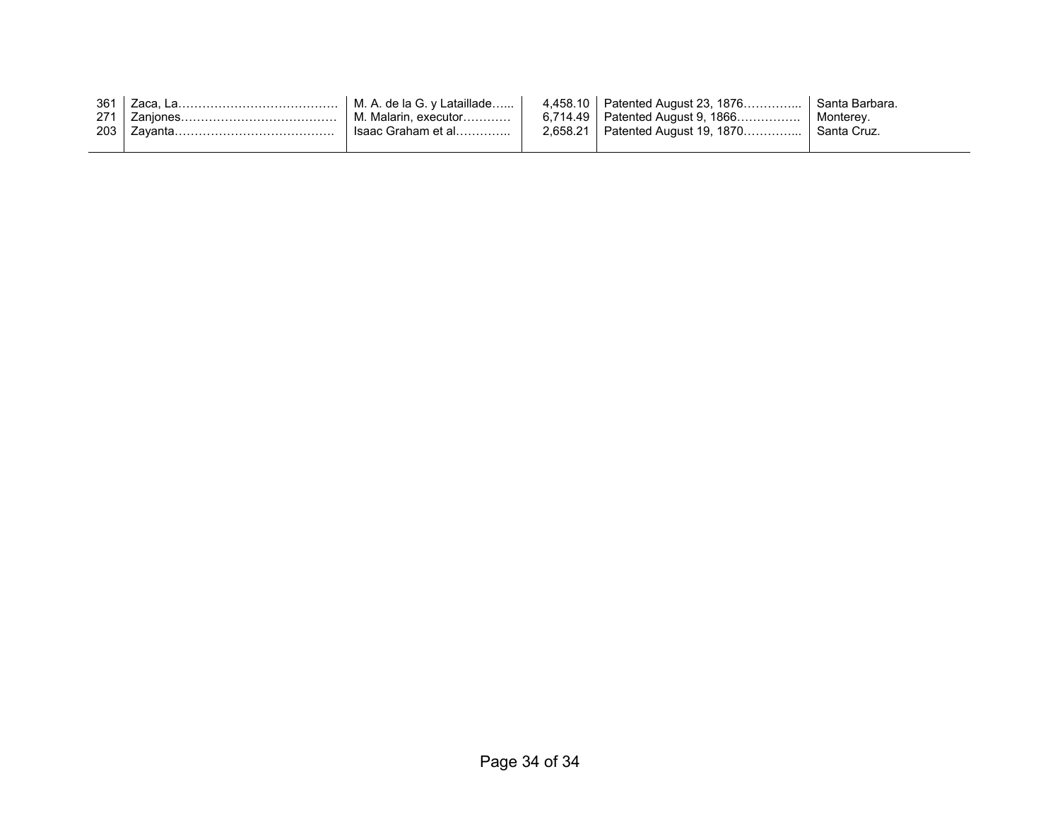| | | | | | |
|---|---|---|---|---|---|
| 361 | Zaca, La………………………………… | M. A. de la G. y Lataillade…... | 4,458.10 | Patented August 23, 1876………….. | Santa Barbara. |
| 271 | Zanjones………………………………… | M. Malarin, executor………… | 6,714.49 | Patented August 9, 1866……………. | Monterey. |
| 203 | Zayanta…………………………………. | Isaac Graham et al………….. | 2,658.21 | Patented August 19, 1870………….... | Santa Cruz. |